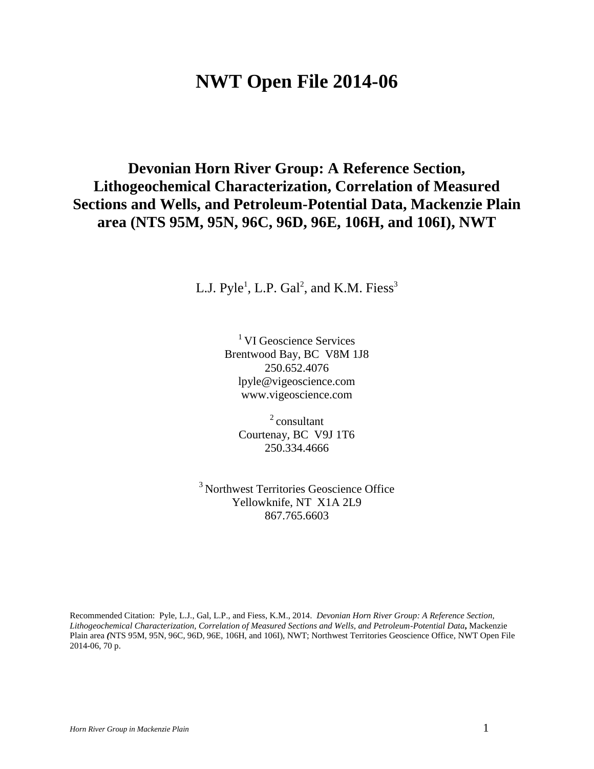# NWT Open File 2014-06

## Devonian Horn River Group: A Reference Section, Lithogeochemical Characterization, Correlation of Measured Sections and Wells, and Petroleum-Potential Data, Mackenzie Plain area (NTS 95M, 95N, 96C, 96D, 96E, 106H, and 106I), NWT

L.J. Pyle[1], L.P. Gal[2], and K.M. Fiess[3]

[1] VI Geoscience Services
Brentwood Bay, BC V8M 1J8
250.652.4076
lpyle@vigeoscience.com
www.vigeoscience.com

[2] consultant
Courtenay, BC V9J 1T6
250.334.4666

[3] Northwest Territories Geoscience Office
Yellowknife, NT X1A 2L9
867.765.6603

Recommended Citation: Pyle, L.J., Gal, L.P., and Fiess, K.M., 2014. *Devonian Horn River Group: A Reference Section, Lithogeochemical Characterization, Correlation of Measured Sections and Wells, and Petroleum-Potential Data*, Mackenzie Plain area (NTS 95M, 95N, 96C, 96D, 96E, 106H, and 106I), NWT; Northwest Territories Geoscience Office, NWT Open File 2014-06, 70 p.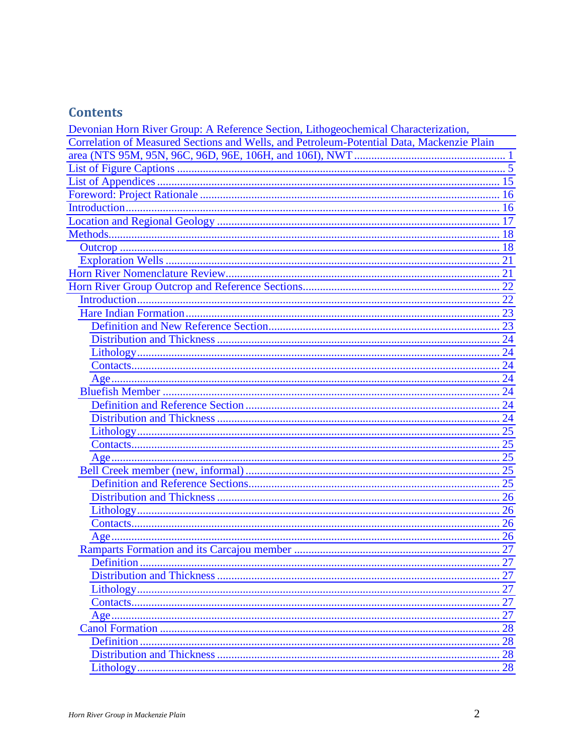## Contents

Devonian Horn River Group: A Reference Section, Lithogeochemical Characterization, Correlation of Measured Sections and Wells, and Petroleum-Potential Data, Mackenzie Plain area (NTS 95M, 95N, 96C, 96D, 96E, 106H, and 106I), NWT ..... 1

List of Figure Captions ..... 5

List of Appendices ..... 15

Foreword: Project Rationale ..... 16

Introduction ..... 16

Location and Regional Geology ..... 17

Methods ..... 18

- Outcrop ..... 18
- Exploration Wells ..... 21

Horn River Nomenclature Review ..... 21

Horn River Group Outcrop and Reference Sections ..... 22

- Introduction ..... 22
- Hare Indian Formation ..... 23
  - Definition and New Reference Section ..... 23
  - Distribution and Thickness ..... 24
  - Lithology ..... 24
  - Contacts ..... 24
  - Age ..... 24
- Bluefish Member ..... 24
  - Definition and Reference Section ..... 24
  - Distribution and Thickness ..... 24
  - Lithology ..... 25
  - Contacts ..... 25
  - Age ..... 25
- Bell Creek member (new, informal) ..... 25
  - Definition and Reference Sections ..... 25
  - Distribution and Thickness ..... 26
  - Lithology ..... 26
  - Contacts ..... 26
  - Age ..... 26
- Ramparts Formation and its Carcajou member ..... 27
  - Definition ..... 27
  - Distribution and Thickness ..... 27
  - Lithology ..... 27
  - Contacts ..... 27
  - Age ..... 27
- Canol Formation ..... 28
  - Definition ..... 28
  - Distribution and Thickness ..... 28
  - Lithology ..... 28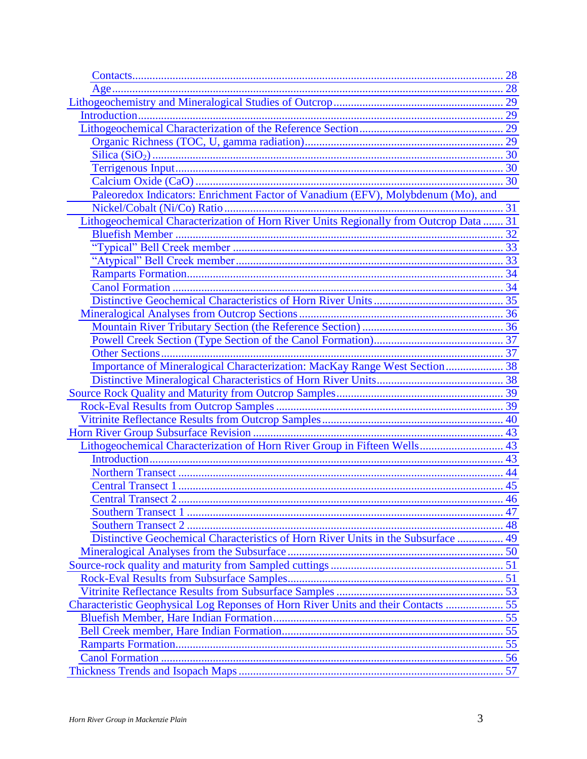- Contacts ... 28
- Age ... 28

Lithogeochemistry and Mineralogical Studies of Outcrop ... 29

- Introduction ... 29
- Lithogeochemical Characterization of the Reference Section ... 29
  - Organic Richness (TOC, U, gamma radiation) ... 29
  - Silica ($SiO_2$) ... 30
  - Terrigenous Input ... 30
  - Calcium Oxide (CaO) ... 30
  - Paleoredox Indicators: Enrichment Factor of Vanadium (EFV), Molybdenum (Mo), and Nickel/Cobalt (Ni/Co) Ratio ... 31
- Lithogeochemical Characterization of Horn River Units Regionally from Outcrop Data ... 31
  - Bluefish Member ... 32
  - "Typical" Bell Creek member ... 33
  - "Atypical" Bell Creek member ... 33
  - Ramparts Formation ... 34
  - Canol Formation ... 34
  - Distinctive Geochemical Characteristics of Horn River Units ... 35
- Mineralogical Analyses from Outcrop Sections ... 36
  - Mountain River Tributary Section (the Reference Section) ... 36
  - Powell Creek Section (Type Section of the Canol Formation) ... 37
  - Other Sections ... 37
  - Importance of Mineralogical Characterization: MacKay Range West Section ... 38
  - Distinctive Mineralogical Characteristics of Horn River Units ... 38

Source Rock Quality and Maturity from Outcrop Samples ... 39

- Rock-Eval Results from Outcrop Samples ... 39
- Vitrinite Reflectance Results from Outcrop Samples ... 40

Horn River Group Subsurface Revision ... 43

- Lithogeochemical Characterization of Horn River Group in Fifteen Wells ... 43
  - Introduction ... 43
  - Northern Transect ... 44
  - Central Transect 1 ... 45
  - Central Transect 2 ... 46
  - Southern Transect 1 ... 47
  - Southern Transect 2 ... 48
  - Distinctive Geochemical Characteristics of Horn River Units in the Subsurface ... 49
- Mineralogical Analyses from the Subsurface ... 50

Source-rock quality and maturity from Sampled cuttings ... 51

- Rock-Eval Results from Subsurface Samples ... 51
- Vitrinite Reflectance Results from Subsurface Samples ... 53

Characteristic Geophysical Log Reponses of Horn River Units and their Contacts ... 55

- Bluefish Member, Hare Indian Formation ... 55
- Bell Creek member, Hare Indian Formation ... 55
- Ramparts Formation ... 55
- Canol Formation ... 56

Thickness Trends and Isopach Maps ... 57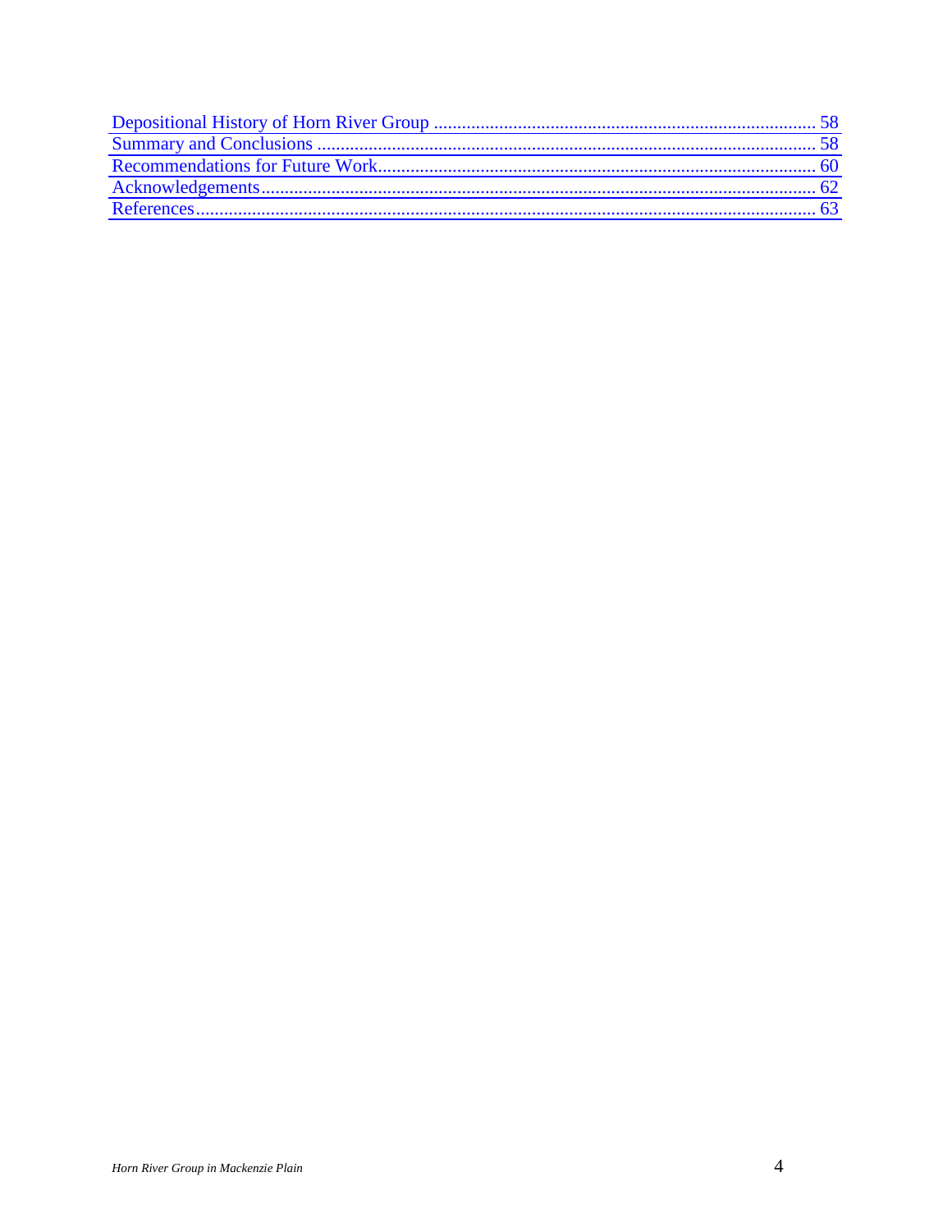Depositional History of Horn River Group ................................................................................ 58
Summary and Conclusions ......................................................................................................... 58
Recommendations for Future Work............................................................................................ 60
Acknowledgements..................................................................................................................... 62
References................................................................................................................................... 63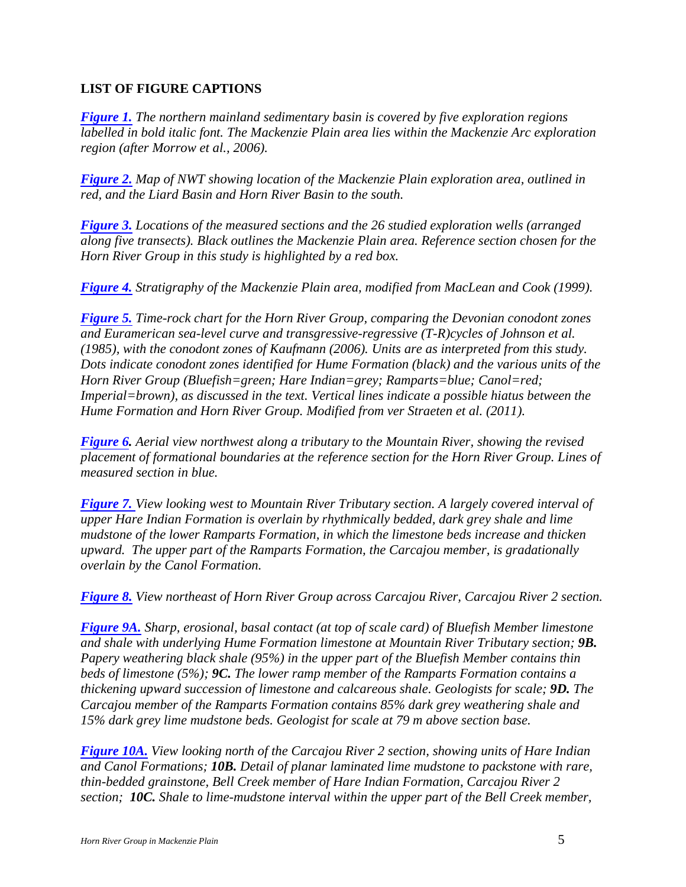## LIST OF FIGURE CAPTIONS

[***Figure 1.***]() *The northern mainland sedimentary basin is covered by five exploration regions labelled in bold italic font. The Mackenzie Plain area lies within the Mackenzie Arc exploration region (after Morrow et al., 2006).*

[***Figure 2.***]() *Map of NWT showing location of the Mackenzie Plain exploration area, outlined in red, and the Liard Basin and Horn River Basin to the south.*

[***Figure 3.***]() *Locations of the measured sections and the 26 studied exploration wells (arranged along five transects). Black outlines the Mackenzie Plain area. Reference section chosen for the Horn River Group in this study is highlighted by a red box.*

[***Figure 4.***]() *Stratigraphy of the Mackenzie Plain area, modified from MacLean and Cook (1999).*

[***Figure 5.***]() *Time-rock chart for the Horn River Group, comparing the Devonian conodont zones and Euramerican sea-level curve and transgressive-regressive (T-R)cycles of Johnson et al. (1985), with the conodont zones of Kaufmann (2006). Units are as interpreted from this study. Dots indicate conodont zones identified for Hume Formation (black) and the various units of the Horn River Group (Bluefish=green; Hare Indian=grey; Ramparts=blue; Canol=red; Imperial=brown), as discussed in the text. Vertical lines indicate a possible hiatus between the Hume Formation and Horn River Group. Modified from ver Straeten et al. (2011).*

[***Figure 6***]()*. Aerial view northwest along a tributary to the Mountain River, showing the revised placement of formational boundaries at the reference section for the Horn River Group. Lines of measured section in blue.*

[***Figure 7.***]() *View looking west to Mountain River Tributary section. A largely covered interval of upper Hare Indian Formation is overlain by rhythmically bedded, dark grey shale and lime mudstone of the lower Ramparts Formation, in which the limestone beds increase and thicken upward. The upper part of the Ramparts Formation, the Carcajou member, is gradationally overlain by the Canol Formation.*

[***Figure 8.***]() *View northeast of Horn River Group across Carcajou River, Carcajou River 2 section.*

[***Figure 9A.***]() *Sharp, erosional, basal contact (at top of scale card) of Bluefish Member limestone and shale with underlying Hume Formation limestone at Mountain River Tributary section;* ***9B.*** *Papery weathering black shale (95%) in the upper part of the Bluefish Member contains thin beds of limestone (5%);* ***9C.*** *The lower ramp member of the Ramparts Formation contains a thickening upward succession of limestone and calcareous shale. Geologists for scale;* ***9D.*** *The Carcajou member of the Ramparts Formation contains 85% dark grey weathering shale and 15% dark grey lime mudstone beds. Geologist for scale at 79 m above section base.*

[***Figure 10A.***]() *View looking north of the Carcajou River 2 section, showing units of Hare Indian and Canol Formations;* ***10B.*** *Detail of planar laminated lime mudstone to packstone with rare, thin-bedded grainstone, Bell Creek member of Hare Indian Formation, Carcajou River 2 section;* ***10C.*** *Shale to lime-mudstone interval within the upper part of the Bell Creek member,*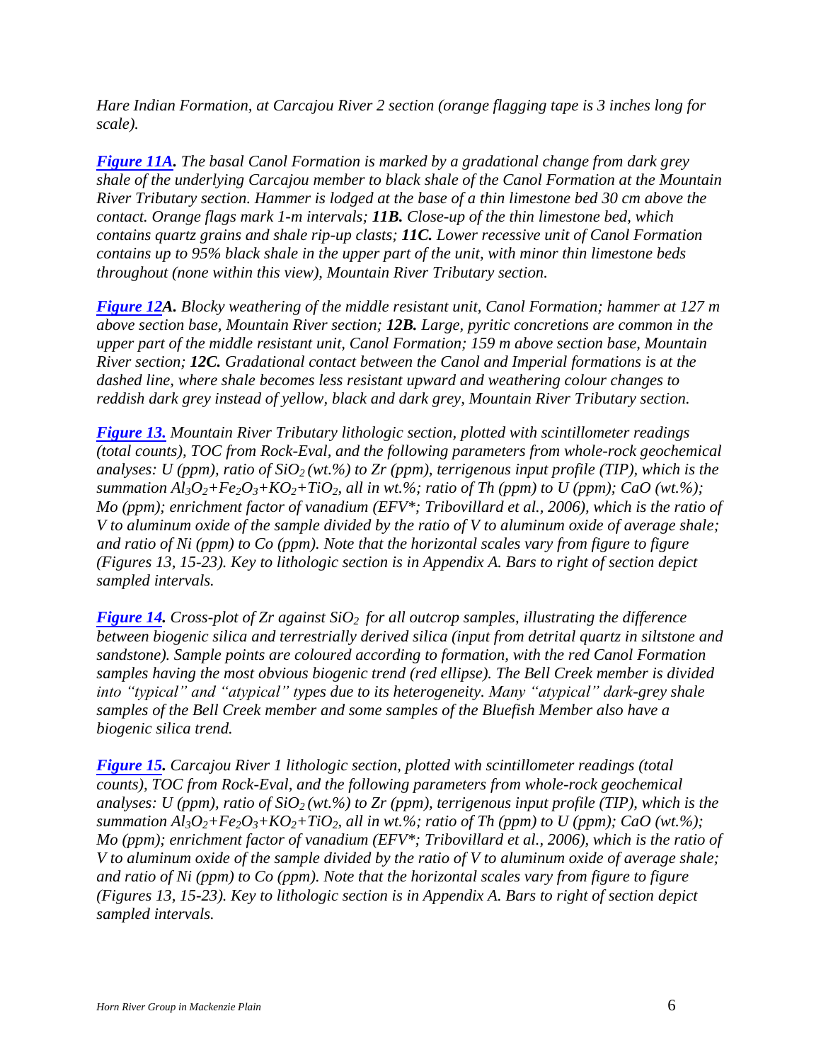*Hare Indian Formation, at Carcajou River 2 section (orange flagging tape is 3 inches long for scale).*

***Figure 11A.*** *The basal Canol Formation is marked by a gradational change from dark grey shale of the underlying Carcajou member to black shale of the Canol Formation at the Mountain River Tributary section. Hammer is lodged at the base of a thin limestone bed 30 cm above the contact. Orange flags mark 1-m intervals;* ***11B.*** *Close-up of the thin limestone bed, which contains quartz grains and shale rip-up clasts;* ***11C.*** *Lower recessive unit of Canol Formation contains up to 95% black shale in the upper part of the unit, with minor thin limestone beds throughout (none within this view), Mountain River Tributary section.*

***Figure 12A.*** *Blocky weathering of the middle resistant unit, Canol Formation; hammer at 127 m above section base, Mountain River section;* ***12B.*** *Large, pyritic concretions are common in the upper part of the middle resistant unit, Canol Formation; 159 m above section base, Mountain River section;* ***12C.*** *Gradational contact between the Canol and Imperial formations is at the dashed line, where shale becomes less resistant upward and weathering colour changes to reddish dark grey instead of yellow, black and dark grey, Mountain River Tributary section.*

***Figure 13.*** *Mountain River Tributary lithologic section, plotted with scintillometer readings (total counts), TOC from Rock-Eval, and the following parameters from whole-rock geochemical analyses: U (ppm), ratio of $SiO_2$ (wt.%) to Zr (ppm), terrigenous input profile (TIP), which is the summation $Al_3O_2$+$Fe_2O_3$+$KO_2$+$TiO_2$, all in wt.%; ratio of Th (ppm) to U (ppm); CaO (wt.%); Mo (ppm); enrichment factor of vanadium (EFV\*; Tribovillard et al., 2006), which is the ratio of V to aluminum oxide of the sample divided by the ratio of V to aluminum oxide of average shale; and ratio of Ni (ppm) to Co (ppm). Note that the horizontal scales vary from figure to figure (Figures 13, 15-23). Key to lithologic section is in Appendix A. Bars to right of section depict sampled intervals.*

***Figure 14.*** *Cross-plot of Zr against $SiO_2$ for all outcrop samples, illustrating the difference between biogenic silica and terrestrially derived silica (input from detrital quartz in siltstone and sandstone). Sample points are coloured according to formation, with the red Canol Formation samples having the most obvious biogenic trend (red ellipse). The Bell Creek member is divided into "typical" and "atypical" types due to its heterogeneity. Many "atypical" dark-grey shale samples of the Bell Creek member and some samples of the Bluefish Member also have a biogenic silica trend.*

***Figure 15.*** *Carcajou River 1 lithologic section, plotted with scintillometer readings (total counts), TOC from Rock-Eval, and the following parameters from whole-rock geochemical analyses: U (ppm), ratio of $SiO_2$ (wt.%) to Zr (ppm), terrigenous input profile (TIP), which is the summation $Al_3O_2$+$Fe_2O_3$+$KO_2$+$TiO_2$, all in wt.%; ratio of Th (ppm) to U (ppm); CaO (wt.%); Mo (ppm); enrichment factor of vanadium (EFV\*; Tribovillard et al., 2006), which is the ratio of V to aluminum oxide of the sample divided by the ratio of V to aluminum oxide of average shale; and ratio of Ni (ppm) to Co (ppm). Note that the horizontal scales vary from figure to figure (Figures 13, 15-23). Key to lithologic section is in Appendix A. Bars to right of section depict sampled intervals.*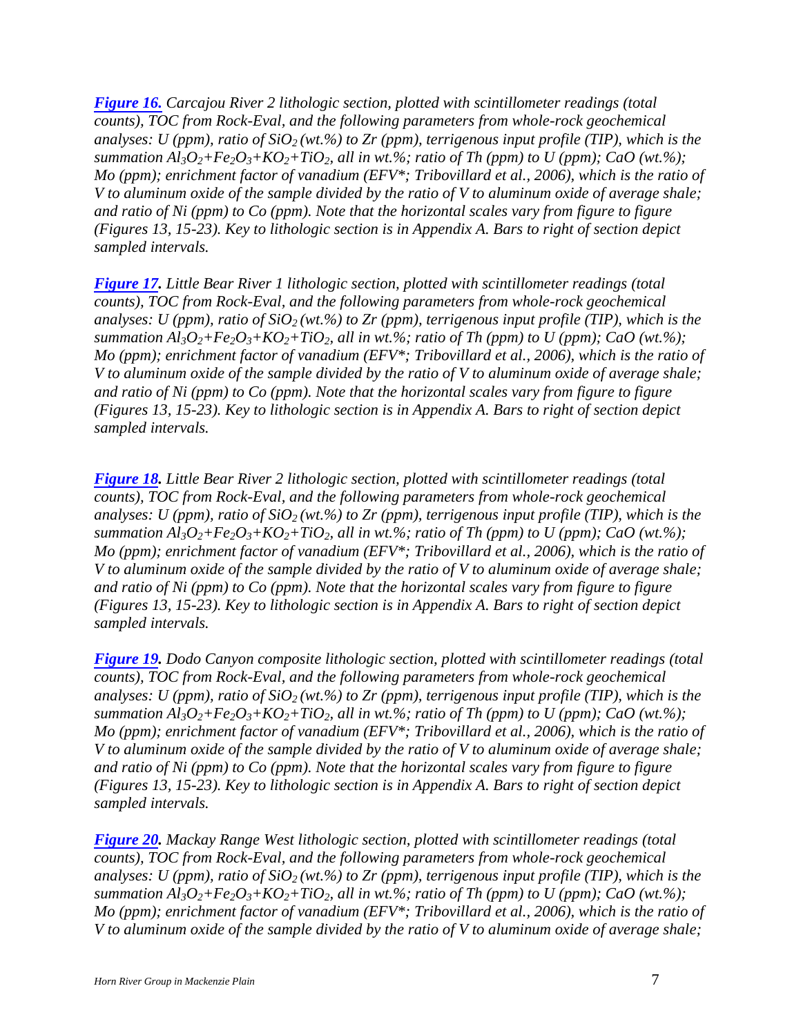***[Figure 16.](#)** Carcajou River 2 lithologic section, plotted with scintillometer readings (total counts), TOC from Rock-Eval, and the following parameters from whole-rock geochemical analyses: U (ppm), ratio of $SiO_2$ (wt.%) to Zr (ppm), terrigenous input profile (TIP), which is the summation $Al_3O_2$+$Fe_2O_3$+$KO_2$+$TiO_2$, all in wt.%; ratio of Th (ppm) to U (ppm); CaO (wt.%); Mo (ppm); enrichment factor of vanadium (EFV*; Tribovillard et al., 2006), which is the ratio of V to aluminum oxide of the sample divided by the ratio of V to aluminum oxide of average shale; and ratio of Ni (ppm) to Co (ppm). Note that the horizontal scales vary from figure to figure (Figures 13, 15-23). Key to lithologic section is in Appendix A. Bars to right of section depict sampled intervals.*

***[Figure 17](#).** Little Bear River 1 lithologic section, plotted with scintillometer readings (total counts), TOC from Rock-Eval, and the following parameters from whole-rock geochemical analyses: U (ppm), ratio of $SiO_2$ (wt.%) to Zr (ppm), terrigenous input profile (TIP), which is the summation $Al_3O_2$+$Fe_2O_3$+$KO_2$+$TiO_2$, all in wt.%; ratio of Th (ppm) to U (ppm); CaO (wt.%); Mo (ppm); enrichment factor of vanadium (EFV*; Tribovillard et al., 2006), which is the ratio of V to aluminum oxide of the sample divided by the ratio of V to aluminum oxide of average shale; and ratio of Ni (ppm) to Co (ppm). Note that the horizontal scales vary from figure to figure (Figures 13, 15-23). Key to lithologic section is in Appendix A. Bars to right of section depict sampled intervals.*

***[Figure 18](#).** Little Bear River 2 lithologic section, plotted with scintillometer readings (total counts), TOC from Rock-Eval, and the following parameters from whole-rock geochemical analyses: U (ppm), ratio of $SiO_2$ (wt.%) to Zr (ppm), terrigenous input profile (TIP), which is the summation $Al_3O_2$+$Fe_2O_3$+$KO_2$+$TiO_2$, all in wt.%; ratio of Th (ppm) to U (ppm); CaO (wt.%); Mo (ppm); enrichment factor of vanadium (EFV*; Tribovillard et al., 2006), which is the ratio of V to aluminum oxide of the sample divided by the ratio of V to aluminum oxide of average shale; and ratio of Ni (ppm) to Co (ppm). Note that the horizontal scales vary from figure to figure (Figures 13, 15-23). Key to lithologic section is in Appendix A. Bars to right of section depict sampled intervals.*

***[Figure 19](#).** Dodo Canyon composite lithologic section, plotted with scintillometer readings (total counts), TOC from Rock-Eval, and the following parameters from whole-rock geochemical analyses: U (ppm), ratio of $SiO_2$ (wt.%) to Zr (ppm), terrigenous input profile (TIP), which is the summation $Al_3O_2$+$Fe_2O_3$+$KO_2$+$TiO_2$, all in wt.%; ratio of Th (ppm) to U (ppm); CaO (wt.%); Mo (ppm); enrichment factor of vanadium (EFV*; Tribovillard et al., 2006), which is the ratio of V to aluminum oxide of the sample divided by the ratio of V to aluminum oxide of average shale; and ratio of Ni (ppm) to Co (ppm). Note that the horizontal scales vary from figure to figure (Figures 13, 15-23). Key to lithologic section is in Appendix A. Bars to right of section depict sampled intervals.*

***[Figure 20](#).** Mackay Range West lithologic section, plotted with scintillometer readings (total counts), TOC from Rock-Eval, and the following parameters from whole-rock geochemical analyses: U (ppm), ratio of $SiO_2$ (wt.%) to Zr (ppm), terrigenous input profile (TIP), which is the summation $Al_3O_2$+$Fe_2O_3$+$KO_2$+$TiO_2$, all in wt.%; ratio of Th (ppm) to U (ppm); CaO (wt.%); Mo (ppm); enrichment factor of vanadium (EFV*; Tribovillard et al., 2006), which is the ratio of V to aluminum oxide of the sample divided by the ratio of V to aluminum oxide of average shale;*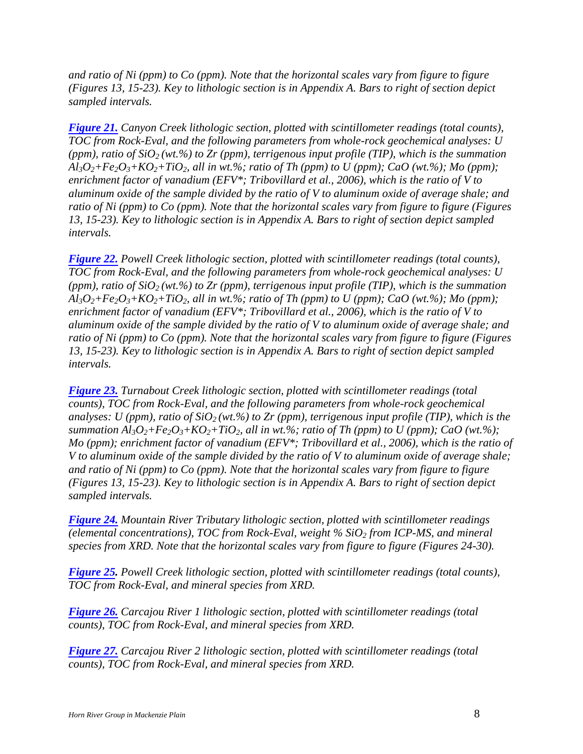*and ratio of Ni (ppm) to Co (ppm). Note that the horizontal scales vary from figure to figure (Figures 13, 15-23). Key to lithologic section is in Appendix A. Bars to right of section depict sampled intervals.*

***Figure 21.*** *Canyon Creek lithologic section, plotted with scintillometer readings (total counts), TOC from Rock-Eval, and the following parameters from whole-rock geochemical analyses: U (ppm), ratio of $SiO_2$ (wt.%) to Zr (ppm), terrigenous input profile (TIP), which is the summation $Al_3O_2$+$Fe_2O_3$+$KO_2$+$TiO_2$, all in wt.%; ratio of Th (ppm) to U (ppm); CaO (wt.%); Mo (ppm); enrichment factor of vanadium (EFV\*; Tribovillard et al., 2006), which is the ratio of V to aluminum oxide of the sample divided by the ratio of V to aluminum oxide of average shale; and ratio of Ni (ppm) to Co (ppm). Note that the horizontal scales vary from figure to figure (Figures 13, 15-23). Key to lithologic section is in Appendix A. Bars to right of section depict sampled intervals.*

***Figure 22.*** *Powell Creek lithologic section, plotted with scintillometer readings (total counts), TOC from Rock-Eval, and the following parameters from whole-rock geochemical analyses: U (ppm), ratio of $SiO_2$ (wt.%) to Zr (ppm), terrigenous input profile (TIP), which is the summation $Al_3O_2$+$Fe_2O_3$+$KO_2$+$TiO_2$, all in wt.%; ratio of Th (ppm) to U (ppm); CaO (wt.%); Mo (ppm); enrichment factor of vanadium (EFV\*; Tribovillard et al., 2006), which is the ratio of V to aluminum oxide of the sample divided by the ratio of V to aluminum oxide of average shale; and ratio of Ni (ppm) to Co (ppm). Note that the horizontal scales vary from figure to figure (Figures 13, 15-23). Key to lithologic section is in Appendix A. Bars to right of section depict sampled intervals.*

***Figure 23.*** *Turnabout Creek lithologic section, plotted with scintillometer readings (total counts), TOC from Rock-Eval, and the following parameters from whole-rock geochemical analyses: U (ppm), ratio of $SiO_2$ (wt.%) to Zr (ppm), terrigenous input profile (TIP), which is the summation $Al_3O_2$+$Fe_2O_3$+$KO_2$+$TiO_2$, all in wt.%; ratio of Th (ppm) to U (ppm); CaO (wt.%); Mo (ppm); enrichment factor of vanadium (EFV\*; Tribovillard et al., 2006), which is the ratio of V to aluminum oxide of the sample divided by the ratio of V to aluminum oxide of average shale; and ratio of Ni (ppm) to Co (ppm). Note that the horizontal scales vary from figure to figure (Figures 13, 15-23). Key to lithologic section is in Appendix A. Bars to right of section depict sampled intervals.*

***Figure 24.*** *Mountain River Tributary lithologic section, plotted with scintillometer readings (elemental concentrations), TOC from Rock-Eval, weight % $SiO_2$ from ICP-MS, and mineral species from XRD. Note that the horizontal scales vary from figure to figure (Figures 24-30).*

***Figure 25.*** *Powell Creek lithologic section, plotted with scintillometer readings (total counts), TOC from Rock-Eval, and mineral species from XRD.*

***Figure 26.*** *Carcajou River 1 lithologic section, plotted with scintillometer readings (total counts), TOC from Rock-Eval, and mineral species from XRD.*

***Figure 27.*** *Carcajou River 2 lithologic section, plotted with scintillometer readings (total counts), TOC from Rock-Eval, and mineral species from XRD.*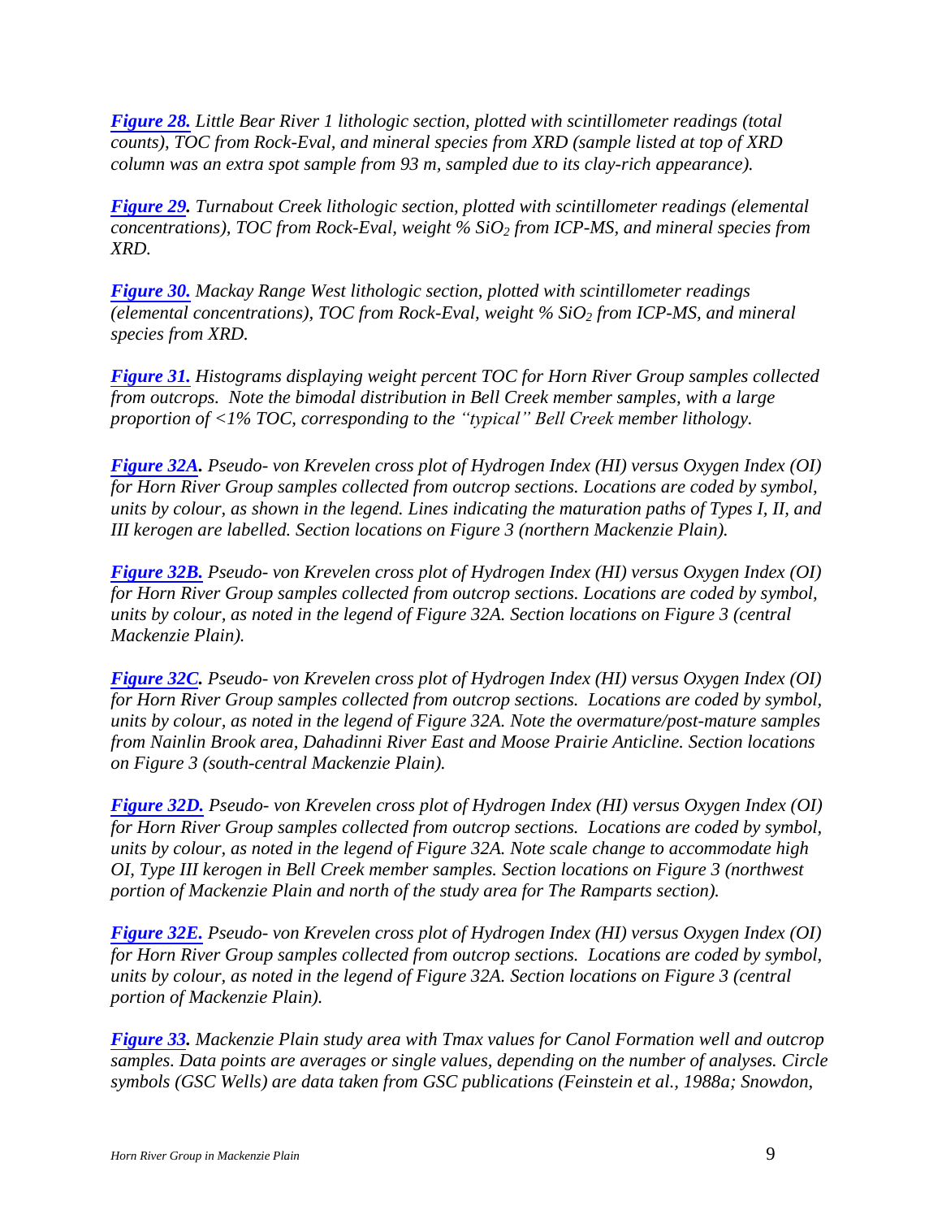***Figure 28.*** *Little Bear River 1 lithologic section, plotted with scintillometer readings (total counts), TOC from Rock-Eval, and mineral species from XRD (sample listed at top of XRD column was an extra spot sample from 93 m, sampled due to its clay-rich appearance).*

***Figure 29.*** *Turnabout Creek lithologic section, plotted with scintillometer readings (elemental concentrations), TOC from Rock-Eval, weight % $SiO_2$ from ICP-MS, and mineral species from XRD.*

***Figure 30.*** *Mackay Range West lithologic section, plotted with scintillometer readings (elemental concentrations), TOC from Rock-Eval, weight % $SiO_2$ from ICP-MS, and mineral species from XRD.*

***Figure 31.*** *Histograms displaying weight percent TOC for Horn River Group samples collected from outcrops. Note the bimodal distribution in Bell Creek member samples, with a large proportion of <1% TOC, corresponding to the "typical" Bell Creek member lithology.*

***Figure 32A.*** *Pseudo- von Krevelen cross plot of Hydrogen Index (HI) versus Oxygen Index (OI) for Horn River Group samples collected from outcrop sections. Locations are coded by symbol, units by colour, as shown in the legend. Lines indicating the maturation paths of Types I, II, and III kerogen are labelled. Section locations on Figure 3 (northern Mackenzie Plain).*

***Figure 32B.*** *Pseudo- von Krevelen cross plot of Hydrogen Index (HI) versus Oxygen Index (OI) for Horn River Group samples collected from outcrop sections. Locations are coded by symbol, units by colour, as noted in the legend of Figure 32A. Section locations on Figure 3 (central Mackenzie Plain).*

***Figure 32C.*** *Pseudo- von Krevelen cross plot of Hydrogen Index (HI) versus Oxygen Index (OI) for Horn River Group samples collected from outcrop sections. Locations are coded by symbol, units by colour, as noted in the legend of Figure 32A. Note the overmature/post-mature samples from Nainlin Brook area, Dahadinni River East and Moose Prairie Anticline. Section locations on Figure 3 (south-central Mackenzie Plain).*

***Figure 32D.*** *Pseudo- von Krevelen cross plot of Hydrogen Index (HI) versus Oxygen Index (OI) for Horn River Group samples collected from outcrop sections. Locations are coded by symbol, units by colour, as noted in the legend of Figure 32A. Note scale change to accommodate high OI, Type III kerogen in Bell Creek member samples. Section locations on Figure 3 (northwest portion of Mackenzie Plain and north of the study area for The Ramparts section).*

***Figure 32E.*** *Pseudo- von Krevelen cross plot of Hydrogen Index (HI) versus Oxygen Index (OI) for Horn River Group samples collected from outcrop sections. Locations are coded by symbol, units by colour, as noted in the legend of Figure 32A. Section locations on Figure 3 (central portion of Mackenzie Plain).*

***Figure 33.*** *Mackenzie Plain study area with Tmax values for Canol Formation well and outcrop samples. Data points are averages or single values, depending on the number of analyses. Circle symbols (GSC Wells) are data taken from GSC publications (Feinstein et al., 1988a; Snowdon,*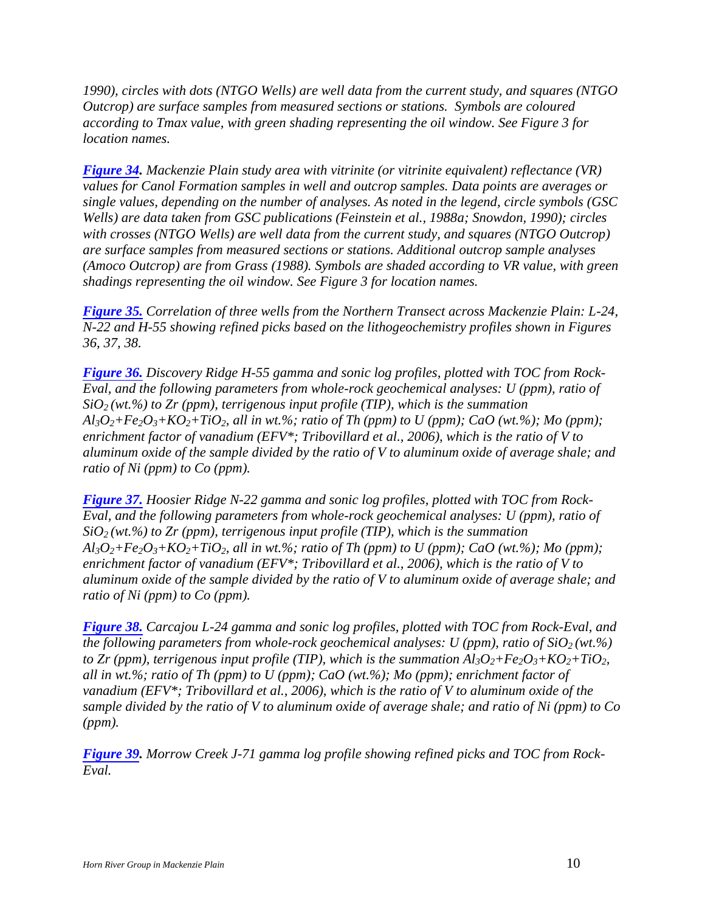*1990), circles with dots (NTGO Wells) are well data from the current study, and squares (NTGO Outcrop) are surface samples from measured sections or stations. Symbols are coloured according to Tmax value, with green shading representing the oil window. See Figure 3 for location names.*

***Figure 34**. Mackenzie Plain study area with vitrinite (or vitrinite equivalent) reflectance (VR) values for Canol Formation samples in well and outcrop samples. Data points are averages or single values, depending on the number of analyses. As noted in the legend, circle symbols (GSC Wells) are data taken from GSC publications (Feinstein et al., 1988a; Snowdon, 1990); circles with crosses (NTGO Wells) are well data from the current study, and squares (NTGO Outcrop) are surface samples from measured sections or stations. Additional outcrop sample analyses (Amoco Outcrop) are from Grass (1988). Symbols are shaded according to VR value, with green shadings representing the oil window. See Figure 3 for location names.*

***Figure 35.** Correlation of three wells from the Northern Transect across Mackenzie Plain: L-24, N-22 and H-55 showing refined picks based on the lithogeochemistry profiles shown in Figures 36, 37, 38.*

***Figure 36.** Discovery Ridge H-55 gamma and sonic log profiles, plotted with TOC from Rock-Eval, and the following parameters from whole-rock geochemical analyses: U (ppm), ratio of $SiO_2$ (wt.%) to Zr (ppm), terrigenous input profile (TIP), which is the summation $Al_3O_2$+$Fe_2O_3$+$KO_2$+$TiO_2$, all in wt.%; ratio of Th (ppm) to U (ppm); CaO (wt.%); Mo (ppm); enrichment factor of vanadium (EFV*; Tribovillard et al., 2006), which is the ratio of V to aluminum oxide of the sample divided by the ratio of V to aluminum oxide of average shale; and ratio of Ni (ppm) to Co (ppm).*

***Figure 37.** Hoosier Ridge N-22 gamma and sonic log profiles, plotted with TOC from Rock-Eval, and the following parameters from whole-rock geochemical analyses: U (ppm), ratio of $SiO_2$ (wt.%) to Zr (ppm), terrigenous input profile (TIP), which is the summation $Al_3O_2$+$Fe_2O_3$+$KO_2$+$TiO_2$, all in wt.%; ratio of Th (ppm) to U (ppm); CaO (wt.%); Mo (ppm); enrichment factor of vanadium (EFV*; Tribovillard et al., 2006), which is the ratio of V to aluminum oxide of the sample divided by the ratio of V to aluminum oxide of average shale; and ratio of Ni (ppm) to Co (ppm).*

***Figure 38.** Carcajou L-24 gamma and sonic log profiles, plotted with TOC from Rock-Eval, and the following parameters from whole-rock geochemical analyses: U (ppm), ratio of $SiO_2$ (wt.%) to Zr (ppm), terrigenous input profile (TIP), which is the summation $Al_3O_2$+$Fe_2O_3$+$KO_2$+$TiO_2$, all in wt.%; ratio of Th (ppm) to U (ppm); CaO (wt.%); Mo (ppm); enrichment factor of vanadium (EFV*; Tribovillard et al., 2006), which is the ratio of V to aluminum oxide of the sample divided by the ratio of V to aluminum oxide of average shale; and ratio of Ni (ppm) to Co (ppm).*

***Figure 39**. Morrow Creek J-71 gamma log profile showing refined picks and TOC from Rock-Eval.*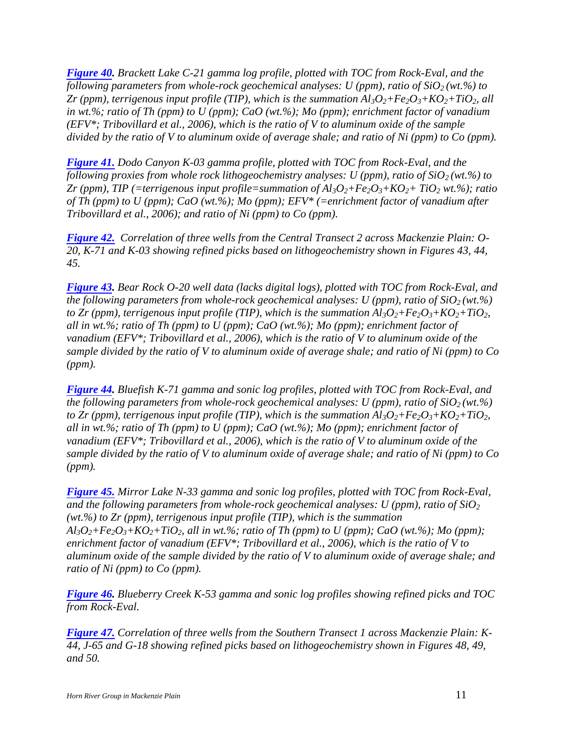***Figure 40.*** *Brackett Lake C-21 gamma log profile, plotted with TOC from Rock-Eval, and the following parameters from whole-rock geochemical analyses: U (ppm), ratio of $SiO_2$ (wt.%) to Zr (ppm), terrigenous input profile (TIP), which is the summation $Al_3O_2$+$Fe_2O_3$+$KO_2$+$TiO_2$, all in wt.%; ratio of Th (ppm) to U (ppm); CaO (wt.%); Mo (ppm); enrichment factor of vanadium (EFV*; Tribovillard et al., 2006), which is the ratio of V to aluminum oxide of the sample divided by the ratio of V to aluminum oxide of average shale; and ratio of Ni (ppm) to Co (ppm).*

***Figure 41.*** *Dodo Canyon K-03 gamma profile, plotted with TOC from Rock-Eval, and the following proxies from whole rock lithogeochemistry analyses: U (ppm), ratio of $SiO_2$ (wt.%) to Zr (ppm), TIP (=terrigenous input profile=summation of $Al_3O_2$+$Fe_2O_3$+$KO_2$+ $TiO_2$ wt.%); ratio of Th (ppm) to U (ppm); CaO (wt.%); Mo (ppm); EFV* (=enrichment factor of vanadium after Tribovillard et al., 2006); and ratio of Ni (ppm) to Co (ppm).*

***Figure 42.*** *Correlation of three wells from the Central Transect 2 across Mackenzie Plain: O-20, K-71 and K-03 showing refined picks based on lithogeochemistry shown in Figures 43, 44, 45.*

***Figure 43.*** *Bear Rock O-20 well data (lacks digital logs), plotted with TOC from Rock-Eval, and the following parameters from whole-rock geochemical analyses: U (ppm), ratio of $SiO_2$ (wt.%) to Zr (ppm), terrigenous input profile (TIP), which is the summation $Al_3O_2$+$Fe_2O_3$+$KO_2$+$TiO_2$, all in wt.%; ratio of Th (ppm) to U (ppm); CaO (wt.%); Mo (ppm); enrichment factor of vanadium (EFV*; Tribovillard et al., 2006), which is the ratio of V to aluminum oxide of the sample divided by the ratio of V to aluminum oxide of average shale; and ratio of Ni (ppm) to Co (ppm).*

***Figure 44.*** *Bluefish K-71 gamma and sonic log profiles, plotted with TOC from Rock-Eval, and the following parameters from whole-rock geochemical analyses: U (ppm), ratio of $SiO_2$ (wt.%) to Zr (ppm), terrigenous input profile (TIP), which is the summation $Al_3O_2$+$Fe_2O_3$+$KO_2$+$TiO_2$, all in wt.%; ratio of Th (ppm) to U (ppm); CaO (wt.%); Mo (ppm); enrichment factor of vanadium (EFV*; Tribovillard et al., 2006), which is the ratio of V to aluminum oxide of the sample divided by the ratio of V to aluminum oxide of average shale; and ratio of Ni (ppm) to Co (ppm).*

***Figure 45.*** *Mirror Lake N-33 gamma and sonic log profiles, plotted with TOC from Rock-Eval, and the following parameters from whole-rock geochemical analyses: U (ppm), ratio of $SiO_2$ (wt.%) to Zr (ppm), terrigenous input profile (TIP), which is the summation $Al_3O_2$+$Fe_2O_3$+$KO_2$+$TiO_2$, all in wt.%; ratio of Th (ppm) to U (ppm); CaO (wt.%); Mo (ppm); enrichment factor of vanadium (EFV*; Tribovillard et al., 2006), which is the ratio of V to aluminum oxide of the sample divided by the ratio of V to aluminum oxide of average shale; and ratio of Ni (ppm) to Co (ppm).*

***Figure 46.*** *Blueberry Creek K-53 gamma and sonic log profiles showing refined picks and TOC from Rock-Eval.*

***Figure 47.*** *Correlation of three wells from the Southern Transect 1 across Mackenzie Plain: K-44, J-65 and G-18 showing refined picks based on lithogeochemistry shown in Figures 48, 49, and 50.*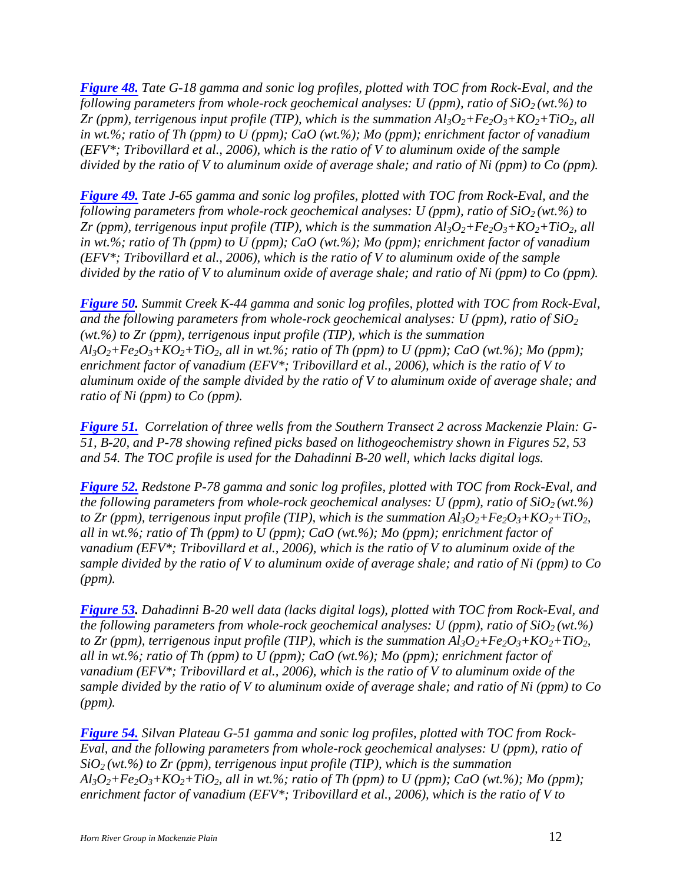***[Figure 48.](#)*** *Tate G-18 gamma and sonic log profiles, plotted with TOC from Rock-Eval, and the following parameters from whole-rock geochemical analyses: U (ppm), ratio of $SiO_2$ (wt.%) to Zr (ppm), terrigenous input profile (TIP), which is the summation $Al_3O_2$+$Fe_2O_3$+$KO_2$+$TiO_2$, all in wt.%; ratio of Th (ppm) to U (ppm); CaO (wt.%); Mo (ppm); enrichment factor of vanadium (EFV*; Tribovillard et al., 2006), which is the ratio of V to aluminum oxide of the sample divided by the ratio of V to aluminum oxide of average shale; and ratio of Ni (ppm) to Co (ppm).*

***[Figure 49.](#)*** *Tate J-65 gamma and sonic log profiles, plotted with TOC from Rock-Eval, and the following parameters from whole-rock geochemical analyses: U (ppm), ratio of $SiO_2$ (wt.%) to Zr (ppm), terrigenous input profile (TIP), which is the summation $Al_3O_2$+$Fe_2O_3$+$KO_2$+$TiO_2$, all in wt.%; ratio of Th (ppm) to U (ppm); CaO (wt.%); Mo (ppm); enrichment factor of vanadium (EFV*; Tribovillard et al., 2006), which is the ratio of V to aluminum oxide of the sample divided by the ratio of V to aluminum oxide of average shale; and ratio of Ni (ppm) to Co (ppm).*

***[Figure 50](#).*** *Summit Creek K-44 gamma and sonic log profiles, plotted with TOC from Rock-Eval, and the following parameters from whole-rock geochemical analyses: U (ppm), ratio of $SiO_2$ (wt.%) to Zr (ppm), terrigenous input profile (TIP), which is the summation $Al_3O_2$+$Fe_2O_3$+$KO_2$+$TiO_2$, all in wt.%; ratio of Th (ppm) to U (ppm); CaO (wt.%); Mo (ppm); enrichment factor of vanadium (EFV*; Tribovillard et al., 2006), which is the ratio of V to aluminum oxide of the sample divided by the ratio of V to aluminum oxide of average shale; and ratio of Ni (ppm) to Co (ppm).*

***[Figure 51.](#)*** *Correlation of three wells from the Southern Transect 2 across Mackenzie Plain: G-51, B-20, and P-78 showing refined picks based on lithogeochemistry shown in Figures 52, 53 and 54. The TOC profile is used for the Dahadinni B-20 well, which lacks digital logs.*

***[Figure 52.](#)*** *Redstone P-78 gamma and sonic log profiles, plotted with TOC from Rock-Eval, and the following parameters from whole-rock geochemical analyses: U (ppm), ratio of $SiO_2$ (wt.%) to Zr (ppm), terrigenous input profile (TIP), which is the summation $Al_3O_2$+$Fe_2O_3$+$KO_2$+$TiO_2$, all in wt.%; ratio of Th (ppm) to U (ppm); CaO (wt.%); Mo (ppm); enrichment factor of vanadium (EFV*; Tribovillard et al., 2006), which is the ratio of V to aluminum oxide of the sample divided by the ratio of V to aluminum oxide of average shale; and ratio of Ni (ppm) to Co (ppm).*

***[Figure 53](#).*** *Dahadinni B-20 well data (lacks digital logs), plotted with TOC from Rock-Eval, and the following parameters from whole-rock geochemical analyses: U (ppm), ratio of $SiO_2$ (wt.%) to Zr (ppm), terrigenous input profile (TIP), which is the summation $Al_3O_2$+$Fe_2O_3$+$KO_2$+$TiO_2$, all in wt.%; ratio of Th (ppm) to U (ppm); CaO (wt.%); Mo (ppm); enrichment factor of vanadium (EFV*; Tribovillard et al., 2006), which is the ratio of V to aluminum oxide of the sample divided by the ratio of V to aluminum oxide of average shale; and ratio of Ni (ppm) to Co (ppm).*

***[Figure 54.](#)*** *Silvan Plateau G-51 gamma and sonic log profiles, plotted with TOC from Rock-Eval, and the following parameters from whole-rock geochemical analyses: U (ppm), ratio of $SiO_2$ (wt.%) to Zr (ppm), terrigenous input profile (TIP), which is the summation $Al_3O_2$+$Fe_2O_3$+$KO_2$+$TiO_2$, all in wt.%; ratio of Th (ppm) to U (ppm); CaO (wt.%); Mo (ppm); enrichment factor of vanadium (EFV*; Tribovillard et al., 2006), which is the ratio of V to*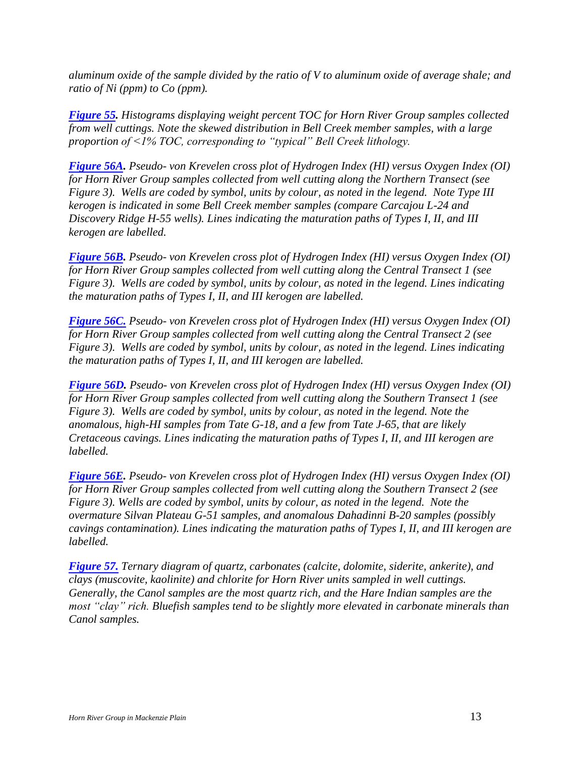*aluminum oxide of the sample divided by the ratio of V to aluminum oxide of average shale; and ratio of Ni (ppm) to Co (ppm).*

***Figure 55.*** *Histograms displaying weight percent TOC for Horn River Group samples collected from well cuttings. Note the skewed distribution in Bell Creek member samples, with a large proportion of <1% TOC, corresponding to "typical" Bell Creek lithology.*

***Figure 56A.*** *Pseudo- von Krevelen cross plot of Hydrogen Index (HI) versus Oxygen Index (OI) for Horn River Group samples collected from well cutting along the Northern Transect (see Figure 3). Wells are coded by symbol, units by colour, as noted in the legend. Note Type III kerogen is indicated in some Bell Creek member samples (compare Carcajou L-24 and Discovery Ridge H-55 wells). Lines indicating the maturation paths of Types I, II, and III kerogen are labelled.*

***Figure 56B.*** *Pseudo- von Krevelen cross plot of Hydrogen Index (HI) versus Oxygen Index (OI) for Horn River Group samples collected from well cutting along the Central Transect 1 (see Figure 3). Wells are coded by symbol, units by colour, as noted in the legend. Lines indicating the maturation paths of Types I, II, and III kerogen are labelled.*

***Figure 56C.*** *Pseudo- von Krevelen cross plot of Hydrogen Index (HI) versus Oxygen Index (OI) for Horn River Group samples collected from well cutting along the Central Transect 2 (see Figure 3). Wells are coded by symbol, units by colour, as noted in the legend. Lines indicating the maturation paths of Types I, II, and III kerogen are labelled.*

***Figure 56D.*** *Pseudo- von Krevelen cross plot of Hydrogen Index (HI) versus Oxygen Index (OI) for Horn River Group samples collected from well cutting along the Southern Transect 1 (see Figure 3). Wells are coded by symbol, units by colour, as noted in the legend. Note the anomalous, high-HI samples from Tate G-18, and a few from Tate J-65, that are likely Cretaceous cavings. Lines indicating the maturation paths of Types I, II, and III kerogen are labelled.*

***Figure 56E.*** *Pseudo- von Krevelen cross plot of Hydrogen Index (HI) versus Oxygen Index (OI) for Horn River Group samples collected from well cutting along the Southern Transect 2 (see Figure 3). Wells are coded by symbol, units by colour, as noted in the legend. Note the overmature Silvan Plateau G-51 samples, and anomalous Dahadinni B-20 samples (possibly cavings contamination). Lines indicating the maturation paths of Types I, II, and III kerogen are labelled.*

***Figure 57.*** *Ternary diagram of quartz, carbonates (calcite, dolomite, siderite, ankerite), and clays (muscovite, kaolinite) and chlorite for Horn River units sampled in well cuttings. Generally, the Canol samples are the most quartz rich, and the Hare Indian samples are the most "clay" rich. Bluefish samples tend to be slightly more elevated in carbonate minerals than Canol samples.*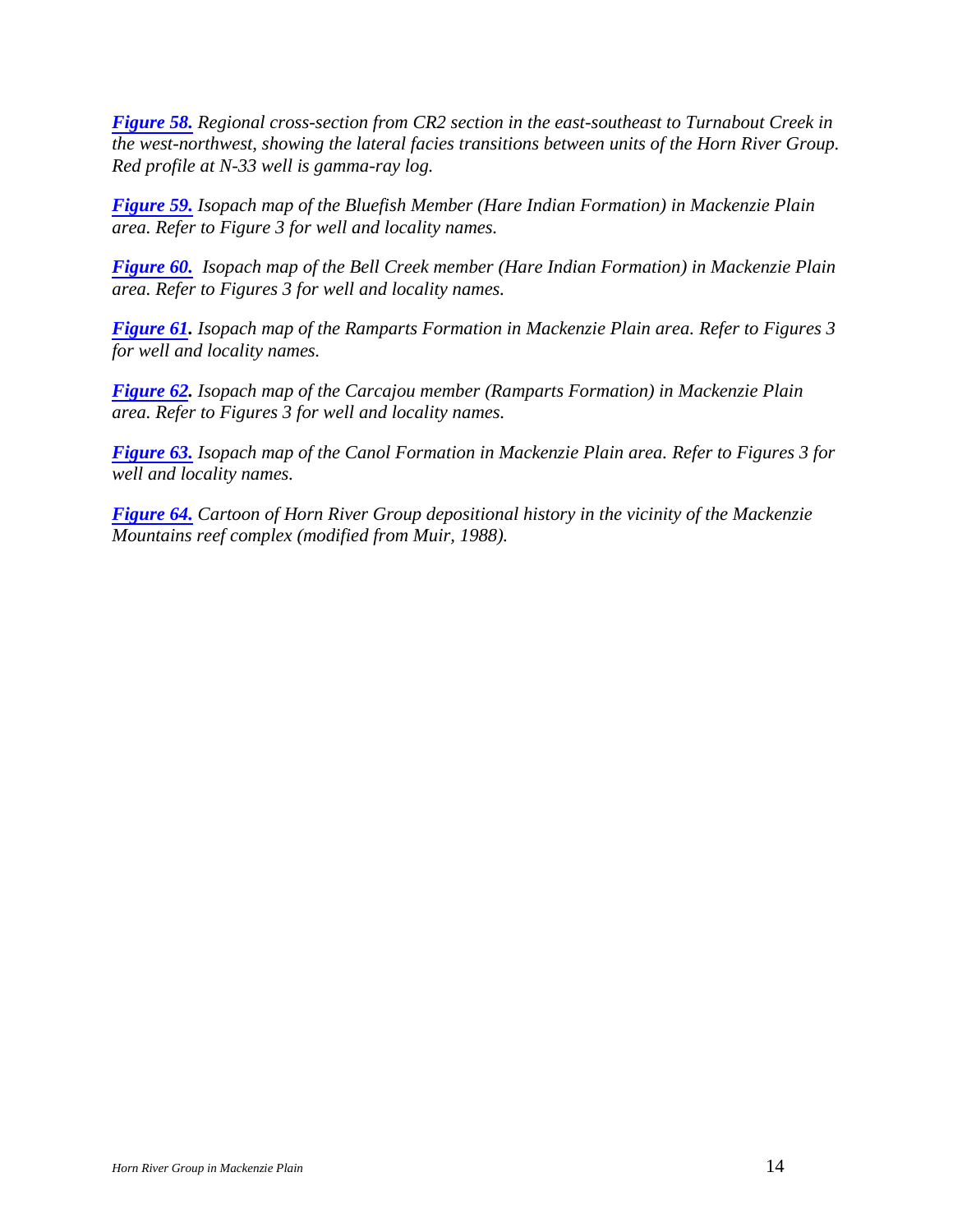***Figure 58.*** *Regional cross-section from CR2 section in the east-southeast to Turnabout Creek in the west-northwest, showing the lateral facies transitions between units of the Horn River Group. Red profile at N-33 well is gamma-ray log.*

***Figure 59.*** *Isopach map of the Bluefish Member (Hare Indian Formation) in Mackenzie Plain area. Refer to Figure 3 for well and locality names.*

***Figure 60.*** *Isopach map of the Bell Creek member (Hare Indian Formation) in Mackenzie Plain area. Refer to Figures 3 for well and locality names.*

***Figure 61.*** *Isopach map of the Ramparts Formation in Mackenzie Plain area. Refer to Figures 3 for well and locality names.*

***Figure 62.*** *Isopach map of the Carcajou member (Ramparts Formation) in Mackenzie Plain area. Refer to Figures 3 for well and locality names.*

***Figure 63.*** *Isopach map of the Canol Formation in Mackenzie Plain area. Refer to Figures 3 for well and locality names.*

***Figure 64.*** *Cartoon of Horn River Group depositional history in the vicinity of the Mackenzie Mountains reef complex (modified from Muir, 1988).*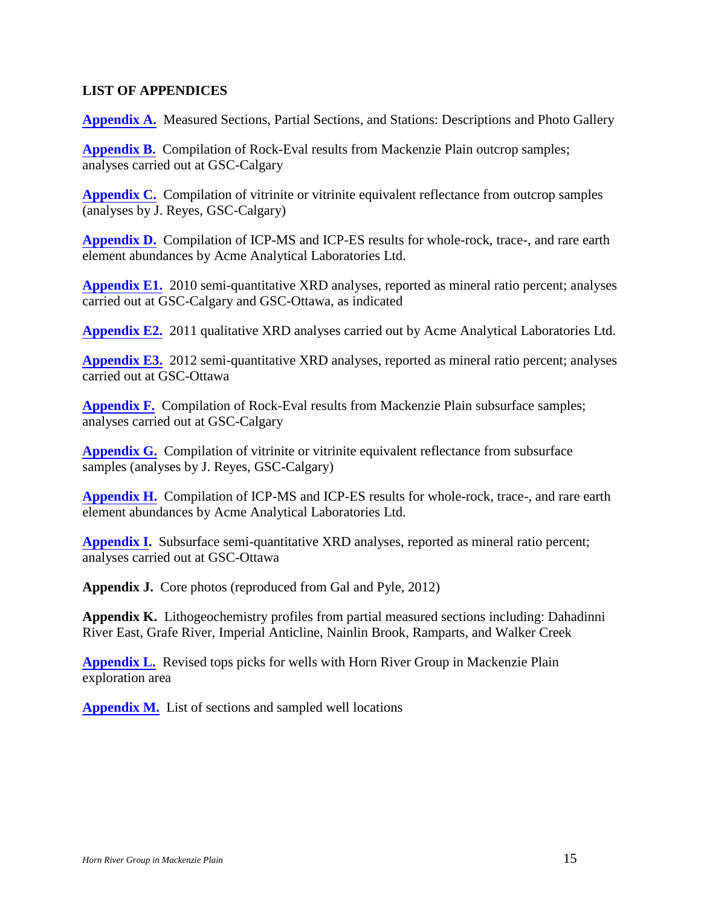## LIST OF APPENDICES

**Appendix A.** Measured Sections, Partial Sections, and Stations: Descriptions and Photo Gallery

**Appendix B.** Compilation of Rock-Eval results from Mackenzie Plain outcrop samples; analyses carried out at GSC-Calgary

**Appendix C.** Compilation of vitrinite or vitrinite equivalent reflectance from outcrop samples (analyses by J. Reyes, GSC-Calgary)

**Appendix D.** Compilation of ICP-MS and ICP-ES results for whole-rock, trace-, and rare earth element abundances by Acme Analytical Laboratories Ltd.

**Appendix E1.** 2010 semi-quantitative XRD analyses, reported as mineral ratio percent; analyses carried out at GSC-Calgary and GSC-Ottawa, as indicated

**Appendix E2.** 2011 qualitative XRD analyses carried out by Acme Analytical Laboratories Ltd.

**Appendix E3.** 2012 semi-quantitative XRD analyses, reported as mineral ratio percent; analyses carried out at GSC-Ottawa

**Appendix F.** Compilation of Rock-Eval results from Mackenzie Plain subsurface samples; analyses carried out at GSC-Calgary

**Appendix G.** Compilation of vitrinite or vitrinite equivalent reflectance from subsurface samples (analyses by J. Reyes, GSC-Calgary)

**Appendix H.** Compilation of ICP-MS and ICP-ES results for whole-rock, trace-, and rare earth element abundances by Acme Analytical Laboratories Ltd.

**Appendix I.** Subsurface semi-quantitative XRD analyses, reported as mineral ratio percent; analyses carried out at GSC-Ottawa

**Appendix J.** Core photos (reproduced from Gal and Pyle, 2012)

**Appendix K.** Lithogeochemistry profiles from partial measured sections including: Dahadinni River East, Grafe River, Imperial Anticline, Nainlin Brook, Ramparts, and Walker Creek

**Appendix L.** Revised tops picks for wells with Horn River Group in Mackenzie Plain exploration area

**Appendix M.** List of sections and sampled well locations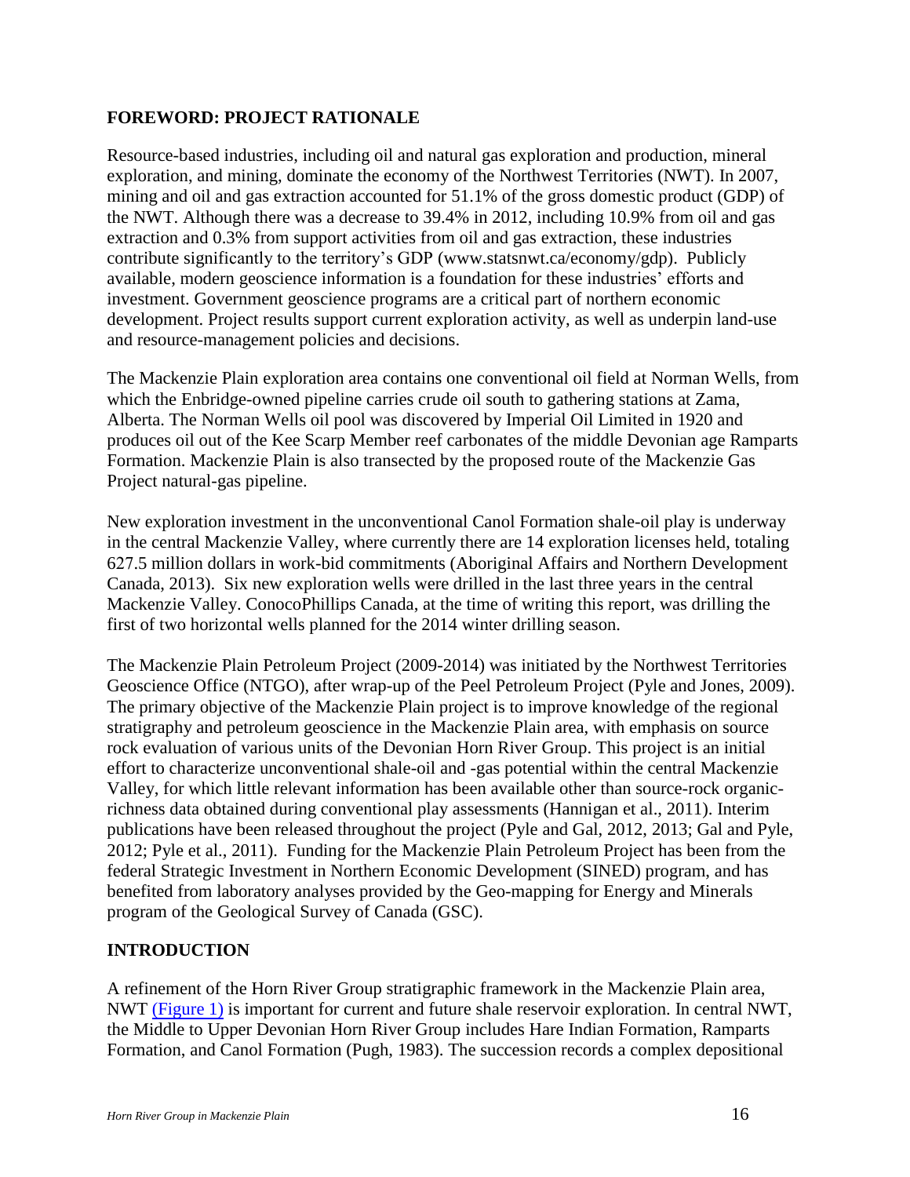## FOREWORD: PROJECT RATIONALE

Resource-based industries, including oil and natural gas exploration and production, mineral exploration, and mining, dominate the economy of the Northwest Territories (NWT). In 2007, mining and oil and gas extraction accounted for 51.1% of the gross domestic product (GDP) of the NWT. Although there was a decrease to 39.4% in 2012, including 10.9% from oil and gas extraction and 0.3% from support activities from oil and gas extraction, these industries contribute significantly to the territory's GDP (www.statsnwt.ca/economy/gdp). Publicly available, modern geoscience information is a foundation for these industries' efforts and investment. Government geoscience programs are a critical part of northern economic development. Project results support current exploration activity, as well as underpin land-use and resource-management policies and decisions.

The Mackenzie Plain exploration area contains one conventional oil field at Norman Wells, from which the Enbridge-owned pipeline carries crude oil south to gathering stations at Zama, Alberta. The Norman Wells oil pool was discovered by Imperial Oil Limited in 1920 and produces oil out of the Kee Scarp Member reef carbonates of the middle Devonian age Ramparts Formation. Mackenzie Plain is also transected by the proposed route of the Mackenzie Gas Project natural-gas pipeline.

New exploration investment in the unconventional Canol Formation shale-oil play is underway in the central Mackenzie Valley, where currently there are 14 exploration licenses held, totaling 627.5 million dollars in work-bid commitments (Aboriginal Affairs and Northern Development Canada, 2013). Six new exploration wells were drilled in the last three years in the central Mackenzie Valley. ConocoPhillips Canada, at the time of writing this report, was drilling the first of two horizontal wells planned for the 2014 winter drilling season.

The Mackenzie Plain Petroleum Project (2009-2014) was initiated by the Northwest Territories Geoscience Office (NTGO), after wrap-up of the Peel Petroleum Project (Pyle and Jones, 2009). The primary objective of the Mackenzie Plain project is to improve knowledge of the regional stratigraphy and petroleum geoscience in the Mackenzie Plain area, with emphasis on source rock evaluation of various units of the Devonian Horn River Group. This project is an initial effort to characterize unconventional shale-oil and -gas potential within the central Mackenzie Valley, for which little relevant information has been available other than source-rock organic-richness data obtained during conventional play assessments (Hannigan et al., 2011). Interim publications have been released throughout the project (Pyle and Gal, 2012, 2013; Gal and Pyle, 2012; Pyle et al., 2011). Funding for the Mackenzie Plain Petroleum Project has been from the federal Strategic Investment in Northern Economic Development (SINED) program, and has benefited from laboratory analyses provided by the Geo-mapping for Energy and Minerals program of the Geological Survey of Canada (GSC).

## INTRODUCTION

A refinement of the Horn River Group stratigraphic framework in the Mackenzie Plain area, NWT (Figure 1) is important for current and future shale reservoir exploration. In central NWT, the Middle to Upper Devonian Horn River Group includes Hare Indian Formation, Ramparts Formation, and Canol Formation (Pugh, 1983). The succession records a complex depositional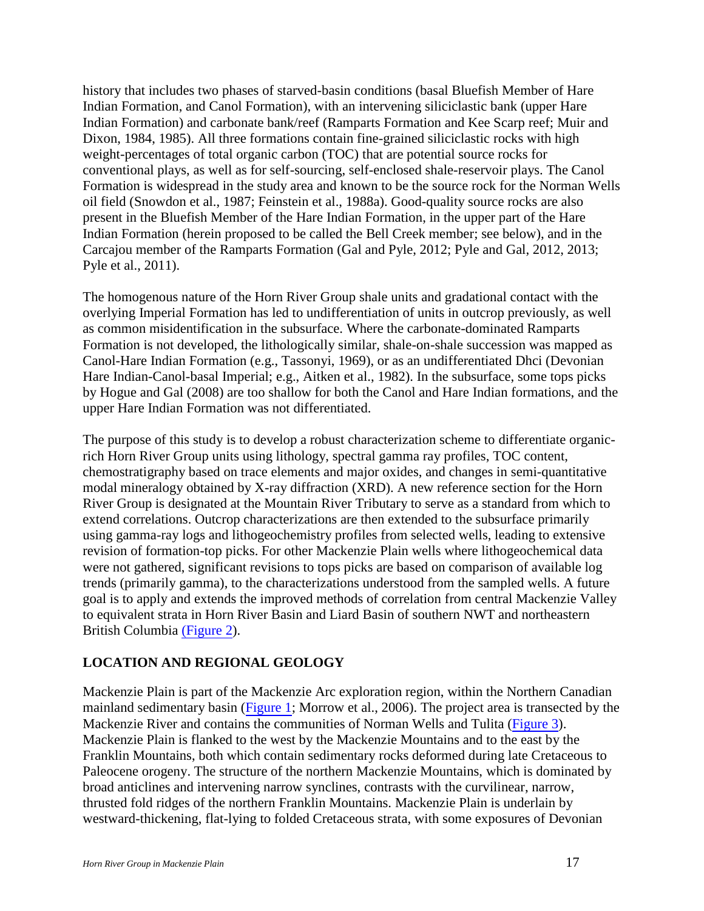history that includes two phases of starved-basin conditions (basal Bluefish Member of Hare Indian Formation, and Canol Formation), with an intervening siliciclastic bank (upper Hare Indian Formation) and carbonate bank/reef (Ramparts Formation and Kee Scarp reef; Muir and Dixon, 1984, 1985). All three formations contain fine-grained siliciclastic rocks with high weight-percentages of total organic carbon (TOC) that are potential source rocks for conventional plays, as well as for self-sourcing, self-enclosed shale-reservoir plays. The Canol Formation is widespread in the study area and known to be the source rock for the Norman Wells oil field (Snowdon et al., 1987; Feinstein et al., 1988a). Good-quality source rocks are also present in the Bluefish Member of the Hare Indian Formation, in the upper part of the Hare Indian Formation (herein proposed to be called the Bell Creek member; see below), and in the Carcajou member of the Ramparts Formation (Gal and Pyle, 2012; Pyle and Gal, 2012, 2013; Pyle et al., 2011).

The homogenous nature of the Horn River Group shale units and gradational contact with the overlying Imperial Formation has led to undifferentiation of units in outcrop previously, as well as common misidentification in the subsurface. Where the carbonate-dominated Ramparts Formation is not developed, the lithologically similar, shale-on-shale succession was mapped as Canol-Hare Indian Formation (e.g., Tassonyi, 1969), or as an undifferentiated Dhci (Devonian Hare Indian-Canol-basal Imperial; e.g., Aitken et al., 1982). In the subsurface, some tops picks by Hogue and Gal (2008) are too shallow for both the Canol and Hare Indian formations, and the upper Hare Indian Formation was not differentiated.

The purpose of this study is to develop a robust characterization scheme to differentiate organic-rich Horn River Group units using lithology, spectral gamma ray profiles, TOC content, chemostratigraphy based on trace elements and major oxides, and changes in semi-quantitative modal mineralogy obtained by X-ray diffraction (XRD). A new reference section for the Horn River Group is designated at the Mountain River Tributary to serve as a standard from which to extend correlations. Outcrop characterizations are then extended to the subsurface primarily using gamma-ray logs and lithogeochemistry profiles from selected wells, leading to extensive revision of formation-top picks. For other Mackenzie Plain wells where lithogeochemical data were not gathered, significant revisions to tops picks are based on comparison of available log trends (primarily gamma), to the characterizations understood from the sampled wells. A future goal is to apply and extends the improved methods of correlation from central Mackenzie Valley to equivalent strata in Horn River Basin and Liard Basin of southern NWT and northeastern British Columbia (Figure 2).

## LOCATION AND REGIONAL GEOLOGY

Mackenzie Plain is part of the Mackenzie Arc exploration region, within the Northern Canadian mainland sedimentary basin (Figure 1; Morrow et al., 2006). The project area is transected by the Mackenzie River and contains the communities of Norman Wells and Tulita (Figure 3). Mackenzie Plain is flanked to the west by the Mackenzie Mountains and to the east by the Franklin Mountains, both which contain sedimentary rocks deformed during late Cretaceous to Paleocene orogeny. The structure of the northern Mackenzie Mountains, which is dominated by broad anticlines and intervening narrow synclines, contrasts with the curvilinear, narrow, thrusted fold ridges of the northern Franklin Mountains. Mackenzie Plain is underlain by westward-thickening, flat-lying to folded Cretaceous strata, with some exposures of Devonian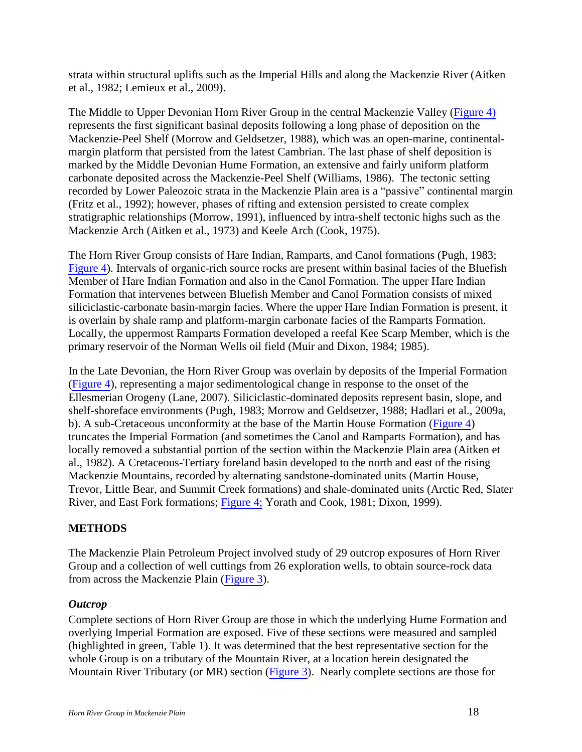strata within structural uplifts such as the Imperial Hills and along the Mackenzie River (Aitken et al., 1982; Lemieux et al., 2009).

The Middle to Upper Devonian Horn River Group in the central Mackenzie Valley (Figure 4) represents the first significant basinal deposits following a long phase of deposition on the Mackenzie-Peel Shelf (Morrow and Geldsetzer, 1988), which was an open-marine, continental-margin platform that persisted from the latest Cambrian. The last phase of shelf deposition is marked by the Middle Devonian Hume Formation, an extensive and fairly uniform platform carbonate deposited across the Mackenzie-Peel Shelf (Williams, 1986). The tectonic setting recorded by Lower Paleozoic strata in the Mackenzie Plain area is a "passive" continental margin (Fritz et al., 1992); however, phases of rifting and extension persisted to create complex stratigraphic relationships (Morrow, 1991), influenced by intra-shelf tectonic highs such as the Mackenzie Arch (Aitken et al., 1973) and Keele Arch (Cook, 1975).

The Horn River Group consists of Hare Indian, Ramparts, and Canol formations (Pugh, 1983; Figure 4). Intervals of organic-rich source rocks are present within basinal facies of the Bluefish Member of Hare Indian Formation and also in the Canol Formation. The upper Hare Indian Formation that intervenes between Bluefish Member and Canol Formation consists of mixed siliciclastic-carbonate basin-margin facies. Where the upper Hare Indian Formation is present, it is overlain by shale ramp and platform-margin carbonate facies of the Ramparts Formation. Locally, the uppermost Ramparts Formation developed a reefal Kee Scarp Member, which is the primary reservoir of the Norman Wells oil field (Muir and Dixon, 1984; 1985).

In the Late Devonian, the Horn River Group was overlain by deposits of the Imperial Formation (Figure 4), representing a major sedimentological change in response to the onset of the Ellesmerian Orogeny (Lane, 2007). Siliciclastic-dominated deposits represent basin, slope, and shelf-shoreface environments (Pugh, 1983; Morrow and Geldsetzer, 1988; Hadlari et al., 2009a, b). A sub-Cretaceous unconformity at the base of the Martin House Formation (Figure 4) truncates the Imperial Formation (and sometimes the Canol and Ramparts Formation), and has locally removed a substantial portion of the section within the Mackenzie Plain area (Aitken et al., 1982). A Cretaceous-Tertiary foreland basin developed to the north and east of the rising Mackenzie Mountains, recorded by alternating sandstone-dominated units (Martin House, Trevor, Little Bear, and Summit Creek formations) and shale-dominated units (Arctic Red, Slater River, and East Fork formations; Figure 4; Yorath and Cook, 1981; Dixon, 1999).

## METHODS

The Mackenzie Plain Petroleum Project involved study of 29 outcrop exposures of Horn River Group and a collection of well cuttings from 26 exploration wells, to obtain source-rock data from across the Mackenzie Plain (Figure 3).

### *Outcrop*

Complete sections of Horn River Group are those in which the underlying Hume Formation and overlying Imperial Formation are exposed. Five of these sections were measured and sampled (highlighted in green, Table 1). It was determined that the best representative section for the whole Group is on a tributary of the Mountain River, at a location herein designated the Mountain River Tributary (or MR) section (Figure 3). Nearly complete sections are those for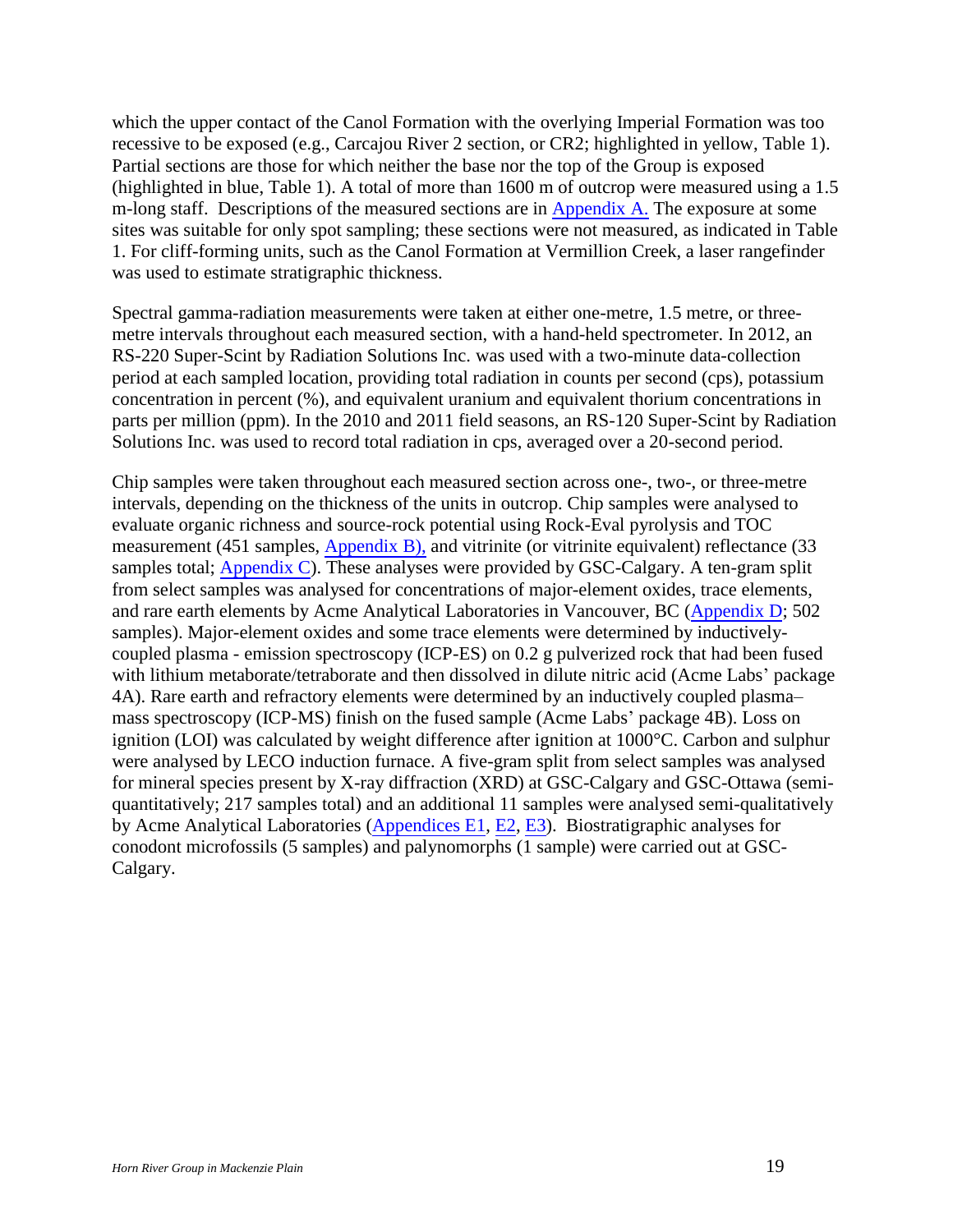which the upper contact of the Canol Formation with the overlying Imperial Formation was too recessive to be exposed (e.g., Carcajou River 2 section, or CR2; highlighted in yellow, Table 1). Partial sections are those for which neither the base nor the top of the Group is exposed (highlighted in blue, Table 1). A total of more than 1600 m of outcrop were measured using a 1.5 m-long staff. Descriptions of the measured sections are in Appendix A. The exposure at some sites was suitable for only spot sampling; these sections were not measured, as indicated in Table 1. For cliff-forming units, such as the Canol Formation at Vermillion Creek, a laser rangefinder was used to estimate stratigraphic thickness.

Spectral gamma-radiation measurements were taken at either one-metre, 1.5 metre, or three-metre intervals throughout each measured section, with a hand-held spectrometer. In 2012, an RS-220 Super-Scint by Radiation Solutions Inc. was used with a two-minute data-collection period at each sampled location, providing total radiation in counts per second (cps), potassium concentration in percent (%), and equivalent uranium and equivalent thorium concentrations in parts per million (ppm). In the 2010 and 2011 field seasons, an RS-120 Super-Scint by Radiation Solutions Inc. was used to record total radiation in cps, averaged over a 20-second period.

Chip samples were taken throughout each measured section across one-, two-, or three-metre intervals, depending on the thickness of the units in outcrop. Chip samples were analysed to evaluate organic richness and source-rock potential using Rock-Eval pyrolysis and TOC measurement (451 samples, Appendix B), and vitrinite (or vitrinite equivalent) reflectance (33 samples total; Appendix C). These analyses were provided by GSC-Calgary. A ten-gram split from select samples was analysed for concentrations of major-element oxides, trace elements, and rare earth elements by Acme Analytical Laboratories in Vancouver, BC (Appendix D; 502 samples). Major-element oxides and some trace elements were determined by inductively-coupled plasma - emission spectroscopy (ICP-ES) on 0.2 g pulverized rock that had been fused with lithium metaborate/tetraborate and then dissolved in dilute nitric acid (Acme Labs' package 4A). Rare earth and refractory elements were determined by an inductively coupled plasma–mass spectroscopy (ICP-MS) finish on the fused sample (Acme Labs' package 4B). Loss on ignition (LOI) was calculated by weight difference after ignition at 1000°C. Carbon and sulphur were analysed by LECO induction furnace. A five-gram split from select samples was analysed for mineral species present by X-ray diffraction (XRD) at GSC-Calgary and GSC-Ottawa (semi-quantitatively; 217 samples total) and an additional 11 samples were analysed semi-qualitatively by Acme Analytical Laboratories (Appendices E1, E2, E3). Biostratigraphic analyses for conodont microfossils (5 samples) and palynomorphs (1 sample) were carried out at GSC-Calgary.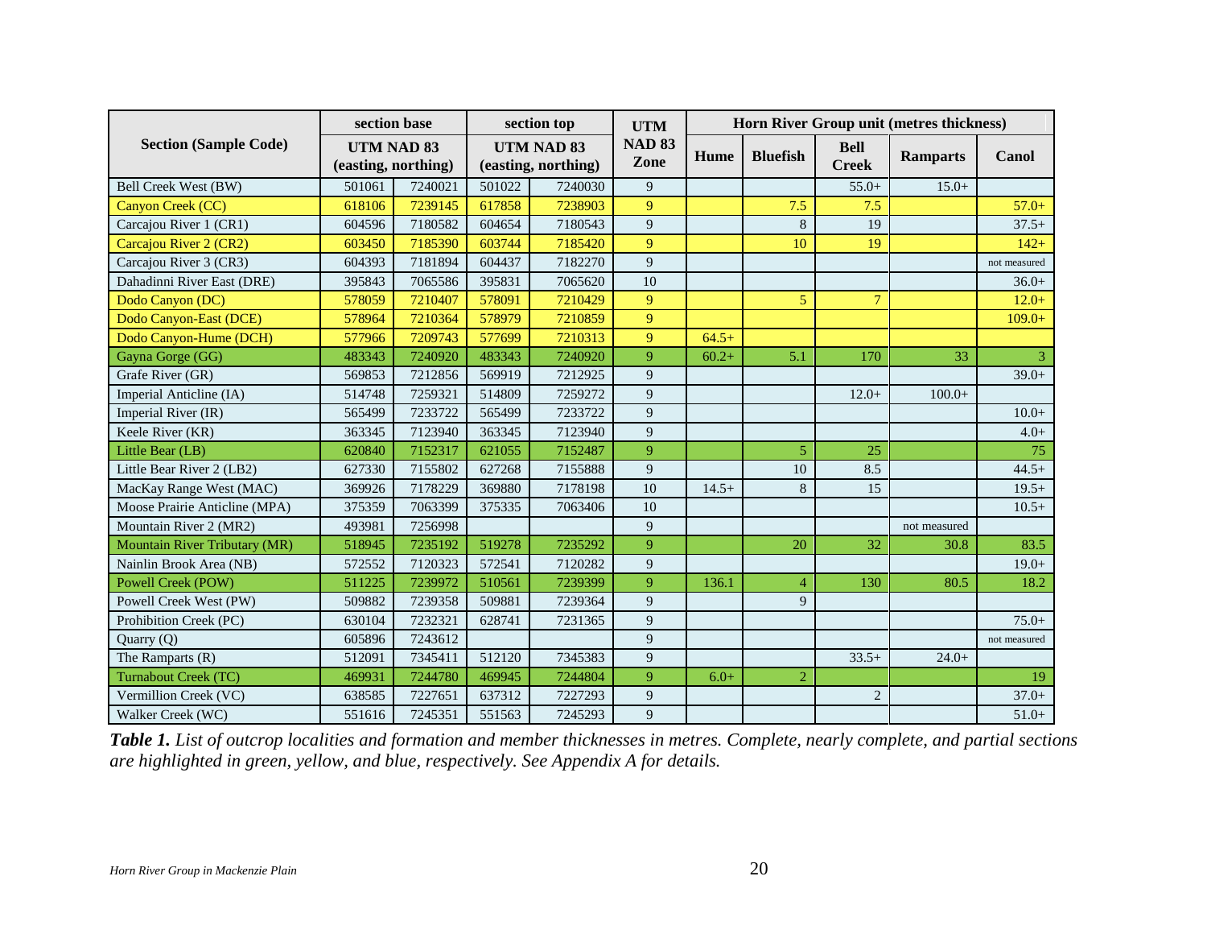| Section (Sample Code) | section base | | section top | | UTM | Horn River Group unit (metres thickness) | | | | |
|---|---|---|---|---|---|---|---|---|---|---|
| | UTM NAD 83 (easting, northing) | | UTM NAD 83 (easting, northing) | | NAD 83 Zone | Hume | Bluefish | Bell Creek | Ramparts | Canol |
| Bell Creek West (BW) | 501061 | 7240021 | 501022 | 7240030 | 9 | | | 55.0+ | 15.0+ | |
| Canyon Creek (CC) | 618106 | 7239145 | 617858 | 7238903 | 9 | | 7.5 | 7.5 | | 57.0+ |
| Carcajou River 1 (CR1) | 604596 | 7180582 | 604654 | 7180543 | 9 | | 8 | 19 | | 37.5+ |
| Carcajou River 2 (CR2) | 603450 | 7185390 | 603744 | 7185420 | 9 | | 10 | 19 | | 142+ |
| Carcajou River 3 (CR3) | 604393 | 7181894 | 604437 | 7182270 | 9 | | | | | not measured |
| Dahadinni River East (DRE) | 395843 | 7065586 | 395831 | 7065620 | 10 | | | | | 36.0+ |
| Dodo Canyon (DC) | 578059 | 7210407 | 578091 | 7210429 | 9 | | 5 | 7 | | 12.0+ |
| Dodo Canyon-East (DCE) | 578964 | 7210364 | 578979 | 7210859 | 9 | | | | | 109.0+ |
| Dodo Canyon-Hume (DCH) | 577966 | 7209743 | 577699 | 7210313 | 9 | 64.5+ | | | | |
| Gayna Gorge (GG) | 483343 | 7240920 | 483343 | 7240920 | 9 | 60.2+ | 5.1 | 170 | 33 | 3 |
| Grafe River (GR) | 569853 | 7212856 | 569919 | 7212925 | 9 | | | | | 39.0+ |
| Imperial Anticline (IA) | 514748 | 7259321 | 514809 | 7259272 | 9 | | | 12.0+ | 100.0+ | |
| Imperial River (IR) | 565499 | 7233722 | 565499 | 7233722 | 9 | | | | | 10.0+ |
| Keele River (KR) | 363345 | 7123940 | 363345 | 7123940 | 9 | | | | | 4.0+ |
| Little Bear (LB) | 620840 | 7152317 | 621055 | 7152487 | 9 | | 5 | 25 | | 75 |
| Little Bear River 2 (LB2) | 627330 | 7155802 | 627268 | 7155888 | 9 | | 10 | 8.5 | | 44.5+ |
| MacKay Range West (MAC) | 369926 | 7178229 | 369880 | 7178198 | 10 | 14.5+ | 8 | 15 | | 19.5+ |
| Moose Prairie Anticline (MPA) | 375359 | 7063399 | 375335 | 7063406 | 10 | | | | | 10.5+ |
| Mountain River 2 (MR2) | 493981 | 7256998 | | | 9 | | | | not measured | |
| Mountain River Tributary (MR) | 518945 | 7235192 | 519278 | 7235292 | 9 | | 20 | 32 | 30.8 | 83.5 |
| Nainlin Brook Area (NB) | 572552 | 7120323 | 572541 | 7120282 | 9 | | | | | 19.0+ |
| Powell Creek (POW) | 511225 | 7239972 | 510561 | 7239399 | 9 | 136.1 | 4 | 130 | 80.5 | 18.2 |
| Powell Creek West (PW) | 509882 | 7239358 | 509881 | 7239364 | 9 | | 9 | | | |
| Prohibition Creek (PC) | 630104 | 7232321 | 628741 | 7231365 | 9 | | | | | 75.0+ |
| Quarry (Q) | 605896 | 7243612 | | | 9 | | | | | not measured |
| The Ramparts (R) | 512091 | 7345411 | 512120 | 7345383 | 9 | | | 33.5+ | 24.0+ | |
| Turnabout Creek (TC) | 469931 | 7244780 | 469945 | 7244804 | 9 | 6.0+ | 2 | | | 19 |
| Vermillion Creek (VC) | 638585 | 7227651 | 637312 | 7227293 | 9 | | | 2 | | 37.0+ |
| Walker Creek (WC) | 551616 | 7245351 | 551563 | 7245293 | 9 | | | | | 51.0+ |

***Table 1.*** *List of outcrop localities and formation and member thicknesses in metres. Complete, nearly complete, and partial sections are highlighted in green, yellow, and blue, respectively. See Appendix A for details.*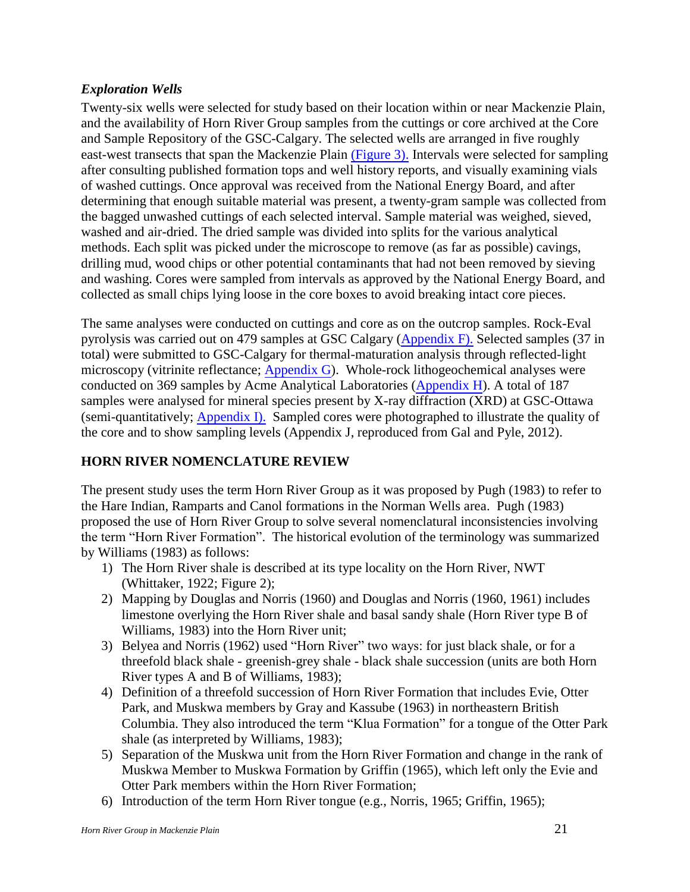### *Exploration Wells*

Twenty-six wells were selected for study based on their location within or near Mackenzie Plain, and the availability of Horn River Group samples from the cuttings or core archived at the Core and Sample Repository of the GSC-Calgary. The selected wells are arranged in five roughly east-west transects that span the Mackenzie Plain (Figure 3). Intervals were selected for sampling after consulting published formation tops and well history reports, and visually examining vials of washed cuttings. Once approval was received from the National Energy Board, and after determining that enough suitable material was present, a twenty-gram sample was collected from the bagged unwashed cuttings of each selected interval. Sample material was weighed, sieved, washed and air-dried. The dried sample was divided into splits for the various analytical methods. Each split was picked under the microscope to remove (as far as possible) cavings, drilling mud, wood chips or other potential contaminants that had not been removed by sieving and washing. Cores were sampled from intervals as approved by the National Energy Board, and collected as small chips lying loose in the core boxes to avoid breaking intact core pieces.

The same analyses were conducted on cuttings and core as on the outcrop samples. Rock-Eval pyrolysis was carried out on 479 samples at GSC Calgary (Appendix F). Selected samples (37 in total) were submitted to GSC-Calgary for thermal-maturation analysis through reflected-light microscopy (vitrinite reflectance; Appendix G). Whole-rock lithogeochemical analyses were conducted on 369 samples by Acme Analytical Laboratories (Appendix H). A total of 187 samples were analysed for mineral species present by X-ray diffraction (XRD) at GSC-Ottawa (semi-quantitatively; Appendix I). Sampled cores were photographed to illustrate the quality of the core and to show sampling levels (Appendix J, reproduced from Gal and Pyle, 2012).

## HORN RIVER NOMENCLATURE REVIEW

The present study uses the term Horn River Group as it was proposed by Pugh (1983) to refer to the Hare Indian, Ramparts and Canol formations in the Norman Wells area. Pugh (1983) proposed the use of Horn River Group to solve several nomenclatural inconsistencies involving the term "Horn River Formation". The historical evolution of the terminology was summarized by Williams (1983) as follows:

1) The Horn River shale is described at its type locality on the Horn River, NWT (Whittaker, 1922; Figure 2);
2) Mapping by Douglas and Norris (1960) and Douglas and Norris (1960, 1961) includes limestone overlying the Horn River shale and basal sandy shale (Horn River type B of Williams, 1983) into the Horn River unit;
3) Belyea and Norris (1962) used "Horn River" two ways: for just black shale, or for a threefold black shale - greenish-grey shale - black shale succession (units are both Horn River types A and B of Williams, 1983);
4) Definition of a threefold succession of Horn River Formation that includes Evie, Otter Park, and Muskwa members by Gray and Kassube (1963) in northeastern British Columbia. They also introduced the term "Klua Formation" for a tongue of the Otter Park shale (as interpreted by Williams, 1983);
5) Separation of the Muskwa unit from the Horn River Formation and change in the rank of Muskwa Member to Muskwa Formation by Griffin (1965), which left only the Evie and Otter Park members within the Horn River Formation;
6) Introduction of the term Horn River tongue (e.g., Norris, 1965; Griffin, 1965);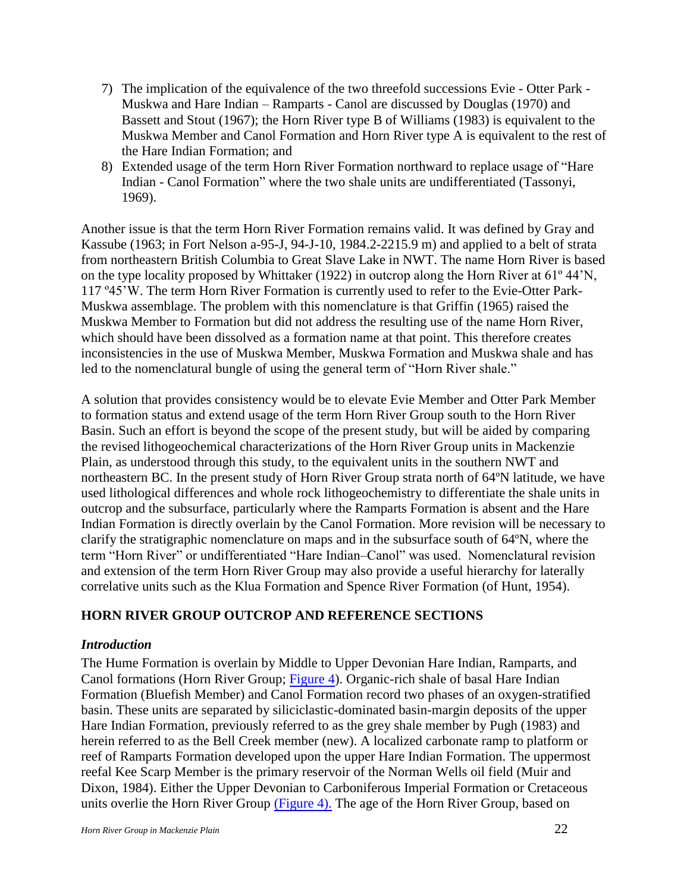7) The implication of the equivalence of the two threefold successions Evie - Otter Park - Muskwa and Hare Indian – Ramparts - Canol are discussed by Douglas (1970) and Bassett and Stout (1967); the Horn River type B of Williams (1983) is equivalent to the Muskwa Member and Canol Formation and Horn River type A is equivalent to the rest of the Hare Indian Formation; and
8) Extended usage of the term Horn River Formation northward to replace usage of "Hare Indian - Canol Formation" where the two shale units are undifferentiated (Tassonyi, 1969).

Another issue is that the term Horn River Formation remains valid. It was defined by Gray and Kassube (1963; in Fort Nelson a-95-J, 94-J-10, 1984.2-2215.9 m) and applied to a belt of strata from northeastern British Columbia to Great Slave Lake in NWT. The name Horn River is based on the type locality proposed by Whittaker (1922) in outcrop along the Horn River at 61º 44'N, 117 º45'W. The term Horn River Formation is currently used to refer to the Evie-Otter Park-Muskwa assemblage. The problem with this nomenclature is that Griffin (1965) raised the Muskwa Member to Formation but did not address the resulting use of the name Horn River, which should have been dissolved as a formation name at that point. This therefore creates inconsistencies in the use of Muskwa Member, Muskwa Formation and Muskwa shale and has led to the nomenclatural bungle of using the general term of "Horn River shale."

A solution that provides consistency would be to elevate Evie Member and Otter Park Member to formation status and extend usage of the term Horn River Group south to the Horn River Basin. Such an effort is beyond the scope of the present study, but will be aided by comparing the revised lithogeochemical characterizations of the Horn River Group units in Mackenzie Plain, as understood through this study, to the equivalent units in the southern NWT and northeastern BC. In the present study of Horn River Group strata north of 64ºN latitude, we have used lithological differences and whole rock lithogeochemistry to differentiate the shale units in outcrop and the subsurface, particularly where the Ramparts Formation is absent and the Hare Indian Formation is directly overlain by the Canol Formation. More revision will be necessary to clarify the stratigraphic nomenclature on maps and in the subsurface south of 64ºN, where the term "Horn River" or undifferentiated "Hare Indian–Canol" was used. Nomenclatural revision and extension of the term Horn River Group may also provide a useful hierarchy for laterally correlative units such as the Klua Formation and Spence River Formation (of Hunt, 1954).

## HORN RIVER GROUP OUTCROP AND REFERENCE SECTIONS

### *Introduction*

The Hume Formation is overlain by Middle to Upper Devonian Hare Indian, Ramparts, and Canol formations (Horn River Group; Figure 4). Organic-rich shale of basal Hare Indian Formation (Bluefish Member) and Canol Formation record two phases of an oxygen-stratified basin. These units are separated by siliciclastic-dominated basin-margin deposits of the upper Hare Indian Formation, previously referred to as the grey shale member by Pugh (1983) and herein referred to as the Bell Creek member (new). A localized carbonate ramp to platform or reef of Ramparts Formation developed upon the upper Hare Indian Formation. The uppermost reefal Kee Scarp Member is the primary reservoir of the Norman Wells oil field (Muir and Dixon, 1984). Either the Upper Devonian to Carboniferous Imperial Formation or Cretaceous units overlie the Horn River Group (Figure 4). The age of the Horn River Group, based on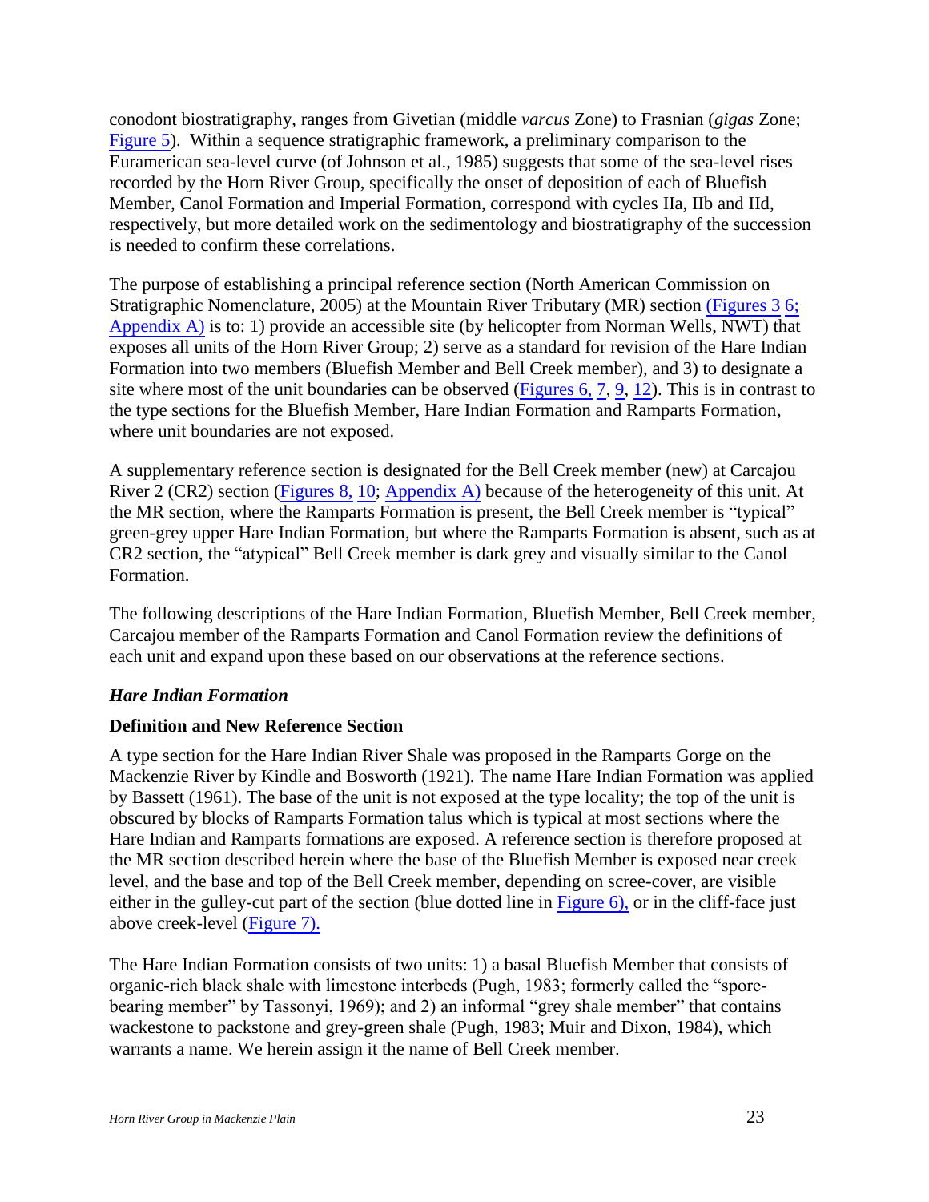conodont biostratigraphy, ranges from Givetian (middle *varcus* Zone) to Frasnian (*gigas* Zone; Figure 5). Within a sequence stratigraphic framework, a preliminary comparison to the Euramerican sea-level curve (of Johnson et al., 1985) suggests that some of the sea-level rises recorded by the Horn River Group, specifically the onset of deposition of each of Bluefish Member, Canol Formation and Imperial Formation, correspond with cycles IIa, IIb and IId, respectively, but more detailed work on the sedimentology and biostratigraphy of the succession is needed to confirm these correlations.

The purpose of establishing a principal reference section (North American Commission on Stratigraphic Nomenclature, 2005) at the Mountain River Tributary (MR) section (Figures 3 6; Appendix A) is to: 1) provide an accessible site (by helicopter from Norman Wells, NWT) that exposes all units of the Horn River Group; 2) serve as a standard for revision of the Hare Indian Formation into two members (Bluefish Member and Bell Creek member), and 3) to designate a site where most of the unit boundaries can be observed (Figures 6, 7, 9, 12). This is in contrast to the type sections for the Bluefish Member, Hare Indian Formation and Ramparts Formation, where unit boundaries are not exposed.

A supplementary reference section is designated for the Bell Creek member (new) at Carcajou River 2 (CR2) section (Figures 8, 10; Appendix A) because of the heterogeneity of this unit. At the MR section, where the Ramparts Formation is present, the Bell Creek member is "typical" green-grey upper Hare Indian Formation, but where the Ramparts Formation is absent, such as at CR2 section, the "atypical" Bell Creek member is dark grey and visually similar to the Canol Formation.

The following descriptions of the Hare Indian Formation, Bluefish Member, Bell Creek member, Carcajou member of the Ramparts Formation and Canol Formation review the definitions of each unit and expand upon these based on our observations at the reference sections.

### *Hare Indian Formation*

#### Definition and New Reference Section

A type section for the Hare Indian River Shale was proposed in the Ramparts Gorge on the Mackenzie River by Kindle and Bosworth (1921). The name Hare Indian Formation was applied by Bassett (1961). The base of the unit is not exposed at the type locality; the top of the unit is obscured by blocks of Ramparts Formation talus which is typical at most sections where the Hare Indian and Ramparts formations are exposed. A reference section is therefore proposed at the MR section described herein where the base of the Bluefish Member is exposed near creek level, and the base and top of the Bell Creek member, depending on scree-cover, are visible either in the gulley-cut part of the section (blue dotted line in Figure 6), or in the cliff-face just above creek-level (Figure 7).

The Hare Indian Formation consists of two units: 1) a basal Bluefish Member that consists of organic-rich black shale with limestone interbeds (Pugh, 1983; formerly called the "spore-bearing member" by Tassonyi, 1969); and 2) an informal "grey shale member" that contains wackestone to packstone and grey-green shale (Pugh, 1983; Muir and Dixon, 1984), which warrants a name. We herein assign it the name of Bell Creek member.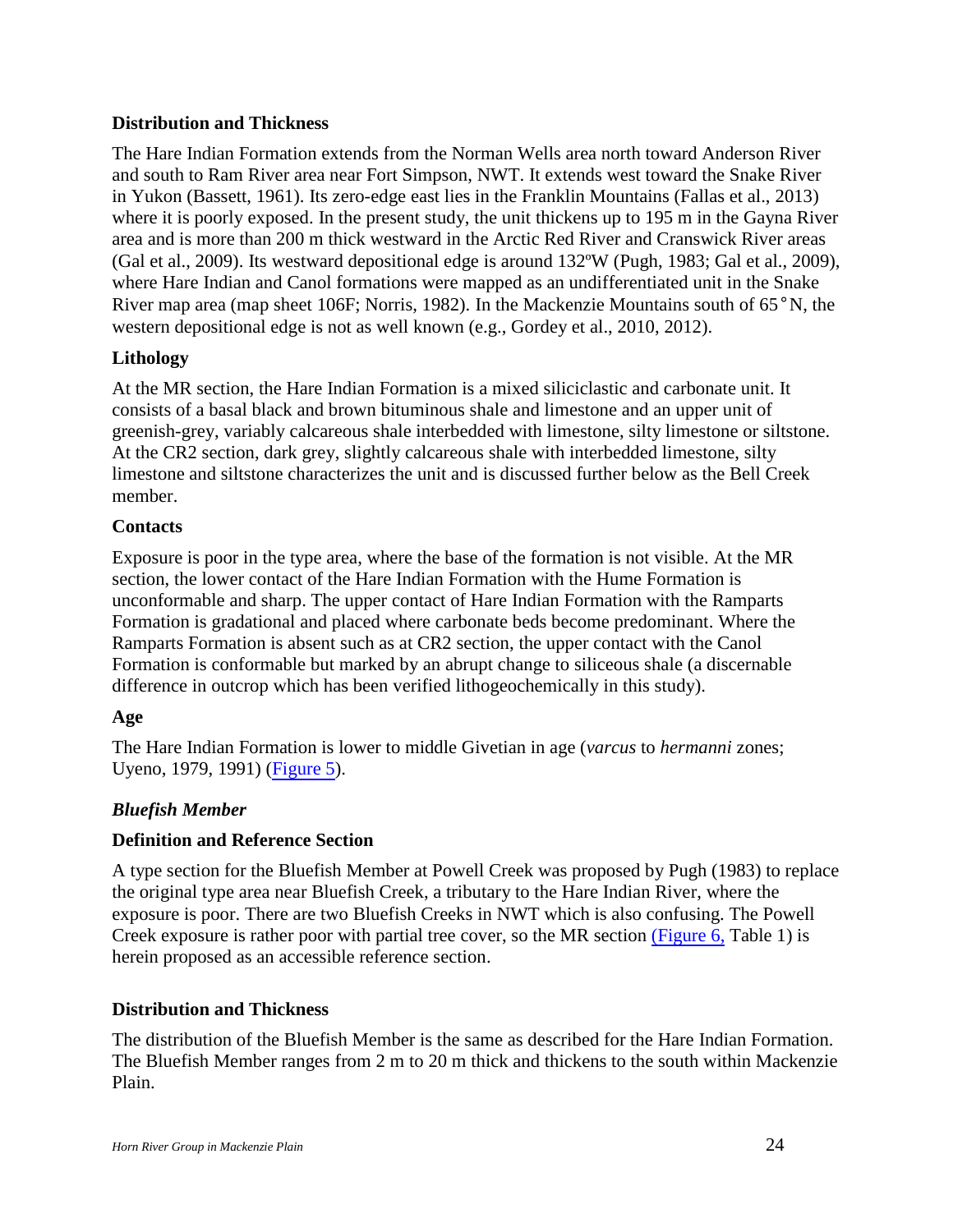### Distribution and Thickness

The Hare Indian Formation extends from the Norman Wells area north toward Anderson River and south to Ram River area near Fort Simpson, NWT. It extends west toward the Snake River in Yukon (Bassett, 1961). Its zero-edge east lies in the Franklin Mountains (Fallas et al., 2013) where it is poorly exposed. In the present study, the unit thickens up to 195 m in the Gayna River area and is more than 200 m thick westward in the Arctic Red River and Cranswick River areas (Gal et al., 2009). Its westward depositional edge is around 132ºW (Pugh, 1983; Gal et al., 2009), where Hare Indian and Canol formations were mapped as an undifferentiated unit in the Snake River map area (map sheet 106F; Norris, 1982). In the Mackenzie Mountains south of 65˚N, the western depositional edge is not as well known (e.g., Gordey et al., 2010, 2012).

### Lithology

At the MR section, the Hare Indian Formation is a mixed siliciclastic and carbonate unit. It consists of a basal black and brown bituminous shale and limestone and an upper unit of greenish-grey, variably calcareous shale interbedded with limestone, silty limestone or siltstone. At the CR2 section, dark grey, slightly calcareous shale with interbedded limestone, silty limestone and siltstone characterizes the unit and is discussed further below as the Bell Creek member.

### Contacts

Exposure is poor in the type area, where the base of the formation is not visible. At the MR section, the lower contact of the Hare Indian Formation with the Hume Formation is unconformable and sharp. The upper contact of Hare Indian Formation with the Ramparts Formation is gradational and placed where carbonate beds become predominant. Where the Ramparts Formation is absent such as at CR2 section, the upper contact with the Canol Formation is conformable but marked by an abrupt change to siliceous shale (a discernable difference in outcrop which has been verified lithogeochemically in this study).

### Age

The Hare Indian Formation is lower to middle Givetian in age (*varcus* to *hermanni* zones; Uyeno, 1979, 1991) (Figure 5).

## *Bluefish Member*

### Definition and Reference Section

A type section for the Bluefish Member at Powell Creek was proposed by Pugh (1983) to replace the original type area near Bluefish Creek, a tributary to the Hare Indian River, where the exposure is poor. There are two Bluefish Creeks in NWT which is also confusing. The Powell Creek exposure is rather poor with partial tree cover, so the MR section (Figure 6, Table 1) is herein proposed as an accessible reference section.

### Distribution and Thickness

The distribution of the Bluefish Member is the same as described for the Hare Indian Formation. The Bluefish Member ranges from 2 m to 20 m thick and thickens to the south within Mackenzie Plain.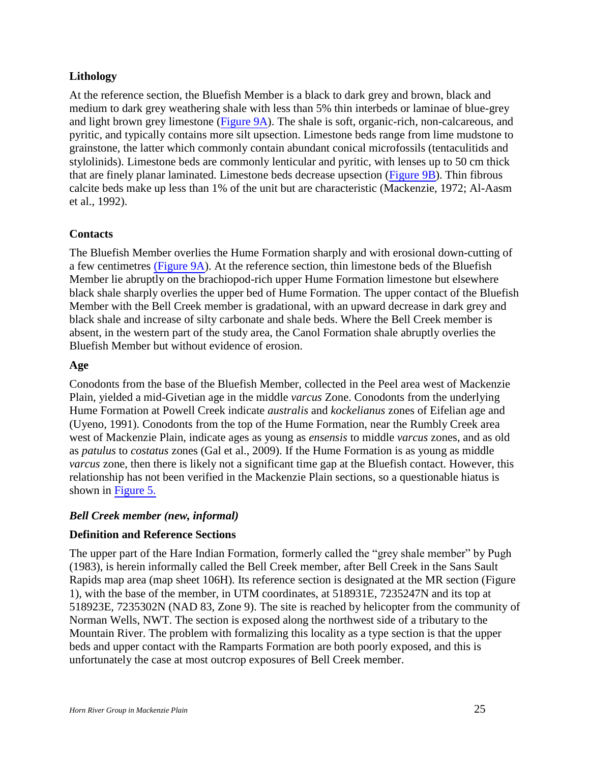### Lithology

At the reference section, the Bluefish Member is a black to dark grey and brown, black and medium to dark grey weathering shale with less than 5% thin interbeds or laminae of blue-grey and light brown grey limestone (Figure 9A). The shale is soft, organic-rich, non-calcareous, and pyritic, and typically contains more silt upsection. Limestone beds range from lime mudstone to grainstone, the latter which commonly contain abundant conical microfossils (tentaculitids and stylolinids). Limestone beds are commonly lenticular and pyritic, with lenses up to 50 cm thick that are finely planar laminated. Limestone beds decrease upsection (Figure 9B). Thin fibrous calcite beds make up less than 1% of the unit but are characteristic (Mackenzie, 1972; Al-Aasm et al., 1992).

### Contacts

The Bluefish Member overlies the Hume Formation sharply and with erosional down-cutting of a few centimetres (Figure 9A). At the reference section, thin limestone beds of the Bluefish Member lie abruptly on the brachiopod-rich upper Hume Formation limestone but elsewhere black shale sharply overlies the upper bed of Hume Formation. The upper contact of the Bluefish Member with the Bell Creek member is gradational, with an upward decrease in dark grey and black shale and increase of silty carbonate and shale beds. Where the Bell Creek member is absent, in the western part of the study area, the Canol Formation shale abruptly overlies the Bluefish Member but without evidence of erosion.

### Age

Conodonts from the base of the Bluefish Member, collected in the Peel area west of Mackenzie Plain, yielded a mid-Givetian age in the middle *varcus* Zone. Conodonts from the underlying Hume Formation at Powell Creek indicate *australis* and *kockelianus* zones of Eifelian age and (Uyeno, 1991). Conodonts from the top of the Hume Formation, near the Rumbly Creek area west of Mackenzie Plain, indicate ages as young as *ensensis* to middle *varcus* zones, and as old as *patulus* to *costatus* zones (Gal et al., 2009). If the Hume Formation is as young as middle *varcus* zone, then there is likely not a significant time gap at the Bluefish contact. However, this relationship has not been verified in the Mackenzie Plain sections, so a questionable hiatus is shown in Figure 5.

### *Bell Creek member (new, informal)*

### Definition and Reference Sections

The upper part of the Hare Indian Formation, formerly called the "grey shale member" by Pugh (1983), is herein informally called the Bell Creek member, after Bell Creek in the Sans Sault Rapids map area (map sheet 106H). Its reference section is designated at the MR section (Figure 1), with the base of the member, in UTM coordinates, at 518931E, 7235247N and its top at 518923E, 7235302N (NAD 83, Zone 9). The site is reached by helicopter from the community of Norman Wells, NWT. The section is exposed along the northwest side of a tributary to the Mountain River. The problem with formalizing this locality as a type section is that the upper beds and upper contact with the Ramparts Formation are both poorly exposed, and this is unfortunately the case at most outcrop exposures of Bell Creek member.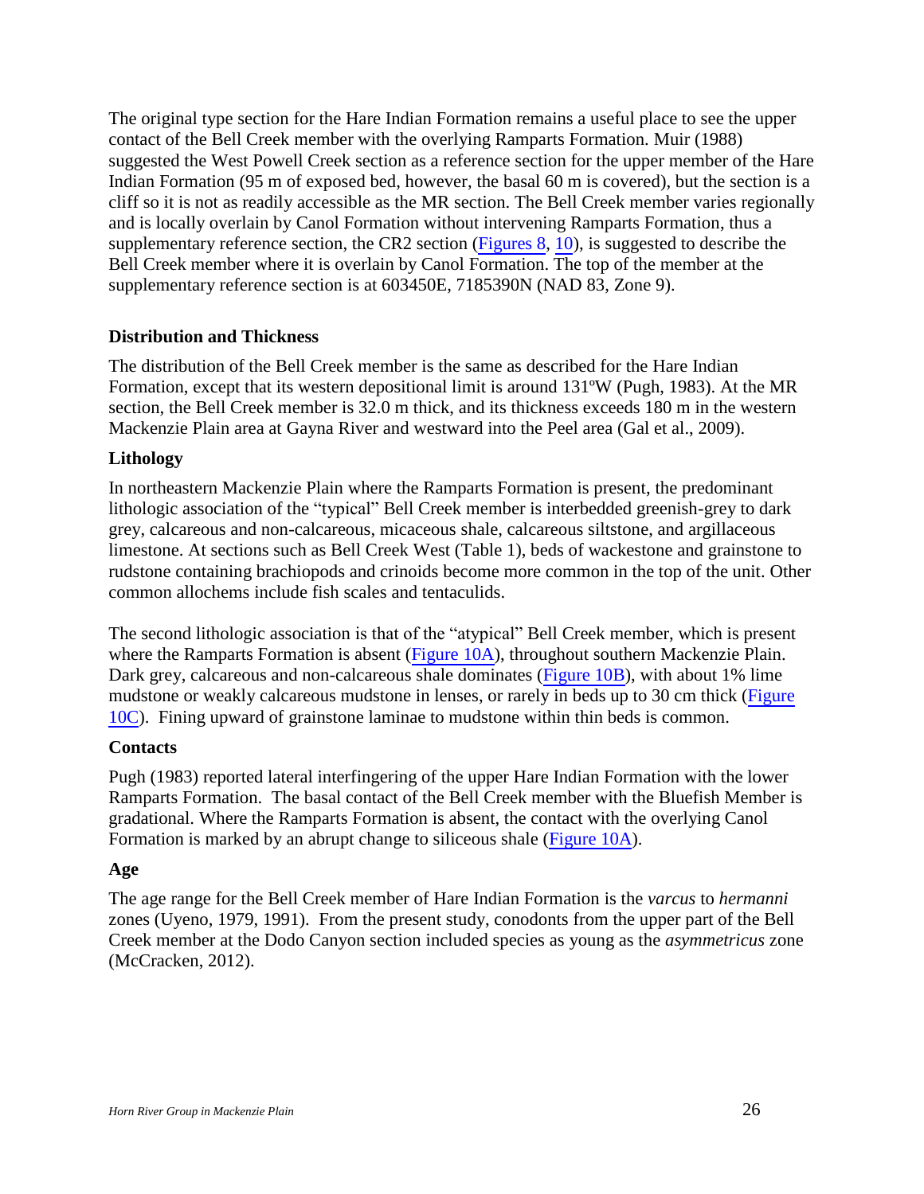The original type section for the Hare Indian Formation remains a useful place to see the upper contact of the Bell Creek member with the overlying Ramparts Formation. Muir (1988) suggested the West Powell Creek section as a reference section for the upper member of the Hare Indian Formation (95 m of exposed bed, however, the basal 60 m is covered), but the section is a cliff so it is not as readily accessible as the MR section. The Bell Creek member varies regionally and is locally overlain by Canol Formation without intervening Ramparts Formation, thus a supplementary reference section, the CR2 section (Figures 8, 10), is suggested to describe the Bell Creek member where it is overlain by Canol Formation. The top of the member at the supplementary reference section is at 603450E, 7185390N (NAD 83, Zone 9).

### Distribution and Thickness

The distribution of the Bell Creek member is the same as described for the Hare Indian Formation, except that its western depositional limit is around 131ºW (Pugh, 1983). At the MR section, the Bell Creek member is 32.0 m thick, and its thickness exceeds 180 m in the western Mackenzie Plain area at Gayna River and westward into the Peel area (Gal et al., 2009).

### Lithology

In northeastern Mackenzie Plain where the Ramparts Formation is present, the predominant lithologic association of the "typical" Bell Creek member is interbedded greenish-grey to dark grey, calcareous and non-calcareous, micaceous shale, calcareous siltstone, and argillaceous limestone. At sections such as Bell Creek West (Table 1), beds of wackestone and grainstone to rudstone containing brachiopods and crinoids become more common in the top of the unit. Other common allochems include fish scales and tentaculids.

The second lithologic association is that of the "atypical" Bell Creek member, which is present where the Ramparts Formation is absent (Figure 10A), throughout southern Mackenzie Plain. Dark grey, calcareous and non-calcareous shale dominates (Figure 10B), with about 1% lime mudstone or weakly calcareous mudstone in lenses, or rarely in beds up to 30 cm thick (Figure 10C). Fining upward of grainstone laminae to mudstone within thin beds is common.

### Contacts

Pugh (1983) reported lateral interfingering of the upper Hare Indian Formation with the lower Ramparts Formation. The basal contact of the Bell Creek member with the Bluefish Member is gradational. Where the Ramparts Formation is absent, the contact with the overlying Canol Formation is marked by an abrupt change to siliceous shale (Figure 10A).

### Age

The age range for the Bell Creek member of Hare Indian Formation is the *varcus* to *hermanni* zones (Uyeno, 1979, 1991). From the present study, conodonts from the upper part of the Bell Creek member at the Dodo Canyon section included species as young as the *asymmetricus* zone (McCracken, 2012).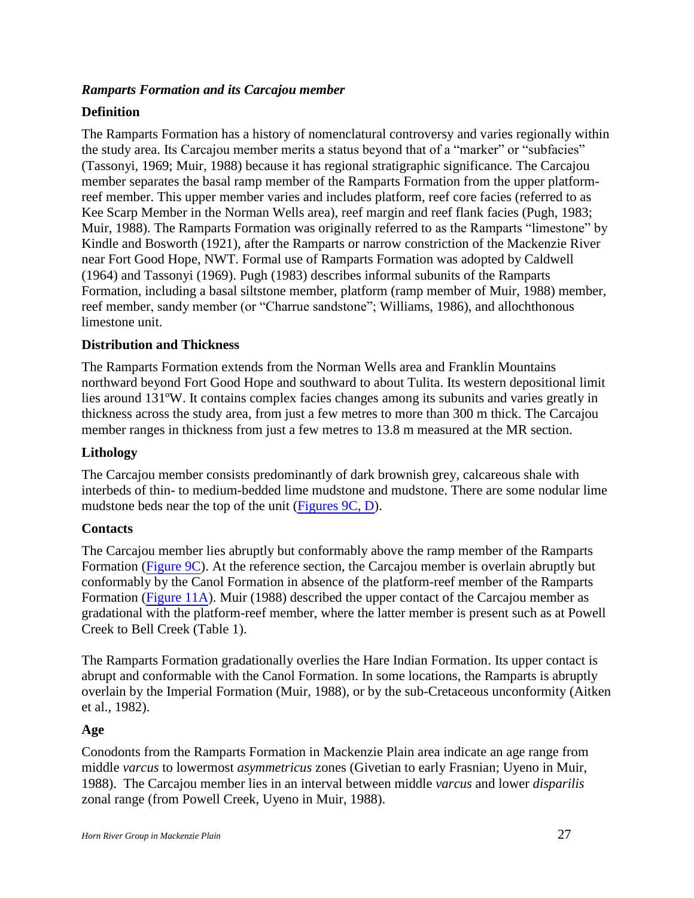### *Ramparts Formation and its Carcajou member*

#### Definition

The Ramparts Formation has a history of nomenclatural controversy and varies regionally within the study area. Its Carcajou member merits a status beyond that of a "marker" or "subfacies" (Tassonyi, 1969; Muir, 1988) because it has regional stratigraphic significance. The Carcajou member separates the basal ramp member of the Ramparts Formation from the upper platform-reef member. This upper member varies and includes platform, reef core facies (referred to as Kee Scarp Member in the Norman Wells area), reef margin and reef flank facies (Pugh, 1983; Muir, 1988). The Ramparts Formation was originally referred to as the Ramparts "limestone" by Kindle and Bosworth (1921), after the Ramparts or narrow constriction of the Mackenzie River near Fort Good Hope, NWT. Formal use of Ramparts Formation was adopted by Caldwell (1964) and Tassonyi (1969). Pugh (1983) describes informal subunits of the Ramparts Formation, including a basal siltstone member, platform (ramp member of Muir, 1988) member, reef member, sandy member (or "Charrue sandstone"; Williams, 1986), and allochthonous limestone unit.

#### Distribution and Thickness

The Ramparts Formation extends from the Norman Wells area and Franklin Mountains northward beyond Fort Good Hope and southward to about Tulita. Its western depositional limit lies around 131ºW. It contains complex facies changes among its subunits and varies greatly in thickness across the study area, from just a few metres to more than 300 m thick. The Carcajou member ranges in thickness from just a few metres to 13.8 m measured at the MR section.

#### Lithology

The Carcajou member consists predominantly of dark brownish grey, calcareous shale with interbeds of thin- to medium-bedded lime mudstone and mudstone. There are some nodular lime mudstone beds near the top of the unit (Figures 9C, D).

#### Contacts

The Carcajou member lies abruptly but conformably above the ramp member of the Ramparts Formation (Figure 9C). At the reference section, the Carcajou member is overlain abruptly but conformably by the Canol Formation in absence of the platform-reef member of the Ramparts Formation (Figure 11A). Muir (1988) described the upper contact of the Carcajou member as gradational with the platform-reef member, where the latter member is present such as at Powell Creek to Bell Creek (Table 1).

The Ramparts Formation gradationally overlies the Hare Indian Formation. Its upper contact is abrupt and conformable with the Canol Formation. In some locations, the Ramparts is abruptly overlain by the Imperial Formation (Muir, 1988), or by the sub-Cretaceous unconformity (Aitken et al., 1982).

#### Age

Conodonts from the Ramparts Formation in Mackenzie Plain area indicate an age range from middle *varcus* to lowermost *asymmetricus* zones (Givetian to early Frasnian; Uyeno in Muir, 1988). The Carcajou member lies in an interval between middle *varcus* and lower *disparilis* zonal range (from Powell Creek, Uyeno in Muir, 1988).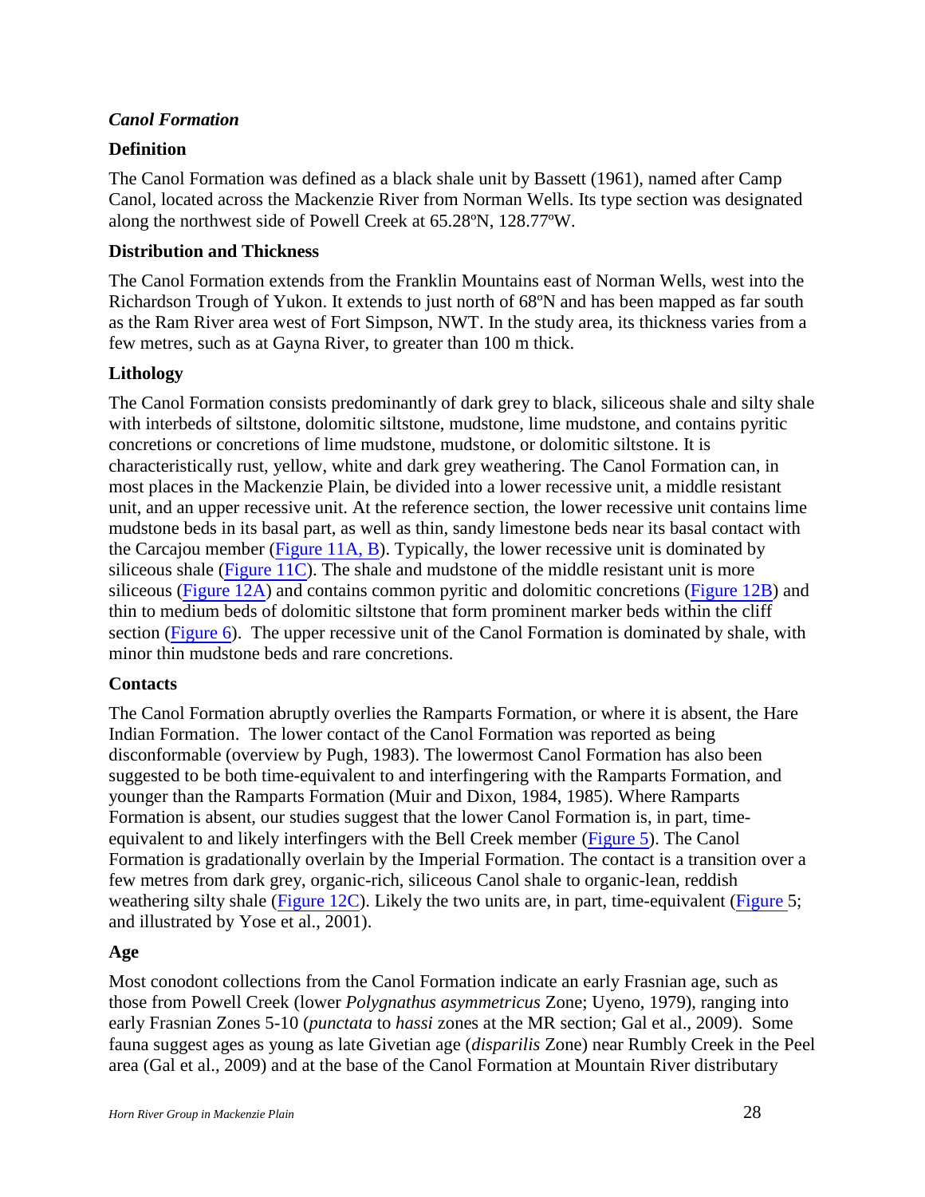### *Canol Formation*

#### Definition

The Canol Formation was defined as a black shale unit by Bassett (1961), named after Camp Canol, located across the Mackenzie River from Norman Wells. Its type section was designated along the northwest side of Powell Creek at 65.28ºN, 128.77ºW.

#### Distribution and Thickness

The Canol Formation extends from the Franklin Mountains east of Norman Wells, west into the Richardson Trough of Yukon. It extends to just north of 68ºN and has been mapped as far south as the Ram River area west of Fort Simpson, NWT. In the study area, its thickness varies from a few metres, such as at Gayna River, to greater than 100 m thick.

#### Lithology

The Canol Formation consists predominantly of dark grey to black, siliceous shale and silty shale with interbeds of siltstone, dolomitic siltstone, mudstone, lime mudstone, and contains pyritic concretions or concretions of lime mudstone, mudstone, or dolomitic siltstone. It is characteristically rust, yellow, white and dark grey weathering. The Canol Formation can, in most places in the Mackenzie Plain, be divided into a lower recessive unit, a middle resistant unit, and an upper recessive unit. At the reference section, the lower recessive unit contains lime mudstone beds in its basal part, as well as thin, sandy limestone beds near its basal contact with the Carcajou member (Figure 11A, B). Typically, the lower recessive unit is dominated by siliceous shale (Figure 11C). The shale and mudstone of the middle resistant unit is more siliceous (Figure 12A) and contains common pyritic and dolomitic concretions (Figure 12B) and thin to medium beds of dolomitic siltstone that form prominent marker beds within the cliff section (Figure 6). The upper recessive unit of the Canol Formation is dominated by shale, with minor thin mudstone beds and rare concretions.

#### Contacts

The Canol Formation abruptly overlies the Ramparts Formation, or where it is absent, the Hare Indian Formation. The lower contact of the Canol Formation was reported as being disconformable (overview by Pugh, 1983). The lowermost Canol Formation has also been suggested to be both time-equivalent to and interfingering with the Ramparts Formation, and younger than the Ramparts Formation (Muir and Dixon, 1984, 1985). Where Ramparts Formation is absent, our studies suggest that the lower Canol Formation is, in part, time-equivalent to and likely interfingers with the Bell Creek member (Figure 5). The Canol Formation is gradationally overlain by the Imperial Formation. The contact is a transition over a few metres from dark grey, organic-rich, siliceous Canol shale to organic-lean, reddish weathering silty shale (Figure 12C). Likely the two units are, in part, time-equivalent (Figure 5; and illustrated by Yose et al., 2001).

#### Age

Most conodont collections from the Canol Formation indicate an early Frasnian age, such as those from Powell Creek (lower *Polygnathus asymmetricus* Zone; Uyeno, 1979), ranging into early Frasnian Zones 5-10 (*punctata* to *hassi* zones at the MR section; Gal et al., 2009). Some fauna suggest ages as young as late Givetian age (*disparilis* Zone) near Rumbly Creek in the Peel area (Gal et al., 2009) and at the base of the Canol Formation at Mountain River distributary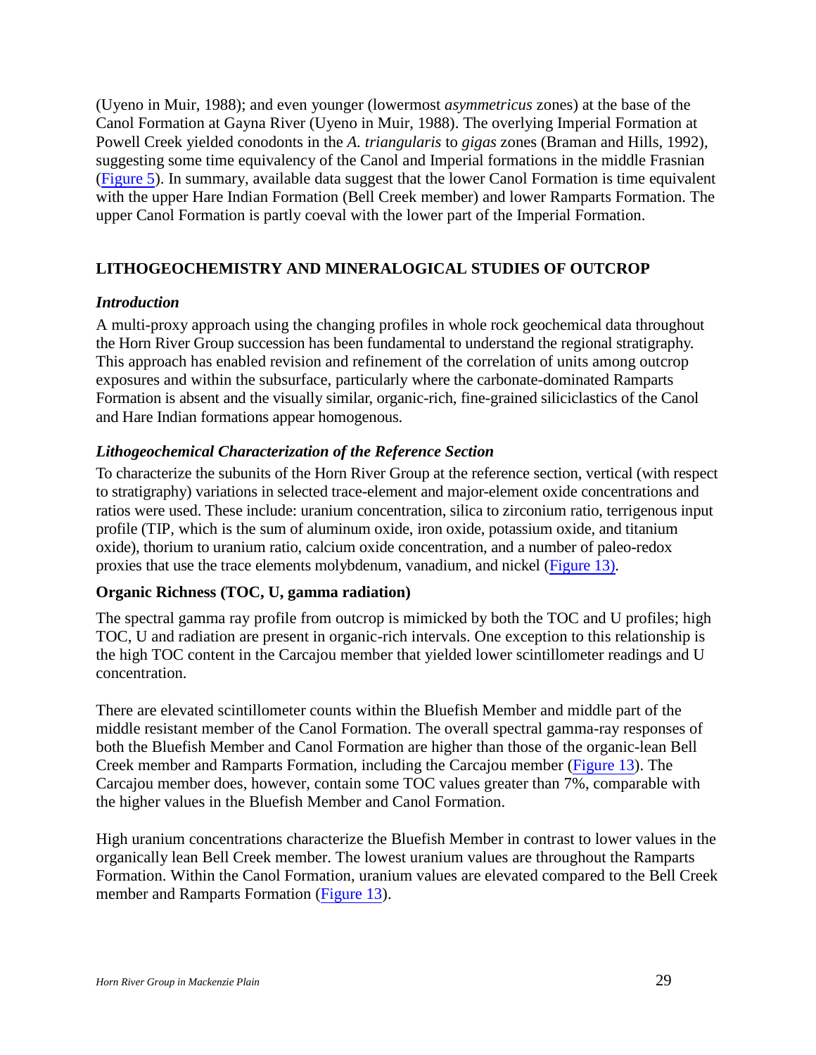(Uyeno in Muir, 1988); and even younger (lowermost *asymmetricus* zones) at the base of the Canol Formation at Gayna River (Uyeno in Muir, 1988). The overlying Imperial Formation at Powell Creek yielded conodonts in the *A. triangularis* to *gigas* zones (Braman and Hills, 1992), suggesting some time equivalency of the Canol and Imperial formations in the middle Frasnian (Figure 5). In summary, available data suggest that the lower Canol Formation is time equivalent with the upper Hare Indian Formation (Bell Creek member) and lower Ramparts Formation. The upper Canol Formation is partly coeval with the lower part of the Imperial Formation.

## LITHOGEOCHEMISTRY AND MINERALOGICAL STUDIES OF OUTCROP

### *Introduction*

A multi-proxy approach using the changing profiles in whole rock geochemical data throughout the Horn River Group succession has been fundamental to understand the regional stratigraphy. This approach has enabled revision and refinement of the correlation of units among outcrop exposures and within the subsurface, particularly where the carbonate-dominated Ramparts Formation is absent and the visually similar, organic-rich, fine-grained siliciclastics of the Canol and Hare Indian formations appear homogenous.

### *Lithogeochemical Characterization of the Reference Section*

To characterize the subunits of the Horn River Group at the reference section, vertical (with respect to stratigraphy) variations in selected trace-element and major-element oxide concentrations and ratios were used. These include: uranium concentration, silica to zirconium ratio, terrigenous input profile (TIP, which is the sum of aluminum oxide, iron oxide, potassium oxide, and titanium oxide), thorium to uranium ratio, calcium oxide concentration, and a number of paleo-redox proxies that use the trace elements molybdenum, vanadium, and nickel (Figure 13).

#### Organic Richness (TOC, U, gamma radiation)

The spectral gamma ray profile from outcrop is mimicked by both the TOC and U profiles; high TOC, U and radiation are present in organic-rich intervals. One exception to this relationship is the high TOC content in the Carcajou member that yielded lower scintillometer readings and U concentration.

There are elevated scintillometer counts within the Bluefish Member and middle part of the middle resistant member of the Canol Formation. The overall spectral gamma-ray responses of both the Bluefish Member and Canol Formation are higher than those of the organic-lean Bell Creek member and Ramparts Formation, including the Carcajou member (Figure 13). The Carcajou member does, however, contain some TOC values greater than 7%, comparable with the higher values in the Bluefish Member and Canol Formation.

High uranium concentrations characterize the Bluefish Member in contrast to lower values in the organically lean Bell Creek member. The lowest uranium values are throughout the Ramparts Formation. Within the Canol Formation, uranium values are elevated compared to the Bell Creek member and Ramparts Formation (Figure 13).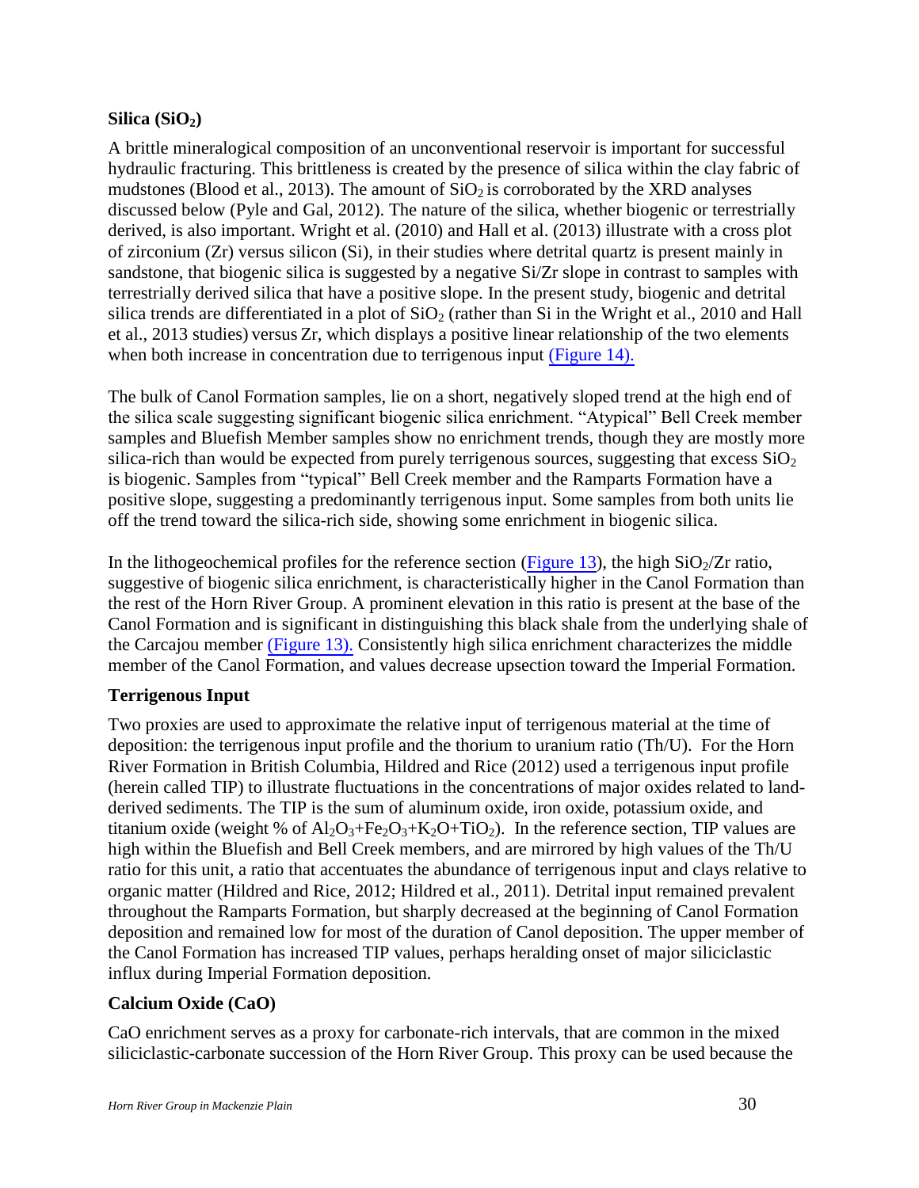### Silica ($SiO_2$)

A brittle mineralogical composition of an unconventional reservoir is important for successful hydraulic fracturing. This brittleness is created by the presence of silica within the clay fabric of mudstones (Blood et al., 2013). The amount of $SiO_2$ is corroborated by the XRD analyses discussed below (Pyle and Gal, 2012). The nature of the silica, whether biogenic or terrestrially derived, is also important. Wright et al. (2010) and Hall et al. (2013) illustrate with a cross plot of zirconium (Zr) versus silicon (Si), in their studies where detrital quartz is present mainly in sandstone, that biogenic silica is suggested by a negative Si/Zr slope in contrast to samples with terrestrially derived silica that have a positive slope. In the present study, biogenic and detrital silica trends are differentiated in a plot of $SiO_2$ (rather than Si in the Wright et al., 2010 and Hall et al., 2013 studies) versus Zr, which displays a positive linear relationship of the two elements when both increase in concentration due to terrigenous input (Figure 14).

The bulk of Canol Formation samples, lie on a short, negatively sloped trend at the high end of the silica scale suggesting significant biogenic silica enrichment. "Atypical" Bell Creek member samples and Bluefish Member samples show no enrichment trends, though they are mostly more silica-rich than would be expected from purely terrigenous sources, suggesting that excess $SiO_2$ is biogenic. Samples from "typical" Bell Creek member and the Ramparts Formation have a positive slope, suggesting a predominantly terrigenous input. Some samples from both units lie off the trend toward the silica-rich side, showing some enrichment in biogenic silica.

In the lithogeochemical profiles for the reference section (Figure 13), the high $SiO_2$/Zr ratio, suggestive of biogenic silica enrichment, is characteristically higher in the Canol Formation than the rest of the Horn River Group. A prominent elevation in this ratio is present at the base of the Canol Formation and is significant in distinguishing this black shale from the underlying shale of the Carcajou member (Figure 13). Consistently high silica enrichment characterizes the middle member of the Canol Formation, and values decrease upsection toward the Imperial Formation.

### Terrigenous Input

Two proxies are used to approximate the relative input of terrigenous material at the time of deposition: the terrigenous input profile and the thorium to uranium ratio (Th/U). For the Horn River Formation in British Columbia, Hildred and Rice (2012) used a terrigenous input profile (herein called TIP) to illustrate fluctuations in the concentrations of major oxides related to land-derived sediments. The TIP is the sum of aluminum oxide, iron oxide, potassium oxide, and titanium oxide (weight % of $Al_2O_3$+$Fe_2O_3$+$K_2O$+$TiO_2$). In the reference section, TIP values are high within the Bluefish and Bell Creek members, and are mirrored by high values of the Th/U ratio for this unit, a ratio that accentuates the abundance of terrigenous input and clays relative to organic matter (Hildred and Rice, 2012; Hildred et al., 2011). Detrital input remained prevalent throughout the Ramparts Formation, but sharply decreased at the beginning of Canol Formation deposition and remained low for most of the duration of Canol deposition. The upper member of the Canol Formation has increased TIP values, perhaps heralding onset of major siliciclastic influx during Imperial Formation deposition.

### Calcium Oxide (CaO)

CaO enrichment serves as a proxy for carbonate-rich intervals, that are common in the mixed siliciclastic-carbonate succession of the Horn River Group. This proxy can be used because the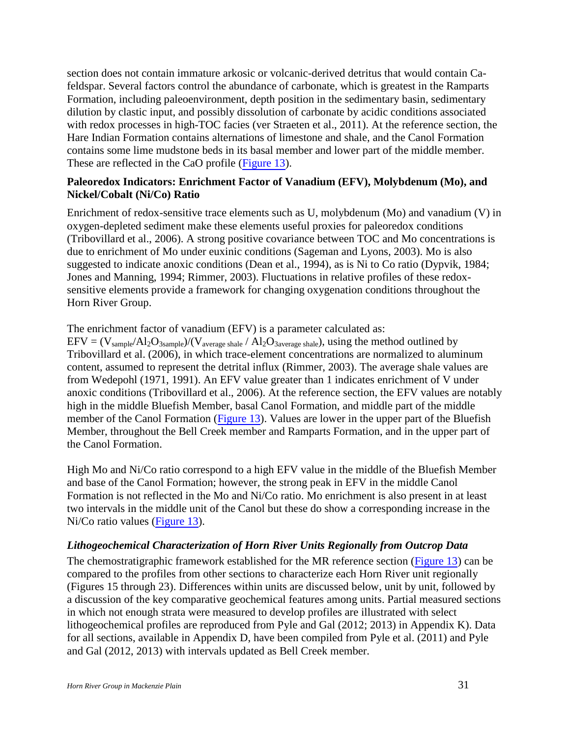section does not contain immature arkosic or volcanic-derived detritus that would contain Ca-feldspar. Several factors control the abundance of carbonate, which is greatest in the Ramparts Formation, including paleoenvironment, depth position in the sedimentary basin, sedimentary dilution by clastic input, and possibly dissolution of carbonate by acidic conditions associated with redox processes in high-TOC facies (ver Straeten et al., 2011). At the reference section, the Hare Indian Formation contains alternations of limestone and shale, and the Canol Formation contains some lime mudstone beds in its basal member and lower part of the middle member. These are reflected in the CaO profile (Figure 13).

### Paleoredox Indicators: Enrichment Factor of Vanadium (EFV), Molybdenum (Mo), and Nickel/Cobalt (Ni/Co) Ratio

Enrichment of redox-sensitive trace elements such as U, molybdenum (Mo) and vanadium (V) in oxygen-depleted sediment make these elements useful proxies for paleoredox conditions (Tribovillard et al., 2006). A strong positive covariance between TOC and Mo concentrations is due to enrichment of Mo under euxinic conditions (Sageman and Lyons, 2003). Mo is also suggested to indicate anoxic conditions (Dean et al., 1994), as is Ni to Co ratio (Dypvik, 1984; Jones and Manning, 1994; Rimmer, 2003). Fluctuations in relative profiles of these redox-sensitive elements provide a framework for changing oxygenation conditions throughout the Horn River Group.

The enrichment factor of vanadium (EFV) is a parameter calculated as:
$EFV = (V_{sample}/Al_2O_{3sample})/(V_{average\ shale} / Al_2O_{3average\ shale})$, using the method outlined by Tribovillard et al. (2006), in which trace-element concentrations are normalized to aluminum content, assumed to represent the detrital influx (Rimmer, 2003). The average shale values are from Wedepohl (1971, 1991). An EFV value greater than 1 indicates enrichment of V under anoxic conditions (Tribovillard et al., 2006). At the reference section, the EFV values are notably high in the middle Bluefish Member, basal Canol Formation, and middle part of the middle member of the Canol Formation (Figure 13). Values are lower in the upper part of the Bluefish Member, throughout the Bell Creek member and Ramparts Formation, and in the upper part of the Canol Formation.

High Mo and Ni/Co ratio correspond to a high EFV value in the middle of the Bluefish Member and base of the Canol Formation; however, the strong peak in EFV in the middle Canol Formation is not reflected in the Mo and Ni/Co ratio. Mo enrichment is also present in at least two intervals in the middle unit of the Canol but these do show a corresponding increase in the Ni/Co ratio values (Figure 13).

### *Lithogeochemical Characterization of Horn River Units Regionally from Outcrop Data*

The chemostratigraphic framework established for the MR reference section (Figure 13) can be compared to the profiles from other sections to characterize each Horn River unit regionally (Figures 15 through 23). Differences within units are discussed below, unit by unit, followed by a discussion of the key comparative geochemical features among units. Partial measured sections in which not enough strata were measured to develop profiles are illustrated with select lithogeochemical profiles are reproduced from Pyle and Gal (2012; 2013) in Appendix K). Data for all sections, available in Appendix D, have been compiled from Pyle et al. (2011) and Pyle and Gal (2012, 2013) with intervals updated as Bell Creek member.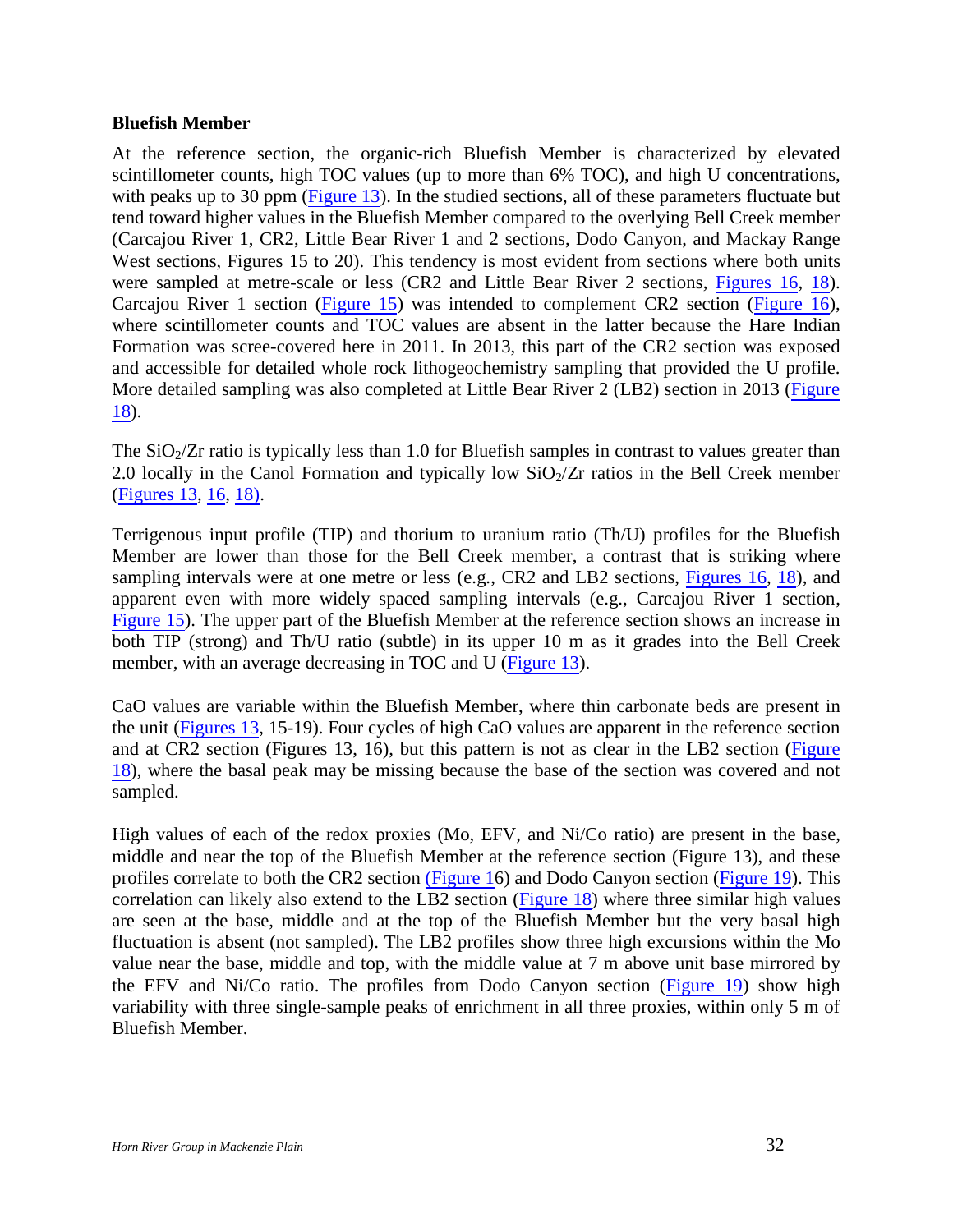**Bluefish Member**

At the reference section, the organic-rich Bluefish Member is characterized by elevated scintillometer counts, high TOC values (up to more than 6% TOC), and high U concentrations, with peaks up to 30 ppm (Figure 13). In the studied sections, all of these parameters fluctuate but tend toward higher values in the Bluefish Member compared to the overlying Bell Creek member (Carcajou River 1, CR2, Little Bear River 1 and 2 sections, Dodo Canyon, and Mackay Range West sections, Figures 15 to 20). This tendency is most evident from sections where both units were sampled at metre-scale or less (CR2 and Little Bear River 2 sections, Figures 16, 18). Carcajou River 1 section (Figure 15) was intended to complement CR2 section (Figure 16), where scintillometer counts and TOC values are absent in the latter because the Hare Indian Formation was scree-covered here in 2011. In 2013, this part of the CR2 section was exposed and accessible for detailed whole rock lithogeochemistry sampling that provided the U profile. More detailed sampling was also completed at Little Bear River 2 (LB2) section in 2013 (Figure 18).

The $SiO_2$/Zr ratio is typically less than 1.0 for Bluefish samples in contrast to values greater than 2.0 locally in the Canol Formation and typically low $SiO_2$/Zr ratios in the Bell Creek member (Figures 13, 16, 18).

Terrigenous input profile (TIP) and thorium to uranium ratio (Th/U) profiles for the Bluefish Member are lower than those for the Bell Creek member, a contrast that is striking where sampling intervals were at one metre or less (e.g., CR2 and LB2 sections, Figures 16, 18), and apparent even with more widely spaced sampling intervals (e.g., Carcajou River 1 section, Figure 15). The upper part of the Bluefish Member at the reference section shows an increase in both TIP (strong) and Th/U ratio (subtle) in its upper 10 m as it grades into the Bell Creek member, with an average decreasing in TOC and U (Figure 13).

CaO values are variable within the Bluefish Member, where thin carbonate beds are present in the unit (Figures 13, 15-19). Four cycles of high CaO values are apparent in the reference section and at CR2 section (Figures 13, 16), but this pattern is not as clear in the LB2 section (Figure 18), where the basal peak may be missing because the base of the section was covered and not sampled.

High values of each of the redox proxies (Mo, EFV, and Ni/Co ratio) are present in the base, middle and near the top of the Bluefish Member at the reference section (Figure 13), and these profiles correlate to both the CR2 section (Figure 16) and Dodo Canyon section (Figure 19). This correlation can likely also extend to the LB2 section (Figure 18) where three similar high values are seen at the base, middle and at the top of the Bluefish Member but the very basal high fluctuation is absent (not sampled). The LB2 profiles show three high excursions within the Mo value near the base, middle and top, with the middle value at 7 m above unit base mirrored by the EFV and Ni/Co ratio. The profiles from Dodo Canyon section (Figure 19) show high variability with three single-sample peaks of enrichment in all three proxies, within only 5 m of Bluefish Member.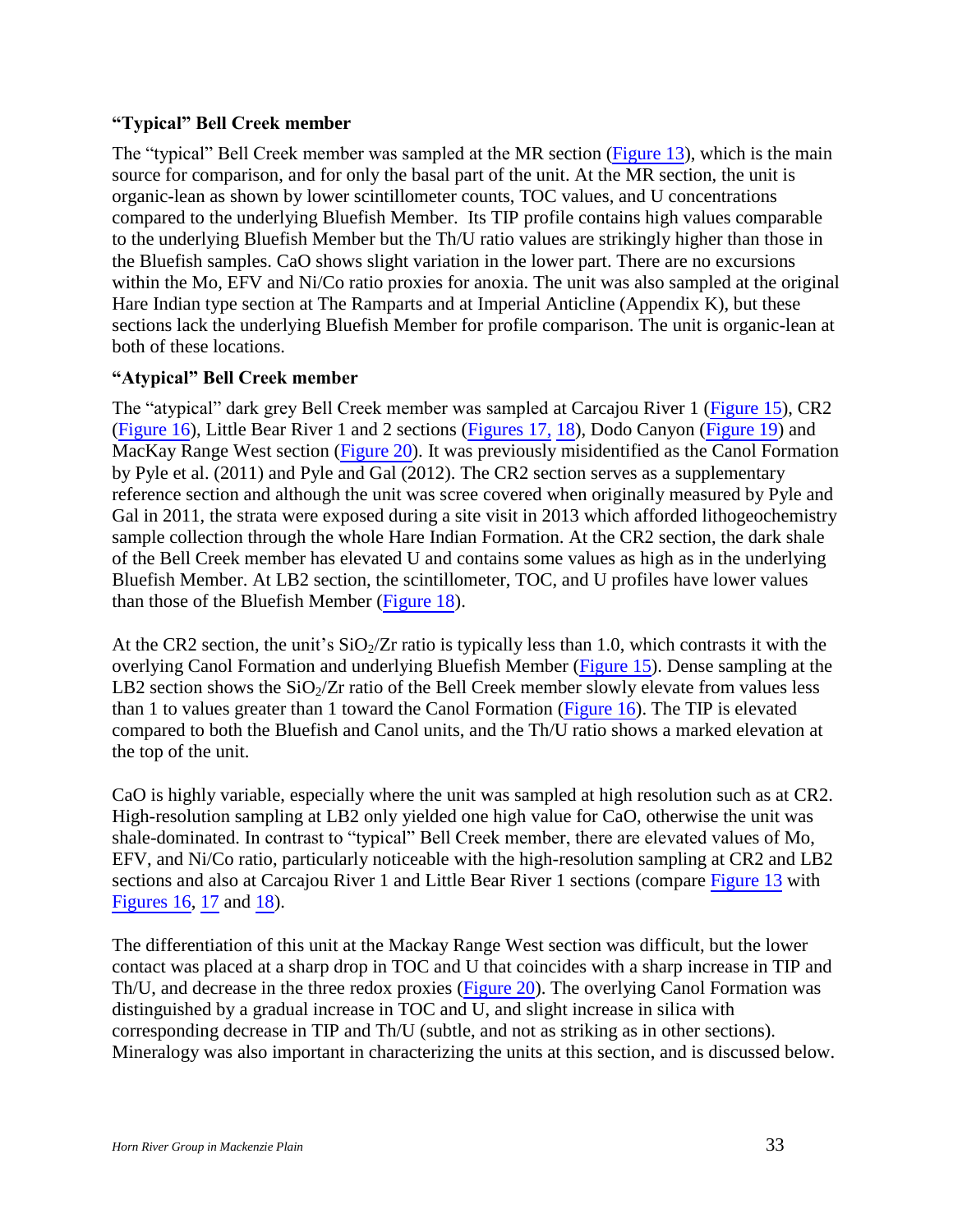### "Typical" Bell Creek member

The "typical" Bell Creek member was sampled at the MR section (Figure 13), which is the main source for comparison, and for only the basal part of the unit. At the MR section, the unit is organic-lean as shown by lower scintillometer counts, TOC values, and U concentrations compared to the underlying Bluefish Member. Its TIP profile contains high values comparable to the underlying Bluefish Member but the Th/U ratio values are strikingly higher than those in the Bluefish samples. CaO shows slight variation in the lower part. There are no excursions within the Mo, EFV and Ni/Co ratio proxies for anoxia. The unit was also sampled at the original Hare Indian type section at The Ramparts and at Imperial Anticline (Appendix K), but these sections lack the underlying Bluefish Member for profile comparison. The unit is organic-lean at both of these locations.

### "Atypical" Bell Creek member

The "atypical" dark grey Bell Creek member was sampled at Carcajou River 1 (Figure 15), CR2 (Figure 16), Little Bear River 1 and 2 sections (Figures 17, 18), Dodo Canyon (Figure 19) and MacKay Range West section (Figure 20). It was previously misidentified as the Canol Formation by Pyle et al. (2011) and Pyle and Gal (2012). The CR2 section serves as a supplementary reference section and although the unit was scree covered when originally measured by Pyle and Gal in 2011, the strata were exposed during a site visit in 2013 which afforded lithogeochemistry sample collection through the whole Hare Indian Formation. At the CR2 section, the dark shale of the Bell Creek member has elevated U and contains some values as high as in the underlying Bluefish Member. At LB2 section, the scintillometer, TOC, and U profiles have lower values than those of the Bluefish Member (Figure 18).

At the CR2 section, the unit's $SiO_2/Zr$ ratio is typically less than 1.0, which contrasts it with the overlying Canol Formation and underlying Bluefish Member (Figure 15). Dense sampling at the LB2 section shows the $SiO_2/Zr$ ratio of the Bell Creek member slowly elevate from values less than 1 to values greater than 1 toward the Canol Formation (Figure 16). The TIP is elevated compared to both the Bluefish and Canol units, and the Th/U ratio shows a marked elevation at the top of the unit.

CaO is highly variable, especially where the unit was sampled at high resolution such as at CR2. High-resolution sampling at LB2 only yielded one high value for CaO, otherwise the unit was shale-dominated. In contrast to "typical" Bell Creek member, there are elevated values of Mo, EFV, and Ni/Co ratio, particularly noticeable with the high-resolution sampling at CR2 and LB2 sections and also at Carcajou River 1 and Little Bear River 1 sections (compare Figure 13 with Figures 16, 17 and 18).

The differentiation of this unit at the Mackay Range West section was difficult, but the lower contact was placed at a sharp drop in TOC and U that coincides with a sharp increase in TIP and Th/U, and decrease in the three redox proxies (Figure 20). The overlying Canol Formation was distinguished by a gradual increase in TOC and U, and slight increase in silica with corresponding decrease in TIP and Th/U (subtle, and not as striking as in other sections). Mineralogy was also important in characterizing the units at this section, and is discussed below.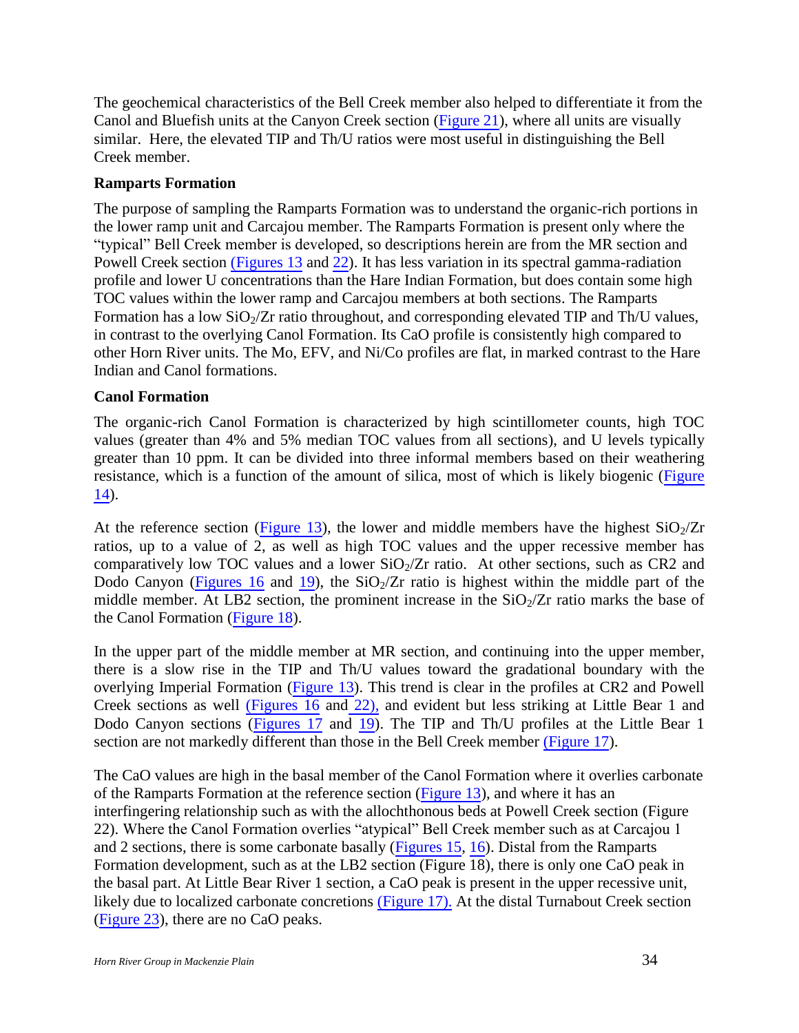The geochemical characteristics of the Bell Creek member also helped to differentiate it from the Canol and Bluefish units at the Canyon Creek section (Figure 21), where all units are visually similar. Here, the elevated TIP and Th/U ratios were most useful in distinguishing the Bell Creek member.

**Ramparts Formation**

The purpose of sampling the Ramparts Formation was to understand the organic-rich portions in the lower ramp unit and Carcajou member. The Ramparts Formation is present only where the "typical" Bell Creek member is developed, so descriptions herein are from the MR section and Powell Creek section (Figures 13 and 22). It has less variation in its spectral gamma-radiation profile and lower U concentrations than the Hare Indian Formation, but does contain some high TOC values within the lower ramp and Carcajou members at both sections. The Ramparts Formation has a low $SiO_2$/Zr ratio throughout, and corresponding elevated TIP and Th/U values, in contrast to the overlying Canol Formation. Its CaO profile is consistently high compared to other Horn River units. The Mo, EFV, and Ni/Co profiles are flat, in marked contrast to the Hare Indian and Canol formations.

**Canol Formation**

The organic-rich Canol Formation is characterized by high scintillometer counts, high TOC values (greater than 4% and 5% median TOC values from all sections), and U levels typically greater than 10 ppm. It can be divided into three informal members based on their weathering resistance, which is a function of the amount of silica, most of which is likely biogenic (Figure 14).

At the reference section (Figure 13), the lower and middle members have the highest $SiO_2$/Zr ratios, up to a value of 2, as well as high TOC values and the upper recessive member has comparatively low TOC values and a lower $SiO_2$/Zr ratio. At other sections, such as CR2 and Dodo Canyon (Figures 16 and 19), the $SiO_2$/Zr ratio is highest within the middle part of the middle member. At LB2 section, the prominent increase in the $SiO_2$/Zr ratio marks the base of the Canol Formation (Figure 18).

In the upper part of the middle member at MR section, and continuing into the upper member, there is a slow rise in the TIP and Th/U values toward the gradational boundary with the overlying Imperial Formation (Figure 13). This trend is clear in the profiles at CR2 and Powell Creek sections as well (Figures 16 and 22), and evident but less striking at Little Bear 1 and Dodo Canyon sections (Figures 17 and 19). The TIP and Th/U profiles at the Little Bear 1 section are not markedly different than those in the Bell Creek member (Figure 17).

The CaO values are high in the basal member of the Canol Formation where it overlies carbonate of the Ramparts Formation at the reference section (Figure 13), and where it has an interfingering relationship such as with the allochthonous beds at Powell Creek section (Figure 22). Where the Canol Formation overlies "atypical" Bell Creek member such as at Carcajou 1 and 2 sections, there is some carbonate basally (Figures 15, 16). Distal from the Ramparts Formation development, such as at the LB2 section (Figure 18), there is only one CaO peak in the basal part. At Little Bear River 1 section, a CaO peak is present in the upper recessive unit, likely due to localized carbonate concretions (Figure 17). At the distal Turnabout Creek section (Figure 23), there are no CaO peaks.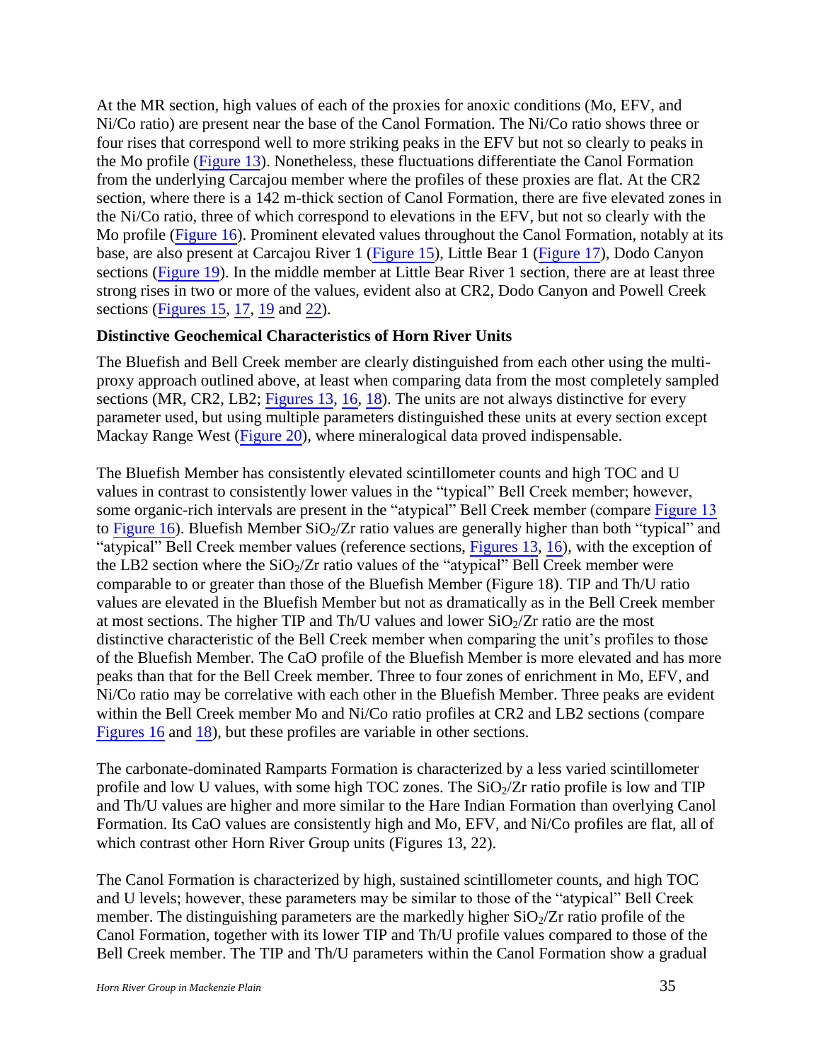At the MR section, high values of each of the proxies for anoxic conditions (Mo, EFV, and Ni/Co ratio) are present near the base of the Canol Formation. The Ni/Co ratio shows three or four rises that correspond well to more striking peaks in the EFV but not so clearly to peaks in the Mo profile (Figure 13). Nonetheless, these fluctuations differentiate the Canol Formation from the underlying Carcajou member where the profiles of these proxies are flat. At the CR2 section, where there is a 142 m-thick section of Canol Formation, there are five elevated zones in the Ni/Co ratio, three of which correspond to elevations in the EFV, but not so clearly with the Mo profile (Figure 16). Prominent elevated values throughout the Canol Formation, notably at its base, are also present at Carcajou River 1 (Figure 15), Little Bear 1 (Figure 17), Dodo Canyon sections (Figure 19). In the middle member at Little Bear River 1 section, there are at least three strong rises in two or more of the values, evident also at CR2, Dodo Canyon and Powell Creek sections (Figures 15, 17, 19 and 22).

**Distinctive Geochemical Characteristics of Horn River Units**

The Bluefish and Bell Creek member are clearly distinguished from each other using the multi-proxy approach outlined above, at least when comparing data from the most completely sampled sections (MR, CR2, LB2; Figures 13, 16, 18). The units are not always distinctive for every parameter used, but using multiple parameters distinguished these units at every section except Mackay Range West (Figure 20), where mineralogical data proved indispensable.

The Bluefish Member has consistently elevated scintillometer counts and high TOC and U values in contrast to consistently lower values in the "typical" Bell Creek member; however, some organic-rich intervals are present in the "atypical" Bell Creek member (compare Figure 13 to Figure 16). Bluefish Member $SiO_2$/Zr ratio values are generally higher than both "typical" and "atypical" Bell Creek member values (reference sections, Figures 13, 16), with the exception of the LB2 section where the $SiO_2$/Zr ratio values of the "atypical" Bell Creek member were comparable to or greater than those of the Bluefish Member (Figure 18). TIP and Th/U ratio values are elevated in the Bluefish Member but not as dramatically as in the Bell Creek member at most sections. The higher TIP and Th/U values and lower $SiO_2$/Zr ratio are the most distinctive characteristic of the Bell Creek member when comparing the unit's profiles to those of the Bluefish Member. The CaO profile of the Bluefish Member is more elevated and has more peaks than that for the Bell Creek member. Three to four zones of enrichment in Mo, EFV, and Ni/Co ratio may be correlative with each other in the Bluefish Member. Three peaks are evident within the Bell Creek member Mo and Ni/Co ratio profiles at CR2 and LB2 sections (compare Figures 16 and 18), but these profiles are variable in other sections.

The carbonate-dominated Ramparts Formation is characterized by a less varied scintillometer profile and low U values, with some high TOC zones. The $SiO_2$/Zr ratio profile is low and TIP and Th/U values are higher and more similar to the Hare Indian Formation than overlying Canol Formation. Its CaO values are consistently high and Mo, EFV, and Ni/Co profiles are flat, all of which contrast other Horn River Group units (Figures 13, 22).

The Canol Formation is characterized by high, sustained scintillometer counts, and high TOC and U levels; however, these parameters may be similar to those of the "atypical" Bell Creek member. The distinguishing parameters are the markedly higher $SiO_2$/Zr ratio profile of the Canol Formation, together with its lower TIP and Th/U profile values compared to those of the Bell Creek member. The TIP and Th/U parameters within the Canol Formation show a gradual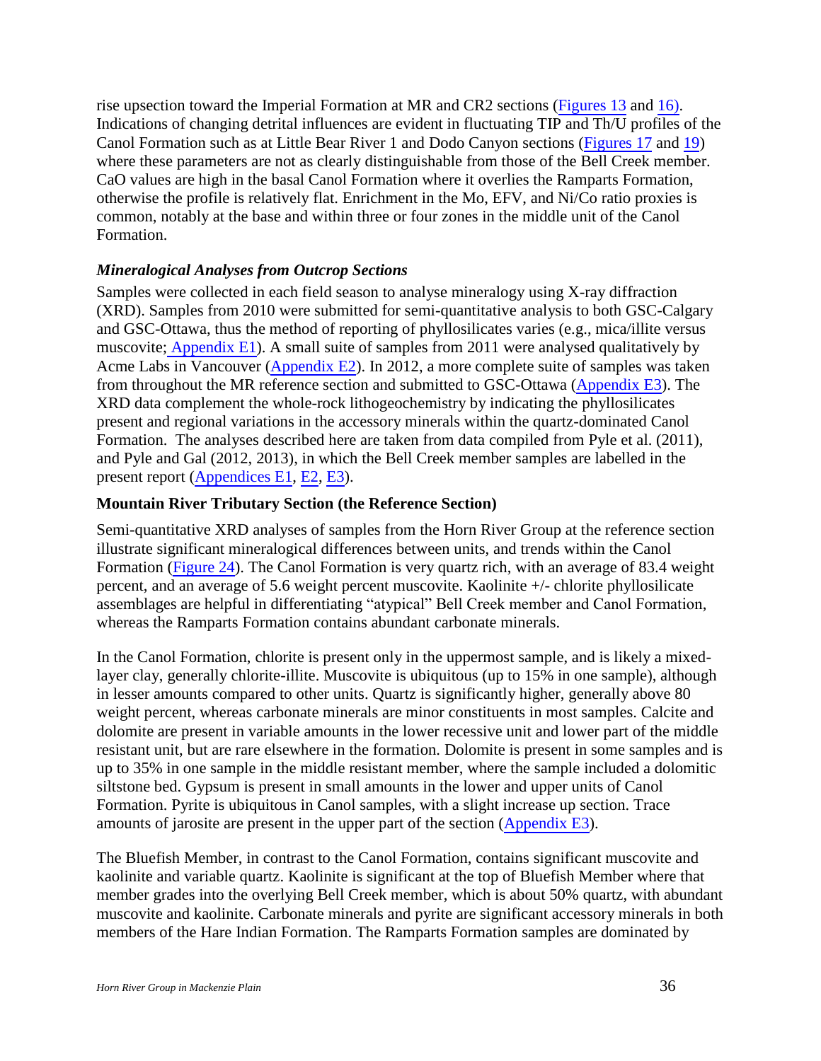rise upsection toward the Imperial Formation at MR and CR2 sections (Figures 13 and 16). Indications of changing detrital influences are evident in fluctuating TIP and Th/U profiles of the Canol Formation such as at Little Bear River 1 and Dodo Canyon sections (Figures 17 and 19) where these parameters are not as clearly distinguishable from those of the Bell Creek member. CaO values are high in the basal Canol Formation where it overlies the Ramparts Formation, otherwise the profile is relatively flat. Enrichment in the Mo, EFV, and Ni/Co ratio proxies is common, notably at the base and within three or four zones in the middle unit of the Canol Formation.

### *Mineralogical Analyses from Outcrop Sections*

Samples were collected in each field season to analyse mineralogy using X-ray diffraction (XRD). Samples from 2010 were submitted for semi-quantitative analysis to both GSC-Calgary and GSC-Ottawa, thus the method of reporting of phyllosilicates varies (e.g., mica/illite versus muscovite; Appendix E1). A small suite of samples from 2011 were analysed qualitatively by Acme Labs in Vancouver (Appendix E2). In 2012, a more complete suite of samples was taken from throughout the MR reference section and submitted to GSC-Ottawa (Appendix E3). The XRD data complement the whole-rock lithogeochemistry by indicating the phyllosilicates present and regional variations in the accessory minerals within the quartz-dominated Canol Formation. The analyses described here are taken from data compiled from Pyle et al. (2011), and Pyle and Gal (2012, 2013), in which the Bell Creek member samples are labelled in the present report (Appendices E1, E2, E3).

#### **Mountain River Tributary Section (the Reference Section)**

Semi-quantitative XRD analyses of samples from the Horn River Group at the reference section illustrate significant mineralogical differences between units, and trends within the Canol Formation (Figure 24). The Canol Formation is very quartz rich, with an average of 83.4 weight percent, and an average of 5.6 weight percent muscovite. Kaolinite +/- chlorite phyllosilicate assemblages are helpful in differentiating "atypical" Bell Creek member and Canol Formation, whereas the Ramparts Formation contains abundant carbonate minerals.

In the Canol Formation, chlorite is present only in the uppermost sample, and is likely a mixed-layer clay, generally chlorite-illite. Muscovite is ubiquitous (up to 15% in one sample), although in lesser amounts compared to other units. Quartz is significantly higher, generally above 80 weight percent, whereas carbonate minerals are minor constituents in most samples. Calcite and dolomite are present in variable amounts in the lower recessive unit and lower part of the middle resistant unit, but are rare elsewhere in the formation. Dolomite is present in some samples and is up to 35% in one sample in the middle resistant member, where the sample included a dolomitic siltstone bed. Gypsum is present in small amounts in the lower and upper units of Canol Formation. Pyrite is ubiquitous in Canol samples, with a slight increase up section. Trace amounts of jarosite are present in the upper part of the section (Appendix E3).

The Bluefish Member, in contrast to the Canol Formation, contains significant muscovite and kaolinite and variable quartz. Kaolinite is significant at the top of Bluefish Member where that member grades into the overlying Bell Creek member, which is about 50% quartz, with abundant muscovite and kaolinite. Carbonate minerals and pyrite are significant accessory minerals in both members of the Hare Indian Formation. The Ramparts Formation samples are dominated by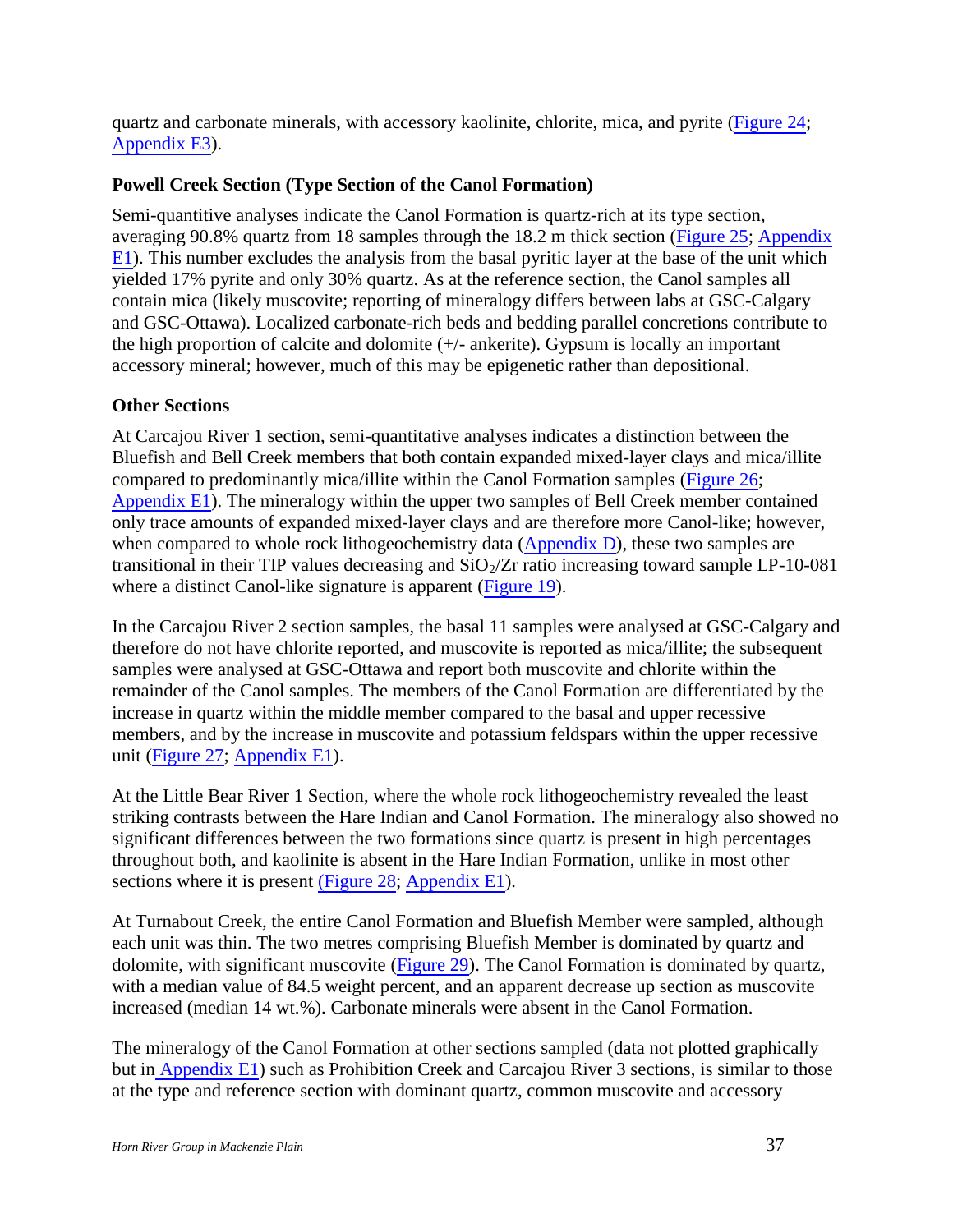quartz and carbonate minerals, with accessory kaolinite, chlorite, mica, and pyrite (Figure 24; Appendix E3).

### Powell Creek Section (Type Section of the Canol Formation)

Semi-quantitive analyses indicate the Canol Formation is quartz-rich at its type section, averaging 90.8% quartz from 18 samples through the 18.2 m thick section (Figure 25; Appendix E1). This number excludes the analysis from the basal pyritic layer at the base of the unit which yielded 17% pyrite and only 30% quartz. As at the reference section, the Canol samples all contain mica (likely muscovite; reporting of mineralogy differs between labs at GSC-Calgary and GSC-Ottawa). Localized carbonate-rich beds and bedding parallel concretions contribute to the high proportion of calcite and dolomite (+/- ankerite). Gypsum is locally an important accessory mineral; however, much of this may be epigenetic rather than depositional.

### Other Sections

At Carcajou River 1 section, semi-quantitative analyses indicates a distinction between the Bluefish and Bell Creek members that both contain expanded mixed-layer clays and mica/illite compared to predominantly mica/illite within the Canol Formation samples (Figure 26; Appendix E1). The mineralogy within the upper two samples of Bell Creek member contained only trace amounts of expanded mixed-layer clays and are therefore more Canol-like; however, when compared to whole rock lithogeochemistry data (Appendix D), these two samples are transitional in their TIP values decreasing and $SiO_2$/Zr ratio increasing toward sample LP-10-081 where a distinct Canol-like signature is apparent (Figure 19).

In the Carcajou River 2 section samples, the basal 11 samples were analysed at GSC-Calgary and therefore do not have chlorite reported, and muscovite is reported as mica/illite; the subsequent samples were analysed at GSC-Ottawa and report both muscovite and chlorite within the remainder of the Canol samples. The members of the Canol Formation are differentiated by the increase in quartz within the middle member compared to the basal and upper recessive members, and by the increase in muscovite and potassium feldspars within the upper recessive unit (Figure 27; Appendix E1).

At the Little Bear River 1 Section, where the whole rock lithogeochemistry revealed the least striking contrasts between the Hare Indian and Canol Formation. The mineralogy also showed no significant differences between the two formations since quartz is present in high percentages throughout both, and kaolinite is absent in the Hare Indian Formation, unlike in most other sections where it is present (Figure 28; Appendix E1).

At Turnabout Creek, the entire Canol Formation and Bluefish Member were sampled, although each unit was thin. The two metres comprising Bluefish Member is dominated by quartz and dolomite, with significant muscovite (Figure 29). The Canol Formation is dominated by quartz, with a median value of 84.5 weight percent, and an apparent decrease up section as muscovite increased (median 14 wt.%). Carbonate minerals were absent in the Canol Formation.

The mineralogy of the Canol Formation at other sections sampled (data not plotted graphically but in Appendix E1) such as Prohibition Creek and Carcajou River 3 sections, is similar to those at the type and reference section with dominant quartz, common muscovite and accessory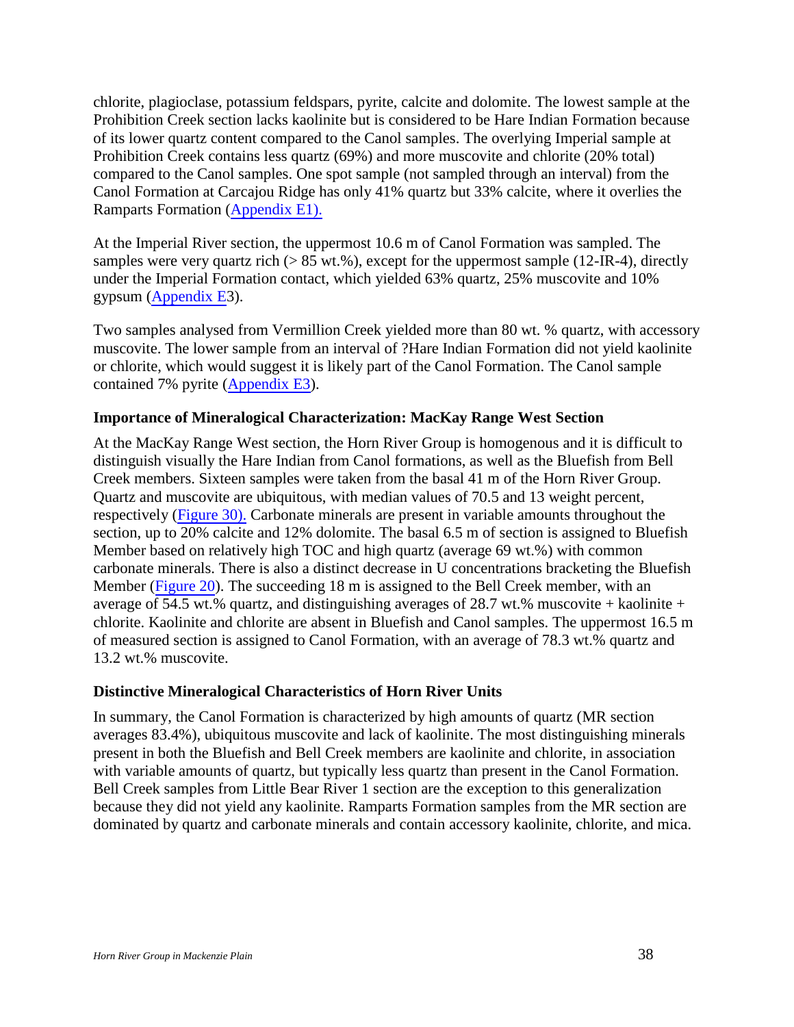chlorite, plagioclase, potassium feldspars, pyrite, calcite and dolomite. The lowest sample at the Prohibition Creek section lacks kaolinite but is considered to be Hare Indian Formation because of its lower quartz content compared to the Canol samples. The overlying Imperial sample at Prohibition Creek contains less quartz (69%) and more muscovite and chlorite (20% total) compared to the Canol samples. One spot sample (not sampled through an interval) from the Canol Formation at Carcajou Ridge has only 41% quartz but 33% calcite, where it overlies the Ramparts Formation (Appendix E1).

At the Imperial River section, the uppermost 10.6 m of Canol Formation was sampled. The samples were very quartz rich (> 85 wt.%), except for the uppermost sample (12-IR-4), directly under the Imperial Formation contact, which yielded 63% quartz, 25% muscovite and 10% gypsum (Appendix E3).

Two samples analysed from Vermillion Creek yielded more than 80 wt. % quartz, with accessory muscovite. The lower sample from an interval of ?Hare Indian Formation did not yield kaolinite or chlorite, which would suggest it is likely part of the Canol Formation. The Canol sample contained 7% pyrite (Appendix E3).

### Importance of Mineralogical Characterization: MacKay Range West Section

At the MacKay Range West section, the Horn River Group is homogenous and it is difficult to distinguish visually the Hare Indian from Canol formations, as well as the Bluefish from Bell Creek members. Sixteen samples were taken from the basal 41 m of the Horn River Group. Quartz and muscovite are ubiquitous, with median values of 70.5 and 13 weight percent, respectively (Figure 30). Carbonate minerals are present in variable amounts throughout the section, up to 20% calcite and 12% dolomite. The basal 6.5 m of section is assigned to Bluefish Member based on relatively high TOC and high quartz (average 69 wt.%) with common carbonate minerals. There is also a distinct decrease in U concentrations bracketing the Bluefish Member (Figure 20). The succeeding 18 m is assigned to the Bell Creek member, with an average of 54.5 wt.% quartz, and distinguishing averages of 28.7 wt.% muscovite + kaolinite + chlorite. Kaolinite and chlorite are absent in Bluefish and Canol samples. The uppermost 16.5 m of measured section is assigned to Canol Formation, with an average of 78.3 wt.% quartz and 13.2 wt.% muscovite.

### Distinctive Mineralogical Characteristics of Horn River Units

In summary, the Canol Formation is characterized by high amounts of quartz (MR section averages 83.4%), ubiquitous muscovite and lack of kaolinite. The most distinguishing minerals present in both the Bluefish and Bell Creek members are kaolinite and chlorite, in association with variable amounts of quartz, but typically less quartz than present in the Canol Formation. Bell Creek samples from Little Bear River 1 section are the exception to this generalization because they did not yield any kaolinite. Ramparts Formation samples from the MR section are dominated by quartz and carbonate minerals and contain accessory kaolinite, chlorite, and mica.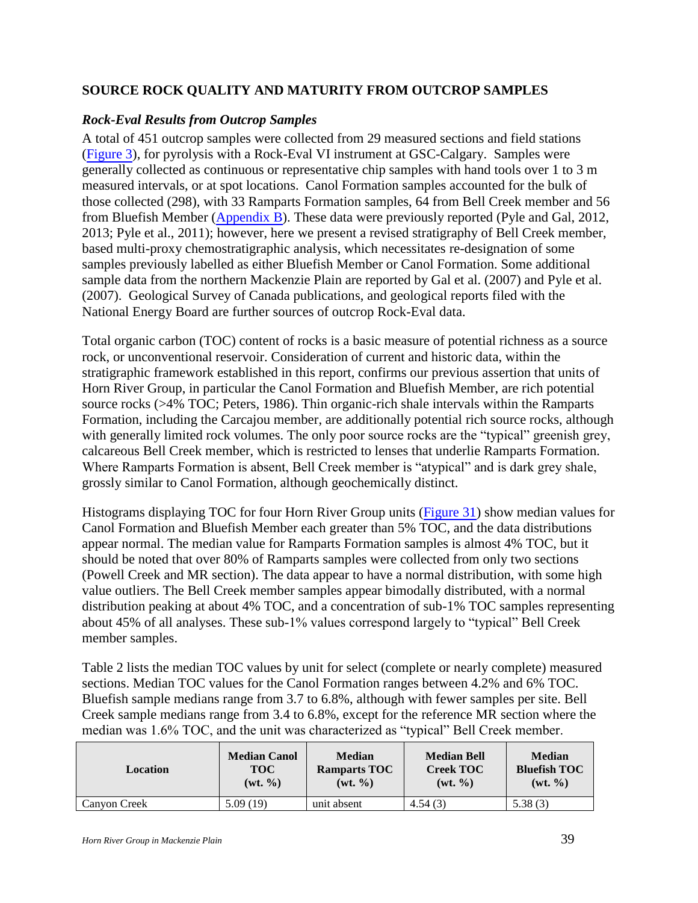## SOURCE ROCK QUALITY AND MATURITY FROM OUTCROP SAMPLES

### *Rock-Eval Results from Outcrop Samples*

A total of 451 outcrop samples were collected from 29 measured sections and field stations (Figure 3), for pyrolysis with a Rock-Eval VI instrument at GSC-Calgary. Samples were generally collected as continuous or representative chip samples with hand tools over 1 to 3 m measured intervals, or at spot locations. Canol Formation samples accounted for the bulk of those collected (298), with 33 Ramparts Formation samples, 64 from Bell Creek member and 56 from Bluefish Member (Appendix B). These data were previously reported (Pyle and Gal, 2012, 2013; Pyle et al., 2011); however, here we present a revised stratigraphy of Bell Creek member, based multi-proxy chemostratigraphic analysis, which necessitates re-designation of some samples previously labelled as either Bluefish Member or Canol Formation. Some additional sample data from the northern Mackenzie Plain are reported by Gal et al. (2007) and Pyle et al. (2007). Geological Survey of Canada publications, and geological reports filed with the National Energy Board are further sources of outcrop Rock-Eval data.

Total organic carbon (TOC) content of rocks is a basic measure of potential richness as a source rock, or unconventional reservoir. Consideration of current and historic data, within the stratigraphic framework established in this report, confirms our previous assertion that units of Horn River Group, in particular the Canol Formation and Bluefish Member, are rich potential source rocks (>4% TOC; Peters, 1986). Thin organic-rich shale intervals within the Ramparts Formation, including the Carcajou member, are additionally potential rich source rocks, although with generally limited rock volumes. The only poor source rocks are the "typical" greenish grey, calcareous Bell Creek member, which is restricted to lenses that underlie Ramparts Formation. Where Ramparts Formation is absent, Bell Creek member is "atypical" and is dark grey shale, grossly similar to Canol Formation, although geochemically distinct.

Histograms displaying TOC for four Horn River Group units (Figure 31) show median values for Canol Formation and Bluefish Member each greater than 5% TOC, and the data distributions appear normal. The median value for Ramparts Formation samples is almost 4% TOC, but it should be noted that over 80% of Ramparts samples were collected from only two sections (Powell Creek and MR section). The data appear to have a normal distribution, with some high value outliers. The Bell Creek member samples appear bimodally distributed, with a normal distribution peaking at about 4% TOC, and a concentration of sub-1% TOC samples representing about 45% of all analyses. These sub-1% values correspond largely to "typical" Bell Creek member samples.

Table 2 lists the median TOC values by unit for select (complete or nearly complete) measured sections. Median TOC values for the Canol Formation ranges between 4.2% and 6% TOC. Bluefish sample medians range from 3.7 to 6.8%, although with fewer samples per site. Bell Creek sample medians range from 3.4 to 6.8%, except for the reference MR section where the median was 1.6% TOC, and the unit was characterized as "typical" Bell Creek member.

| Location | Median Canol TOC (wt. %) | Median Ramparts TOC (wt. %) | Median Bell Creek TOC (wt. %) | Median Bluefish TOC (wt. %) |
|---|---|---|---|---|
| Canyon Creek | 5.09 (19) | unit absent | 4.54 (3) | 5.38 (3) |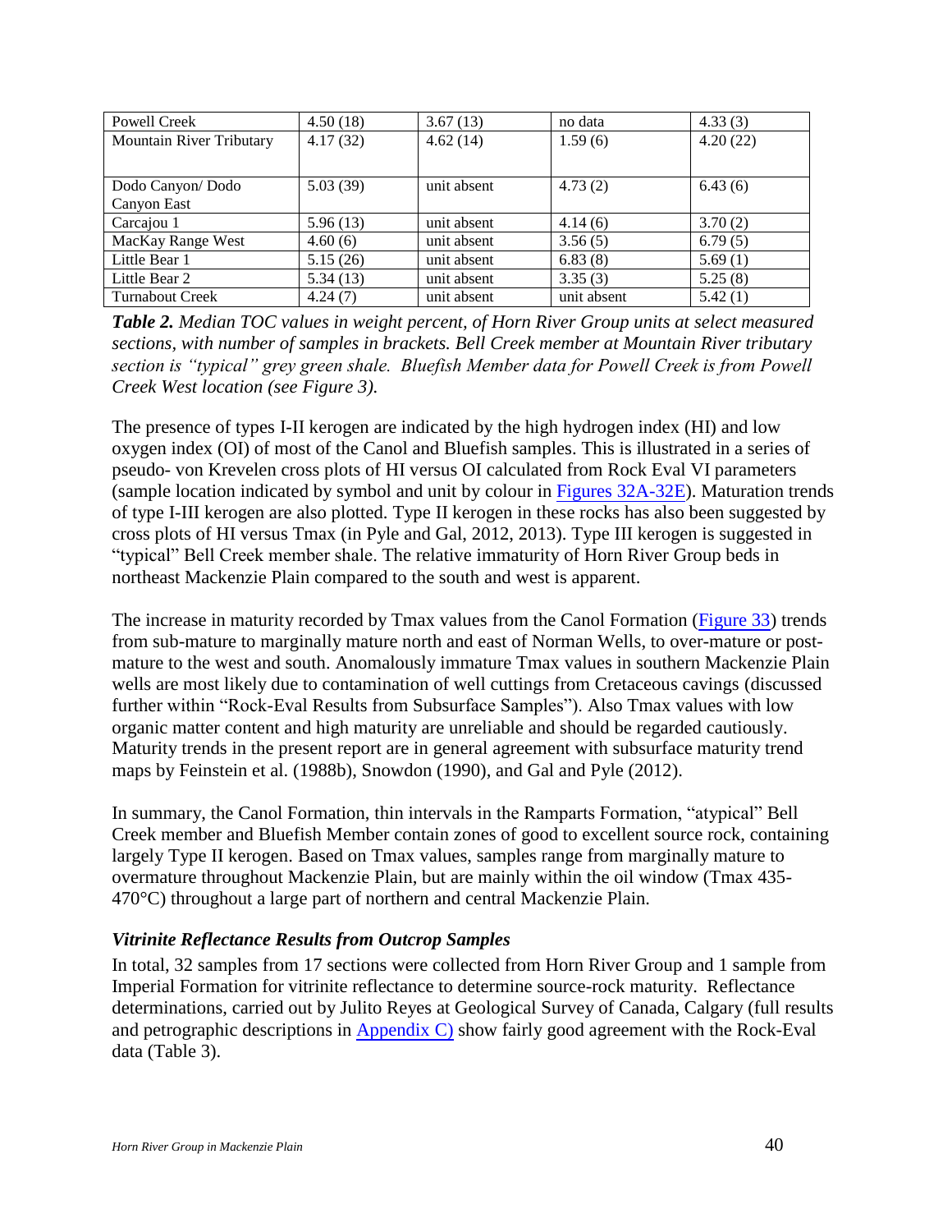| Powell Creek | 4.50 (18) | 3.67 (13) | no data | 4.33 (3) |
|---|---|---|---|---|
| Mountain River Tributary | 4.17 (32) | 4.62 (14) | 1.59 (6) | 4.20 (22) |
| Dodo Canyon/ Dodo Canyon East | 5.03 (39) | unit absent | 4.73 (2) | 6.43 (6) |
| Carcajou 1 | 5.96 (13) | unit absent | 4.14 (6) | 3.70 (2) |
| MacKay Range West | 4.60 (6) | unit absent | 3.56 (5) | 6.79 (5) |
| Little Bear 1 | 5.15 (26) | unit absent | 6.83 (8) | 5.69 (1) |
| Little Bear 2 | 5.34 (13) | unit absent | 3.35 (3) | 5.25 (8) |
| Turnabout Creek | 4.24 (7) | unit absent | unit absent | 5.42 (1) |

***Table 2.*** *Median TOC values in weight percent, of Horn River Group units at select measured sections, with number of samples in brackets. Bell Creek member at Mountain River tributary section is "typical" grey green shale. Bluefish Member data for Powell Creek is from Powell Creek West location (see Figure 3).*

The presence of types I-II kerogen are indicated by the high hydrogen index (HI) and low oxygen index (OI) of most of the Canol and Bluefish samples. This is illustrated in a series of pseudo- von Krevelen cross plots of HI versus OI calculated from Rock Eval VI parameters (sample location indicated by symbol and unit by colour in Figures 32A-32E). Maturation trends of type I-III kerogen are also plotted. Type II kerogen in these rocks has also been suggested by cross plots of HI versus Tmax (in Pyle and Gal, 2012, 2013). Type III kerogen is suggested in "typical" Bell Creek member shale. The relative immaturity of Horn River Group beds in northeast Mackenzie Plain compared to the south and west is apparent.

The increase in maturity recorded by Tmax values from the Canol Formation (Figure 33) trends from sub-mature to marginally mature north and east of Norman Wells, to over-mature or post-mature to the west and south. Anomalously immature Tmax values in southern Mackenzie Plain wells are most likely due to contamination of well cuttings from Cretaceous cavings (discussed further within "Rock-Eval Results from Subsurface Samples"). Also Tmax values with low organic matter content and high maturity are unreliable and should be regarded cautiously. Maturity trends in the present report are in general agreement with subsurface maturity trend maps by Feinstein et al. (1988b), Snowdon (1990), and Gal and Pyle (2012).

In summary, the Canol Formation, thin intervals in the Ramparts Formation, "atypical" Bell Creek member and Bluefish Member contain zones of good to excellent source rock, containing largely Type II kerogen. Based on Tmax values, samples range from marginally mature to overmature throughout Mackenzie Plain, but are mainly within the oil window (Tmax 435-470°C) throughout a large part of northern and central Mackenzie Plain.

### *Vitrinite Reflectance Results from Outcrop Samples*

In total, 32 samples from 17 sections were collected from Horn River Group and 1 sample from Imperial Formation for vitrinite reflectance to determine source-rock maturity. Reflectance determinations, carried out by Julito Reyes at Geological Survey of Canada, Calgary (full results and petrographic descriptions in Appendix C) show fairly good agreement with the Rock-Eval data (Table 3).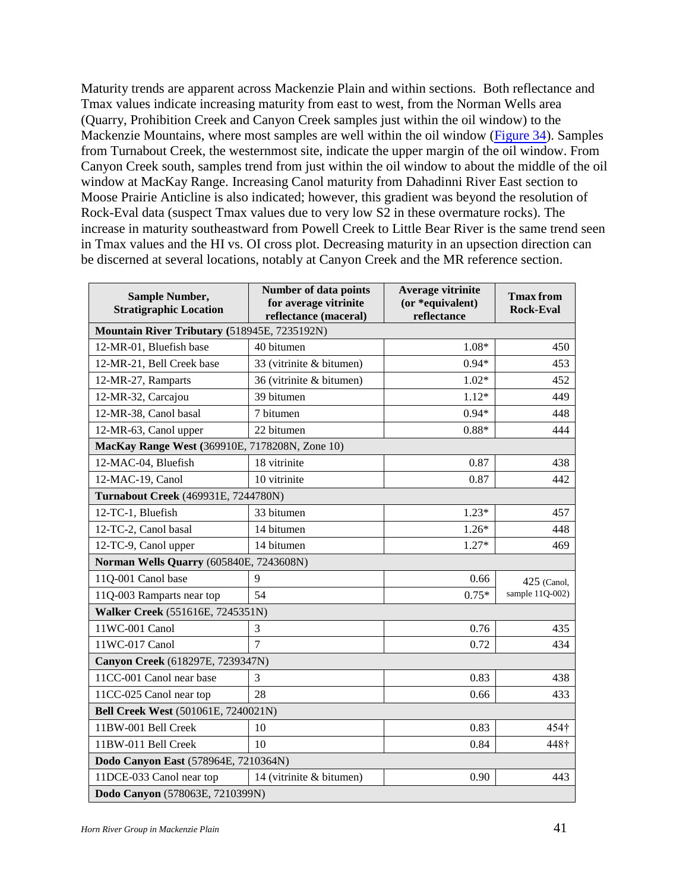Maturity trends are apparent across Mackenzie Plain and within sections. Both reflectance and Tmax values indicate increasing maturity from east to west, from the Norman Wells area (Quarry, Prohibition Creek and Canyon Creek samples just within the oil window) to the Mackenzie Mountains, where most samples are well within the oil window (Figure 34). Samples from Turnabout Creek, the westernmost site, indicate the upper margin of the oil window. From Canyon Creek south, samples trend from just within the oil window to about the middle of the oil window at MacKay Range. Increasing Canol maturity from Dahadinni River East section to Moose Prairie Anticline is also indicated; however, this gradient was beyond the resolution of Rock-Eval data (suspect Tmax values due to very low S2 in these overmature rocks). The increase in maturity southeastward from Powell Creek to Little Bear River is the same trend seen in Tmax values and the HI vs. OI cross plot. Decreasing maturity in an upsection direction can be discerned at several locations, notably at Canyon Creek and the MR reference section.

| Sample Number, Stratigraphic Location | Number of data points for average vitrinite reflectance (maceral) | Average vitrinite (or *equivalent) reflectance | Tmax from Rock-Eval |
|---|---|---|---|
| **Mountain River Tributary (**518945E, 7235192N) | | | |
| 12-MR-01, Bluefish base | 40 bitumen | 1.08* | 450 |
| 12-MR-21, Bell Creek base | 33 (vitrinite & bitumen) | 0.94* | 453 |
| 12-MR-27, Ramparts | 36 (vitrinite & bitumen) | 1.02* | 452 |
| 12-MR-32, Carcajou | 39 bitumen | 1.12* | 449 |
| 12-MR-38, Canol basal | 7 bitumen | 0.94* | 448 |
| 12-MR-63, Canol upper | 22 bitumen | 0.88* | 444 |
| **MacKay Range West (**369910E, 7178208N, Zone 10) | | | |
| 12-MAC-04, Bluefish | 18 vitrinite | 0.87 | 438 |
| 12-MAC-19, Canol | 10 vitrinite | 0.87 | 442 |
| **Turnabout Creek** (469931E, 7244780N) | | | |
| 12-TC-1, Bluefish | 33 bitumen | 1.23* | 457 |
| 12-TC-2, Canol basal | 14 bitumen | 1.26* | 448 |
| 12-TC-9, Canol upper | 14 bitumen | 1.27* | 469 |
| **Norman Wells Quarry** (605840E, 7243608N) | | | |
| 11Q-001 Canol base | 9 | 0.66 | 425 (Canol, sample 11Q-002) |
| 11Q-003 Ramparts near top | 54 | 0.75* | |
| **Walker Creek** (551616E, 7245351N) | | | |
| 11WC-001 Canol | 3 | 0.76 | 435 |
| 11WC-017 Canol | 7 | 0.72 | 434 |
| **Canyon Creek** (618297E, 7239347N) | | | |
| 11CC-001 Canol near base | 3 | 0.83 | 438 |
| 11CC-025 Canol near top | 28 | 0.66 | 433 |
| **Bell Creek West** (501061E, 7240021N) | | | |
| 11BW-001 Bell Creek | 10 | 0.83 | 454† |
| 11BW-011 Bell Creek | 10 | 0.84 | 448† |
| **Dodo Canyon East** (578964E, 7210364N) | | | |
| 11DCE-033 Canol near top | 14 (vitrinite & bitumen) | 0.90 | 443 |
| **Dodo Canyon** (578063E, 7210399N) | | | |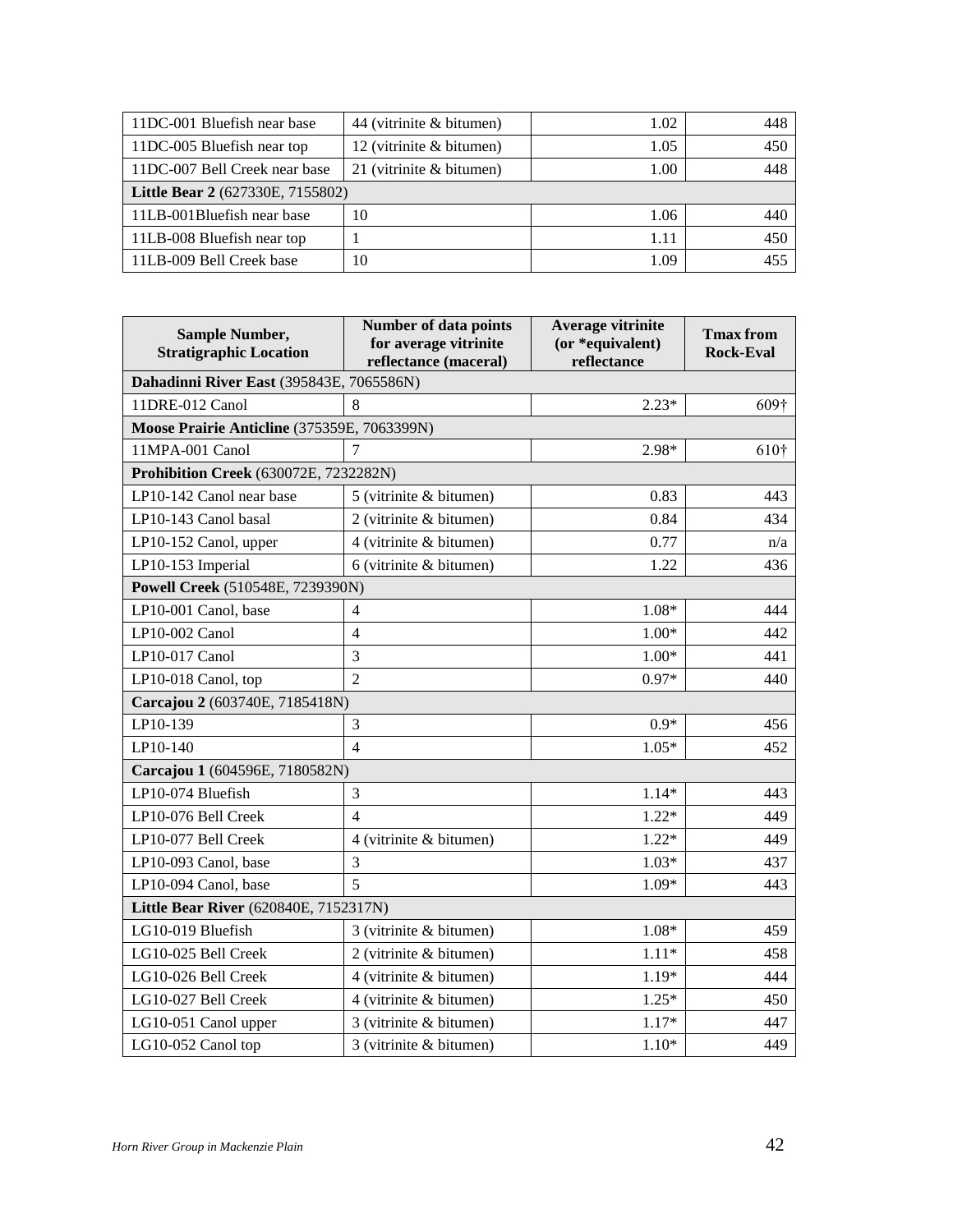| | | | |
|---|---|---|---|
| 11DC-001 Bluefish near base | 44 (vitrinite & bitumen) | 1.02 | 448 |
| 11DC-005 Bluefish near top | 12 (vitrinite & bitumen) | 1.05 | 450 |
| 11DC-007 Bell Creek near base | 21 (vitrinite & bitumen) | 1.00 | 448 |
| **Little Bear 2** (627330E, 7155802) | | | |
| 11LB-001Bluefish near base | 10 | 1.06 | 440 |
| 11LB-008 Bluefish near top | 1 | 1.11 | 450 |
| 11LB-009 Bell Creek base | 10 | 1.09 | 455 |

| Sample Number, Stratigraphic Location | Number of data points for average vitrinite reflectance (maceral) | Average vitrinite (or *equivalent) reflectance | Tmax from Rock-Eval |
|---|---|---|---|
| **Dahadinni River East** (395843E, 7065586N) | | | |
| 11DRE-012 Canol | 8 | 2.23* | 609† |
| **Moose Prairie Anticline** (375359E, 7063399N) | | | |
| 11MPA-001 Canol | 7 | 2.98* | 610† |
| **Prohibition Creek** (630072E, 7232282N) | | | |
| LP10-142 Canol near base | 5 (vitrinite & bitumen) | 0.83 | 443 |
| LP10-143 Canol basal | 2 (vitrinite & bitumen) | 0.84 | 434 |
| LP10-152 Canol, upper | 4 (vitrinite & bitumen) | 0.77 | n/a |
| LP10-153 Imperial | 6 (vitrinite & bitumen) | 1.22 | 436 |
| **Powell Creek** (510548E, 7239390N) | | | |
| LP10-001 Canol, base | 4 | 1.08* | 444 |
| LP10-002 Canol | 4 | 1.00* | 442 |
| LP10-017 Canol | 3 | 1.00* | 441 |
| LP10-018 Canol, top | 2 | 0.97* | 440 |
| **Carcajou 2** (603740E, 7185418N) | | | |
| LP10-139 | 3 | 0.9* | 456 |
| LP10-140 | 4 | 1.05* | 452 |
| **Carcajou 1** (604596E, 7180582N) | | | |
| LP10-074 Bluefish | 3 | 1.14* | 443 |
| LP10-076 Bell Creek | 4 | 1.22* | 449 |
| LP10-077 Bell Creek | 4 (vitrinite & bitumen) | 1.22* | 449 |
| LP10-093 Canol, base | 3 | 1.03* | 437 |
| LP10-094 Canol, base | 5 | 1.09* | 443 |
| **Little Bear River** (620840E, 7152317N) | | | |
| LG10-019 Bluefish | 3 (vitrinite & bitumen) | 1.08* | 459 |
| LG10-025 Bell Creek | 2 (vitrinite & bitumen) | 1.11* | 458 |
| LG10-026 Bell Creek | 4 (vitrinite & bitumen) | 1.19* | 444 |
| LG10-027 Bell Creek | 4 (vitrinite & bitumen) | 1.25* | 450 |
| LG10-051 Canol upper | 3 (vitrinite & bitumen) | 1.17* | 447 |
| LG10-052 Canol top | 3 (vitrinite & bitumen) | 1.10* | 449 |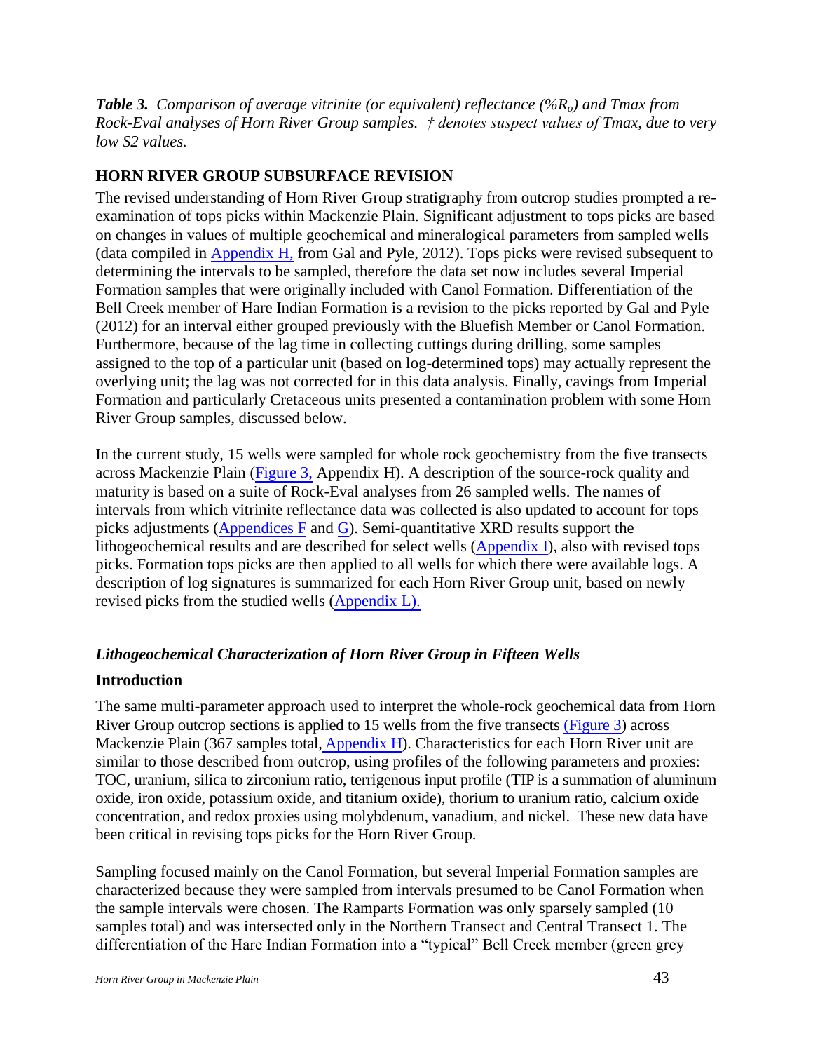***Table 3.*** *Comparison of average vitrinite (or equivalent) reflectance (%$R_o$) and Tmax from Rock-Eval analyses of Horn River Group samples. † denotes suspect values of Tmax, due to very low S2 values.*

## HORN RIVER GROUP SUBSURFACE REVISION

The revised understanding of Horn River Group stratigraphy from outcrop studies prompted a re-examination of tops picks within Mackenzie Plain. Significant adjustment to tops picks are based on changes in values of multiple geochemical and mineralogical parameters from sampled wells (data compiled in Appendix H, from Gal and Pyle, 2012). Tops picks were revised subsequent to determining the intervals to be sampled, therefore the data set now includes several Imperial Formation samples that were originally included with Canol Formation. Differentiation of the Bell Creek member of Hare Indian Formation is a revision to the picks reported by Gal and Pyle (2012) for an interval either grouped previously with the Bluefish Member or Canol Formation. Furthermore, because of the lag time in collecting cuttings during drilling, some samples assigned to the top of a particular unit (based on log-determined tops) may actually represent the overlying unit; the lag was not corrected for in this data analysis. Finally, cavings from Imperial Formation and particularly Cretaceous units presented a contamination problem with some Horn River Group samples, discussed below.

In the current study, 15 wells were sampled for whole rock geochemistry from the five transects across Mackenzie Plain (Figure 3, Appendix H). A description of the source-rock quality and maturity is based on a suite of Rock-Eval analyses from 26 sampled wells. The names of intervals from which vitrinite reflectance data was collected is also updated to account for tops picks adjustments (Appendices F and G). Semi-quantitative XRD results support the lithogeochemical results and are described for select wells (Appendix I), also with revised tops picks. Formation tops picks are then applied to all wells for which there were available logs. A description of log signatures is summarized for each Horn River Group unit, based on newly revised picks from the studied wells (Appendix L).

### *Lithogeochemical Characterization of Horn River Group in Fifteen Wells*

#### Introduction

The same multi-parameter approach used to interpret the whole-rock geochemical data from Horn River Group outcrop sections is applied to 15 wells from the five transects (Figure 3) across Mackenzie Plain (367 samples total, Appendix H). Characteristics for each Horn River unit are similar to those described from outcrop, using profiles of the following parameters and proxies: TOC, uranium, silica to zirconium ratio, terrigenous input profile (TIP is a summation of aluminum oxide, iron oxide, potassium oxide, and titanium oxide), thorium to uranium ratio, calcium oxide concentration, and redox proxies using molybdenum, vanadium, and nickel. These new data have been critical in revising tops picks for the Horn River Group.

Sampling focused mainly on the Canol Formation, but several Imperial Formation samples are characterized because they were sampled from intervals presumed to be Canol Formation when the sample intervals were chosen. The Ramparts Formation was only sparsely sampled (10 samples total) and was intersected only in the Northern Transect and Central Transect 1. The differentiation of the Hare Indian Formation into a "typical" Bell Creek member (green grey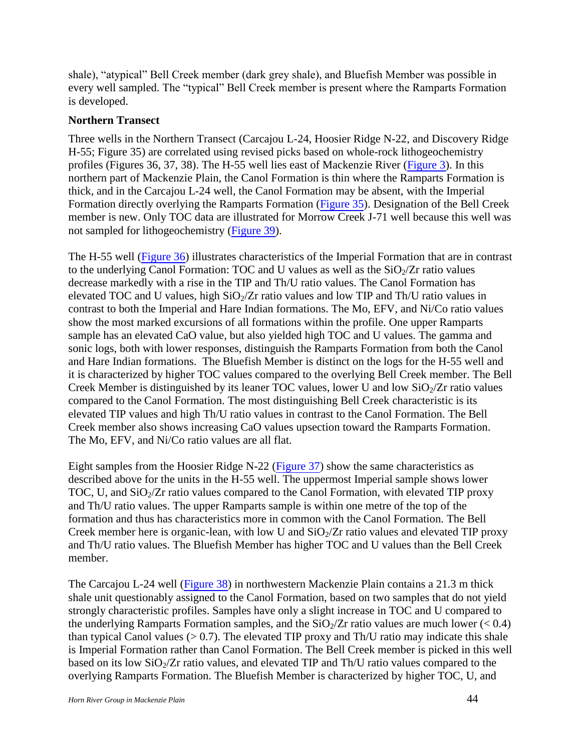shale), "atypical" Bell Creek member (dark grey shale), and Bluefish Member was possible in every well sampled. The "typical" Bell Creek member is present where the Ramparts Formation is developed.

**Northern Transect**

Three wells in the Northern Transect (Carcajou L-24, Hoosier Ridge N-22, and Discovery Ridge H-55; Figure 35) are correlated using revised picks based on whole-rock lithogeochemistry profiles (Figures 36, 37, 38). The H-55 well lies east of Mackenzie River (Figure 3). In this northern part of Mackenzie Plain, the Canol Formation is thin where the Ramparts Formation is thick, and in the Carcajou L-24 well, the Canol Formation may be absent, with the Imperial Formation directly overlying the Ramparts Formation (Figure 35). Designation of the Bell Creek member is new. Only TOC data are illustrated for Morrow Creek J-71 well because this well was not sampled for lithogeochemistry (Figure 39).

The H-55 well (Figure 36) illustrates characteristics of the Imperial Formation that are in contrast to the underlying Canol Formation: TOC and U values as well as the $SiO_2$/Zr ratio values decrease markedly with a rise in the TIP and Th/U ratio values. The Canol Formation has elevated TOC and U values, high $SiO_2$/Zr ratio values and low TIP and Th/U ratio values in contrast to both the Imperial and Hare Indian formations. The Mo, EFV, and Ni/Co ratio values show the most marked excursions of all formations within the profile. One upper Ramparts sample has an elevated CaO value, but also yielded high TOC and U values. The gamma and sonic logs, both with lower responses, distinguish the Ramparts Formation from both the Canol and Hare Indian formations. The Bluefish Member is distinct on the logs for the H-55 well and it is characterized by higher TOC values compared to the overlying Bell Creek member. The Bell Creek Member is distinguished by its leaner TOC values, lower U and low $SiO_2$/Zr ratio values compared to the Canol Formation. The most distinguishing Bell Creek characteristic is its elevated TIP values and high Th/U ratio values in contrast to the Canol Formation. The Bell Creek member also shows increasing CaO values upsection toward the Ramparts Formation. The Mo, EFV, and Ni/Co ratio values are all flat.

Eight samples from the Hoosier Ridge N-22 (Figure 37) show the same characteristics as described above for the units in the H-55 well. The uppermost Imperial sample shows lower TOC, U, and $SiO_2$/Zr ratio values compared to the Canol Formation, with elevated TIP proxy and Th/U ratio values. The upper Ramparts sample is within one metre of the top of the formation and thus has characteristics more in common with the Canol Formation. The Bell Creek member here is organic-lean, with low U and $SiO_2$/Zr ratio values and elevated TIP proxy and Th/U ratio values. The Bluefish Member has higher TOC and U values than the Bell Creek member.

The Carcajou L-24 well (Figure 38) in northwestern Mackenzie Plain contains a 21.3 m thick shale unit questionably assigned to the Canol Formation, based on two samples that do not yield strongly characteristic profiles. Samples have only a slight increase in TOC and U compared to the underlying Ramparts Formation samples, and the $SiO_2$/Zr ratio values are much lower ($< 0.4$) than typical Canol values ($> 0.7$). The elevated TIP proxy and Th/U ratio may indicate this shale is Imperial Formation rather than Canol Formation. The Bell Creek member is picked in this well based on its low $SiO_2$/Zr ratio values, and elevated TIP and Th/U ratio values compared to the overlying Ramparts Formation. The Bluefish Member is characterized by higher TOC, U, and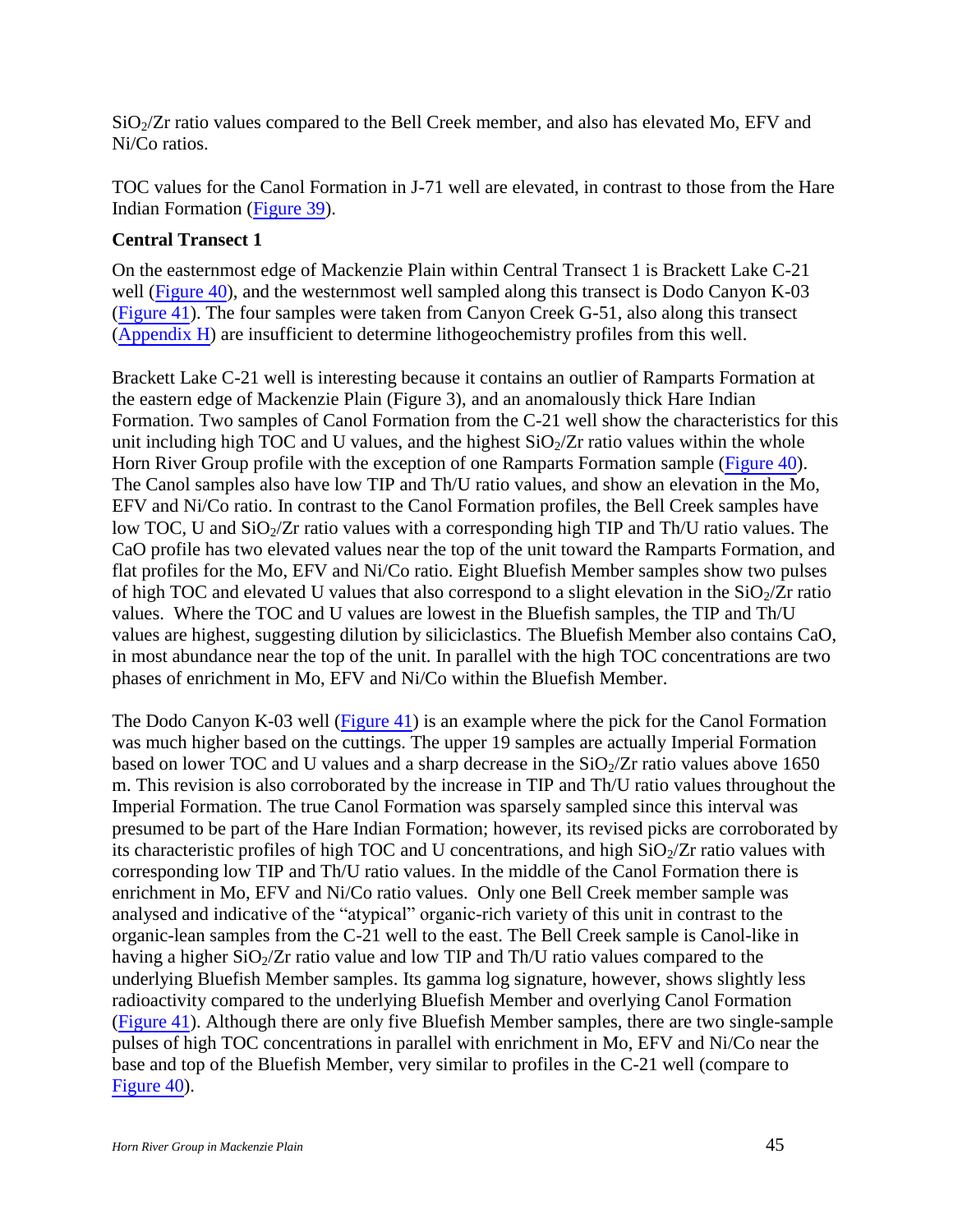$SiO_2/Zr$ ratio values compared to the Bell Creek member, and also has elevated Mo, EFV and Ni/Co ratios.

TOC values for the Canol Formation in J-71 well are elevated, in contrast to those from the Hare Indian Formation (Figure 39).

### Central Transect 1

On the easternmost edge of Mackenzie Plain within Central Transect 1 is Brackett Lake C-21 well (Figure 40), and the westernmost well sampled along this transect is Dodo Canyon K-03 (Figure 41). The four samples were taken from Canyon Creek G-51, also along this transect (Appendix H) are insufficient to determine lithogeochemistry profiles from this well.

Brackett Lake C-21 well is interesting because it contains an outlier of Ramparts Formation at the eastern edge of Mackenzie Plain (Figure 3), and an anomalously thick Hare Indian Formation. Two samples of Canol Formation from the C-21 well show the characteristics for this unit including high TOC and U values, and the highest $SiO_2/Zr$ ratio values within the whole Horn River Group profile with the exception of one Ramparts Formation sample (Figure 40). The Canol samples also have low TIP and Th/U ratio values, and show an elevation in the Mo, EFV and Ni/Co ratio. In contrast to the Canol Formation profiles, the Bell Creek samples have low TOC, U and $SiO_2/Zr$ ratio values with a corresponding high TIP and Th/U ratio values. The CaO profile has two elevated values near the top of the unit toward the Ramparts Formation, and flat profiles for the Mo, EFV and Ni/Co ratio. Eight Bluefish Member samples show two pulses of high TOC and elevated U values that also correspond to a slight elevation in the $SiO_2/Zr$ ratio values. Where the TOC and U values are lowest in the Bluefish samples, the TIP and Th/U values are highest, suggesting dilution by siliciclastics. The Bluefish Member also contains CaO, in most abundance near the top of the unit. In parallel with the high TOC concentrations are two phases of enrichment in Mo, EFV and Ni/Co within the Bluefish Member.

The Dodo Canyon K-03 well (Figure 41) is an example where the pick for the Canol Formation was much higher based on the cuttings. The upper 19 samples are actually Imperial Formation based on lower TOC and U values and a sharp decrease in the $SiO_2/Zr$ ratio values above 1650 m. This revision is also corroborated by the increase in TIP and Th/U ratio values throughout the Imperial Formation. The true Canol Formation was sparsely sampled since this interval was presumed to be part of the Hare Indian Formation; however, its revised picks are corroborated by its characteristic profiles of high TOC and U concentrations, and high $SiO_2/Zr$ ratio values with corresponding low TIP and Th/U ratio values. In the middle of the Canol Formation there is enrichment in Mo, EFV and Ni/Co ratio values. Only one Bell Creek member sample was analysed and indicative of the "atypical" organic-rich variety of this unit in contrast to the organic-lean samples from the C-21 well to the east. The Bell Creek sample is Canol-like in having a higher $SiO_2/Zr$ ratio value and low TIP and Th/U ratio values compared to the underlying Bluefish Member samples. Its gamma log signature, however, shows slightly less radioactivity compared to the underlying Bluefish Member and overlying Canol Formation (Figure 41). Although there are only five Bluefish Member samples, there are two single-sample pulses of high TOC concentrations in parallel with enrichment in Mo, EFV and Ni/Co near the base and top of the Bluefish Member, very similar to profiles in the C-21 well (compare to Figure 40).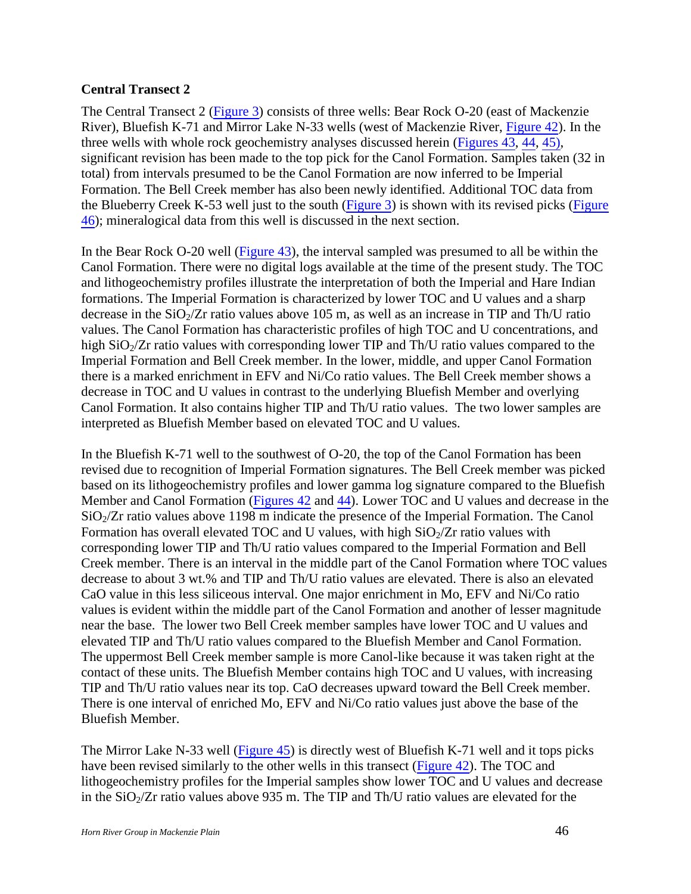**Central Transect 2**

The Central Transect 2 (Figure 3) consists of three wells: Bear Rock O-20 (east of Mackenzie River), Bluefish K-71 and Mirror Lake N-33 wells (west of Mackenzie River, Figure 42). In the three wells with whole rock geochemistry analyses discussed herein (Figures 43, 44, 45), significant revision has been made to the top pick for the Canol Formation. Samples taken (32 in total) from intervals presumed to be the Canol Formation are now inferred to be Imperial Formation. The Bell Creek member has also been newly identified. Additional TOC data from the Blueberry Creek K-53 well just to the south (Figure 3) is shown with its revised picks (Figure 46); mineralogical data from this well is discussed in the next section.

In the Bear Rock O-20 well (Figure 43), the interval sampled was presumed to all be within the Canol Formation. There were no digital logs available at the time of the present study. The TOC and lithogeochemistry profiles illustrate the interpretation of both the Imperial and Hare Indian formations. The Imperial Formation is characterized by lower TOC and U values and a sharp decrease in the $SiO_2$/Zr ratio values above 105 m, as well as an increase in TIP and Th/U ratio values. The Canol Formation has characteristic profiles of high TOC and U concentrations, and high $SiO_2$/Zr ratio values with corresponding lower TIP and Th/U ratio values compared to the Imperial Formation and Bell Creek member. In the lower, middle, and upper Canol Formation there is a marked enrichment in EFV and Ni/Co ratio values. The Bell Creek member shows a decrease in TOC and U values in contrast to the underlying Bluefish Member and overlying Canol Formation. It also contains higher TIP and Th/U ratio values. The two lower samples are interpreted as Bluefish Member based on elevated TOC and U values.

In the Bluefish K-71 well to the southwest of O-20, the top of the Canol Formation has been revised due to recognition of Imperial Formation signatures. The Bell Creek member was picked based on its lithogeochemistry profiles and lower gamma log signature compared to the Bluefish Member and Canol Formation (Figures 42 and 44). Lower TOC and U values and decrease in the $SiO_2$/Zr ratio values above 1198 m indicate the presence of the Imperial Formation. The Canol Formation has overall elevated TOC and U values, with high $SiO_2$/Zr ratio values with corresponding lower TIP and Th/U ratio values compared to the Imperial Formation and Bell Creek member. There is an interval in the middle part of the Canol Formation where TOC values decrease to about 3 wt.% and TIP and Th/U ratio values are elevated. There is also an elevated CaO value in this less siliceous interval. One major enrichment in Mo, EFV and Ni/Co ratio values is evident within the middle part of the Canol Formation and another of lesser magnitude near the base. The lower two Bell Creek member samples have lower TOC and U values and elevated TIP and Th/U ratio values compared to the Bluefish Member and Canol Formation. The uppermost Bell Creek member sample is more Canol-like because it was taken right at the contact of these units. The Bluefish Member contains high TOC and U values, with increasing TIP and Th/U ratio values near its top. CaO decreases upward toward the Bell Creek member. There is one interval of enriched Mo, EFV and Ni/Co ratio values just above the base of the Bluefish Member.

The Mirror Lake N-33 well (Figure 45) is directly west of Bluefish K-71 well and it tops picks have been revised similarly to the other wells in this transect (Figure 42). The TOC and lithogeochemistry profiles for the Imperial samples show lower TOC and U values and decrease in the $SiO_2$/Zr ratio values above 935 m. The TIP and Th/U ratio values are elevated for the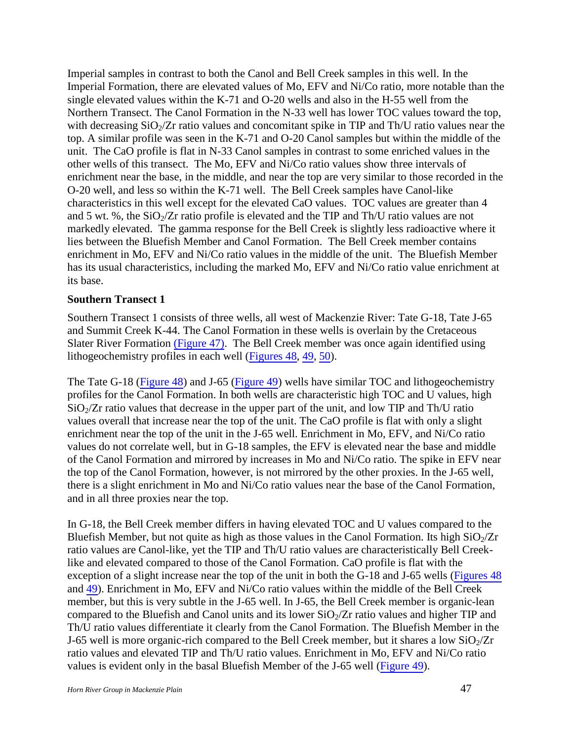Imperial samples in contrast to both the Canol and Bell Creek samples in this well. In the Imperial Formation, there are elevated values of Mo, EFV and Ni/Co ratio, more notable than the single elevated values within the K-71 and O-20 wells and also in the H-55 well from the Northern Transect. The Canol Formation in the N-33 well has lower TOC values toward the top, with decreasing $SiO_2/Zr$ ratio values and concomitant spike in TIP and Th/U ratio values near the top. A similar profile was seen in the K-71 and O-20 Canol samples but within the middle of the unit. The CaO profile is flat in N-33 Canol samples in contrast to some enriched values in the other wells of this transect. The Mo, EFV and Ni/Co ratio values show three intervals of enrichment near the base, in the middle, and near the top are very similar to those recorded in the O-20 well, and less so within the K-71 well. The Bell Creek samples have Canol-like characteristics in this well except for the elevated CaO values. TOC values are greater than 4 and 5 wt. %, the $SiO_2/Zr$ ratio profile is elevated and the TIP and Th/U ratio values are not markedly elevated. The gamma response for the Bell Creek is slightly less radioactive where it lies between the Bluefish Member and Canol Formation. The Bell Creek member contains enrichment in Mo, EFV and Ni/Co ratio values in the middle of the unit. The Bluefish Member has its usual characteristics, including the marked Mo, EFV and Ni/Co ratio value enrichment at its base.

**Southern Transect 1**

Southern Transect 1 consists of three wells, all west of Mackenzie River: Tate G-18, Tate J-65 and Summit Creek K-44. The Canol Formation in these wells is overlain by the Cretaceous Slater River Formation (Figure 47). The Bell Creek member was once again identified using lithogeochemistry profiles in each well (Figures 48, 49, 50).

The Tate G-18 (Figure 48) and J-65 (Figure 49) wells have similar TOC and lithogeochemistry profiles for the Canol Formation. In both wells are characteristic high TOC and U values, high $SiO_2/Zr$ ratio values that decrease in the upper part of the unit, and low TIP and Th/U ratio values overall that increase near the top of the unit. The CaO profile is flat with only a slight enrichment near the top of the unit in the J-65 well. Enrichment in Mo, EFV, and Ni/Co ratio values do not correlate well, but in G-18 samples, the EFV is elevated near the base and middle of the Canol Formation and mirrored by increases in Mo and Ni/Co ratio. The spike in EFV near the top of the Canol Formation, however, is not mirrored by the other proxies. In the J-65 well, there is a slight enrichment in Mo and Ni/Co ratio values near the base of the Canol Formation, and in all three proxies near the top.

In G-18, the Bell Creek member differs in having elevated TOC and U values compared to the Bluefish Member, but not quite as high as those values in the Canol Formation. Its high $SiO_2/Zr$ ratio values are Canol-like, yet the TIP and Th/U ratio values are characteristically Bell Creek-like and elevated compared to those of the Canol Formation. CaO profile is flat with the exception of a slight increase near the top of the unit in both the G-18 and J-65 wells (Figures 48 and 49). Enrichment in Mo, EFV and Ni/Co ratio values within the middle of the Bell Creek member, but this is very subtle in the J-65 well. In J-65, the Bell Creek member is organic-lean compared to the Bluefish and Canol units and its lower $SiO_2/Zr$ ratio values and higher TIP and Th/U ratio values differentiate it clearly from the Canol Formation. The Bluefish Member in the J-65 well is more organic-rich compared to the Bell Creek member, but it shares a low $SiO_2/Zr$ ratio values and elevated TIP and Th/U ratio values. Enrichment in Mo, EFV and Ni/Co ratio values is evident only in the basal Bluefish Member of the J-65 well (Figure 49).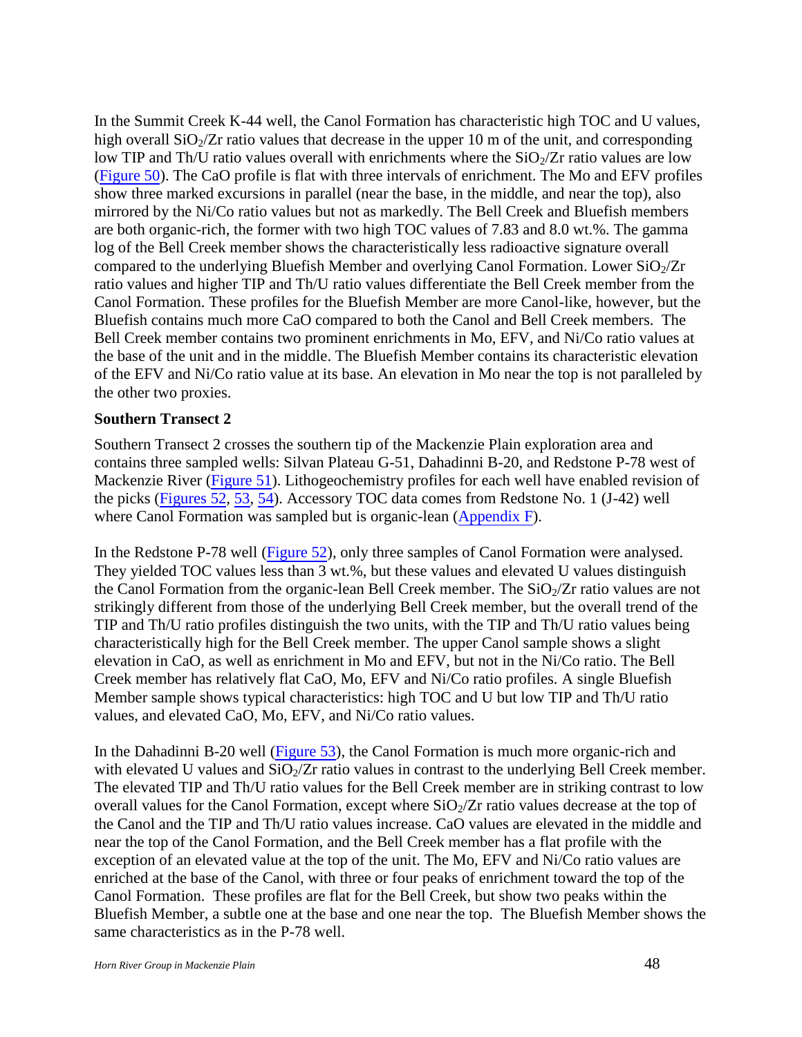In the Summit Creek K-44 well, the Canol Formation has characteristic high TOC and U values, high overall $SiO_2$/Zr ratio values that decrease in the upper 10 m of the unit, and corresponding low TIP and Th/U ratio values overall with enrichments where the $SiO_2$/Zr ratio values are low (Figure 50). The CaO profile is flat with three intervals of enrichment. The Mo and EFV profiles show three marked excursions in parallel (near the base, in the middle, and near the top), also mirrored by the Ni/Co ratio values but not as markedly. The Bell Creek and Bluefish members are both organic-rich, the former with two high TOC values of 7.83 and 8.0 wt.%. The gamma log of the Bell Creek member shows the characteristically less radioactive signature overall compared to the underlying Bluefish Member and overlying Canol Formation. Lower $SiO_2$/Zr ratio values and higher TIP and Th/U ratio values differentiate the Bell Creek member from the Canol Formation. These profiles for the Bluefish Member are more Canol-like, however, but the Bluefish contains much more CaO compared to both the Canol and Bell Creek members. The Bell Creek member contains two prominent enrichments in Mo, EFV, and Ni/Co ratio values at the base of the unit and in the middle. The Bluefish Member contains its characteristic elevation of the EFV and Ni/Co ratio value at its base. An elevation in Mo near the top is not paralleled by the other two proxies.

**Southern Transect 2**

Southern Transect 2 crosses the southern tip of the Mackenzie Plain exploration area and contains three sampled wells: Silvan Plateau G-51, Dahadinni B-20, and Redstone P-78 west of Mackenzie River (Figure 51). Lithogeochemistry profiles for each well have enabled revision of the picks (Figures 52, 53, 54). Accessory TOC data comes from Redstone No. 1 (J-42) well where Canol Formation was sampled but is organic-lean (Appendix F).

In the Redstone P-78 well (Figure 52), only three samples of Canol Formation were analysed. They yielded TOC values less than 3 wt.%, but these values and elevated U values distinguish the Canol Formation from the organic-lean Bell Creek member. The $SiO_2$/Zr ratio values are not strikingly different from those of the underlying Bell Creek member, but the overall trend of the TIP and Th/U ratio profiles distinguish the two units, with the TIP and Th/U ratio values being characteristically high for the Bell Creek member. The upper Canol sample shows a slight elevation in CaO, as well as enrichment in Mo and EFV, but not in the Ni/Co ratio. The Bell Creek member has relatively flat CaO, Mo, EFV and Ni/Co ratio profiles. A single Bluefish Member sample shows typical characteristics: high TOC and U but low TIP and Th/U ratio values, and elevated CaO, Mo, EFV, and Ni/Co ratio values.

In the Dahadinni B-20 well (Figure 53), the Canol Formation is much more organic-rich and with elevated U values and $SiO_2$/Zr ratio values in contrast to the underlying Bell Creek member. The elevated TIP and Th/U ratio values for the Bell Creek member are in striking contrast to low overall values for the Canol Formation, except where $SiO_2$/Zr ratio values decrease at the top of the Canol and the TIP and Th/U ratio values increase. CaO values are elevated in the middle and near the top of the Canol Formation, and the Bell Creek member has a flat profile with the exception of an elevated value at the top of the unit. The Mo, EFV and Ni/Co ratio values are enriched at the base of the Canol, with three or four peaks of enrichment toward the top of the Canol Formation. These profiles are flat for the Bell Creek, but show two peaks within the Bluefish Member, a subtle one at the base and one near the top. The Bluefish Member shows the same characteristics as in the P-78 well.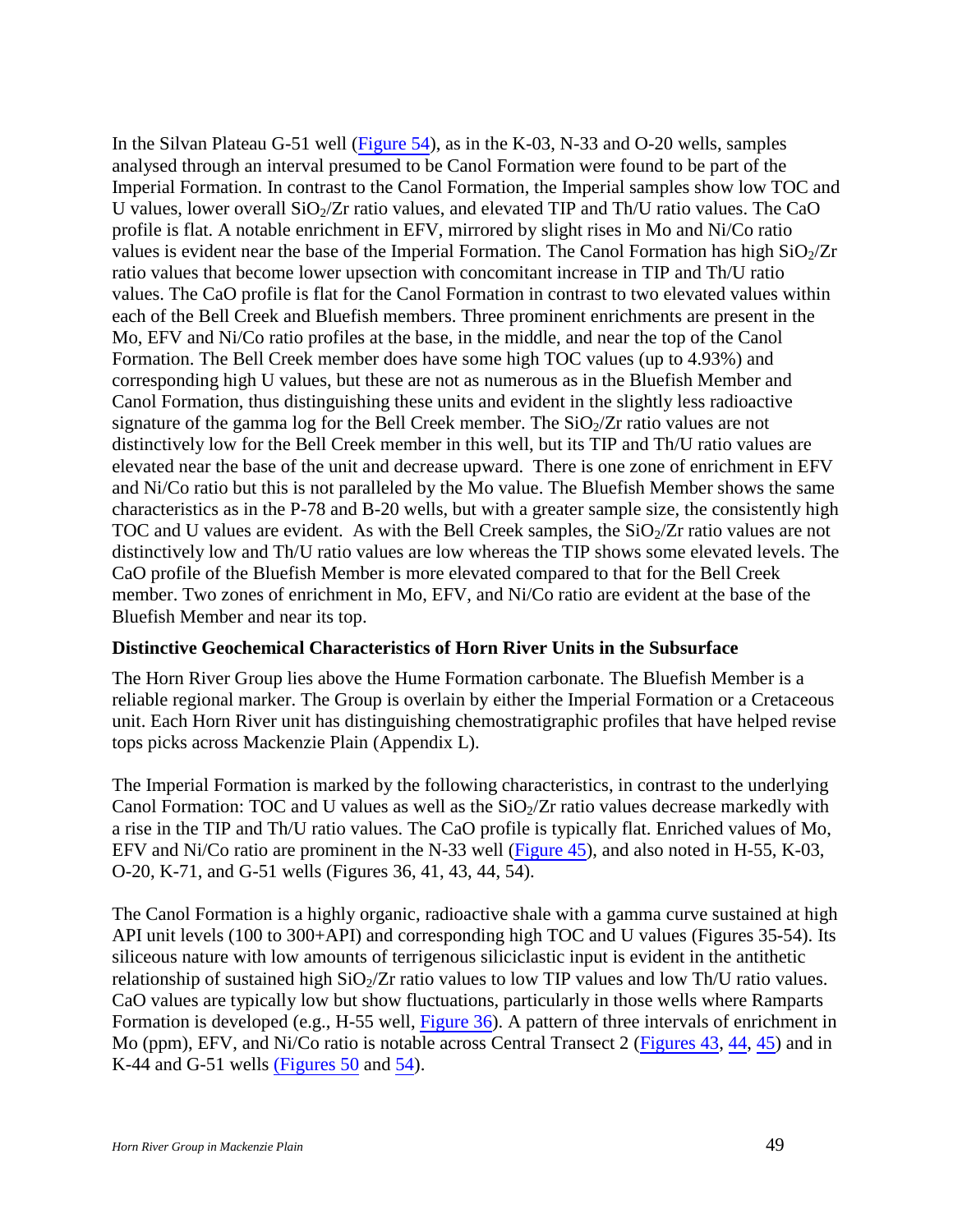In the Silvan Plateau G-51 well (Figure 54), as in the K-03, N-33 and O-20 wells, samples analysed through an interval presumed to be Canol Formation were found to be part of the Imperial Formation. In contrast to the Canol Formation, the Imperial samples show low TOC and U values, lower overall $SiO_2/Zr$ ratio values, and elevated TIP and Th/U ratio values. The CaO profile is flat. A notable enrichment in EFV, mirrored by slight rises in Mo and Ni/Co ratio values is evident near the base of the Imperial Formation. The Canol Formation has high $SiO_2/Zr$ ratio values that become lower upsection with concomitant increase in TIP and Th/U ratio values. The CaO profile is flat for the Canol Formation in contrast to two elevated values within each of the Bell Creek and Bluefish members. Three prominent enrichments are present in the Mo, EFV and Ni/Co ratio profiles at the base, in the middle, and near the top of the Canol Formation. The Bell Creek member does have some high TOC values (up to 4.93%) and corresponding high U values, but these are not as numerous as in the Bluefish Member and Canol Formation, thus distinguishing these units and evident in the slightly less radioactive signature of the gamma log for the Bell Creek member. The $SiO_2/Zr$ ratio values are not distinctively low for the Bell Creek member in this well, but its TIP and Th/U ratio values are elevated near the base of the unit and decrease upward. There is one zone of enrichment in EFV and Ni/Co ratio but this is not paralleled by the Mo value. The Bluefish Member shows the same characteristics as in the P-78 and B-20 wells, but with a greater sample size, the consistently high TOC and U values are evident. As with the Bell Creek samples, the $SiO_2/Zr$ ratio values are not distinctively low and Th/U ratio values are low whereas the TIP shows some elevated levels. The CaO profile of the Bluefish Member is more elevated compared to that for the Bell Creek member. Two zones of enrichment in Mo, EFV, and Ni/Co ratio are evident at the base of the Bluefish Member and near its top.

**Distinctive Geochemical Characteristics of Horn River Units in the Subsurface**

The Horn River Group lies above the Hume Formation carbonate. The Bluefish Member is a reliable regional marker. The Group is overlain by either the Imperial Formation or a Cretaceous unit. Each Horn River unit has distinguishing chemostratigraphic profiles that have helped revise tops picks across Mackenzie Plain (Appendix L).

The Imperial Formation is marked by the following characteristics, in contrast to the underlying Canol Formation: TOC and U values as well as the $SiO_2/Zr$ ratio values decrease markedly with a rise in the TIP and Th/U ratio values. The CaO profile is typically flat. Enriched values of Mo, EFV and Ni/Co ratio are prominent in the N-33 well (Figure 45), and also noted in H-55, K-03, O-20, K-71, and G-51 wells (Figures 36, 41, 43, 44, 54).

The Canol Formation is a highly organic, radioactive shale with a gamma curve sustained at high API unit levels (100 to 300+API) and corresponding high TOC and U values (Figures 35-54). Its siliceous nature with low amounts of terrigenous siliciclastic input is evident in the antithetic relationship of sustained high $SiO_2/Zr$ ratio values to low TIP values and low Th/U ratio values. CaO values are typically low but show fluctuations, particularly in those wells where Ramparts Formation is developed (e.g., H-55 well, Figure 36). A pattern of three intervals of enrichment in Mo (ppm), EFV, and Ni/Co ratio is notable across Central Transect 2 (Figures 43, 44, 45) and in K-44 and G-51 wells (Figures 50 and 54).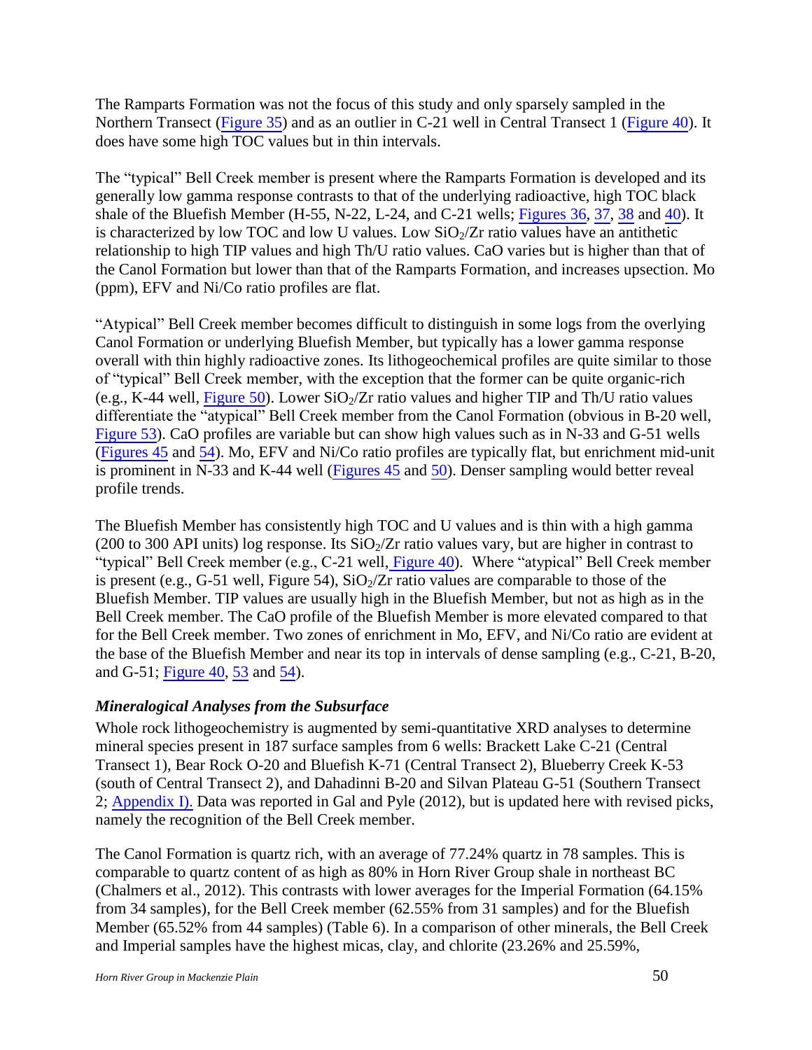The Ramparts Formation was not the focus of this study and only sparsely sampled in the Northern Transect (Figure 35) and as an outlier in C-21 well in Central Transect 1 (Figure 40). It does have some high TOC values but in thin intervals.

The "typical" Bell Creek member is present where the Ramparts Formation is developed and its generally low gamma response contrasts to that of the underlying radioactive, high TOC black shale of the Bluefish Member (H-55, N-22, L-24, and C-21 wells; Figures 36, 37, 38 and 40). It is characterized by low TOC and low U values. Low $SiO_2$/Zr ratio values have an antithetic relationship to high TIP values and high Th/U ratio values. CaO varies but is higher than that of the Canol Formation but lower than that of the Ramparts Formation, and increases upsection. Mo (ppm), EFV and Ni/Co ratio profiles are flat.

"Atypical" Bell Creek member becomes difficult to distinguish in some logs from the overlying Canol Formation or underlying Bluefish Member, but typically has a lower gamma response overall with thin highly radioactive zones. Its lithogeochemical profiles are quite similar to those of "typical" Bell Creek member, with the exception that the former can be quite organic-rich (e.g., K-44 well, Figure 50). Lower $SiO_2$/Zr ratio values and higher TIP and Th/U ratio values differentiate the "atypical" Bell Creek member from the Canol Formation (obvious in B-20 well, Figure 53). CaO profiles are variable but can show high values such as in N-33 and G-51 wells (Figures 45 and 54). Mo, EFV and Ni/Co ratio profiles are typically flat, but enrichment mid-unit is prominent in N-33 and K-44 well (Figures 45 and 50). Denser sampling would better reveal profile trends.

The Bluefish Member has consistently high TOC and U values and is thin with a high gamma (200 to 300 API units) log response. Its $SiO_2$/Zr ratio values vary, but are higher in contrast to "typical" Bell Creek member (e.g., C-21 well, Figure 40). Where "atypical" Bell Creek member is present (e.g., G-51 well, Figure 54), $SiO_2$/Zr ratio values are comparable to those of the Bluefish Member. TIP values are usually high in the Bluefish Member, but not as high as in the Bell Creek member. The CaO profile of the Bluefish Member is more elevated compared to that for the Bell Creek member. Two zones of enrichment in Mo, EFV, and Ni/Co ratio are evident at the base of the Bluefish Member and near its top in intervals of dense sampling (e.g., C-21, B-20, and G-51; Figure 40, 53 and 54).

### *Mineralogical Analyses from the Subsurface*

Whole rock lithogeochemistry is augmented by semi-quantitative XRD analyses to determine mineral species present in 187 surface samples from 6 wells: Brackett Lake C-21 (Central Transect 1), Bear Rock O-20 and Bluefish K-71 (Central Transect 2), Blueberry Creek K-53 (south of Central Transect 2), and Dahadinni B-20 and Silvan Plateau G-51 (Southern Transect 2; Appendix I). Data was reported in Gal and Pyle (2012), but is updated here with revised picks, namely the recognition of the Bell Creek member.

The Canol Formation is quartz rich, with an average of 77.24% quartz in 78 samples. This is comparable to quartz content of as high as 80% in Horn River Group shale in northeast BC (Chalmers et al., 2012). This contrasts with lower averages for the Imperial Formation (64.15% from 34 samples), for the Bell Creek member (62.55% from 31 samples) and for the Bluefish Member (65.52% from 44 samples) (Table 6). In a comparison of other minerals, the Bell Creek and Imperial samples have the highest micas, clay, and chlorite (23.26% and 25.59%,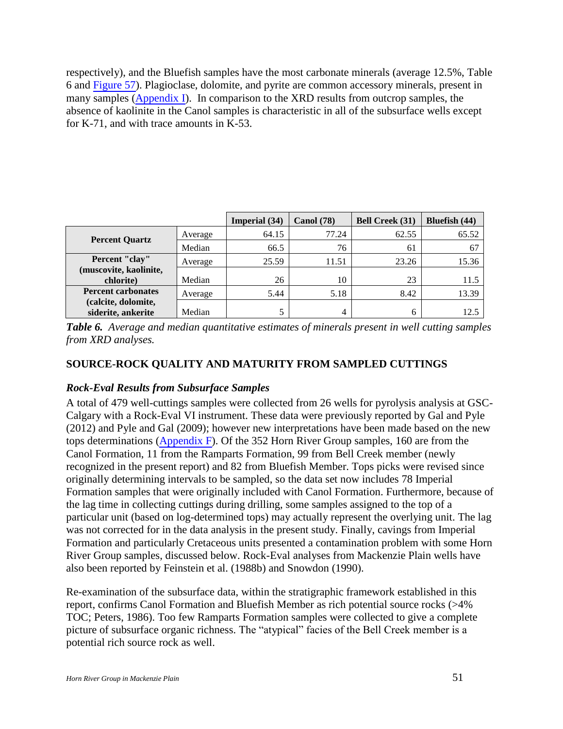respectively), and the Bluefish samples have the most carbonate minerals (average 12.5%, Table 6 and Figure 57). Plagioclase, dolomite, and pyrite are common accessory minerals, present in many samples (Appendix I). In comparison to the XRD results from outcrop samples, the absence of kaolinite in the Canol samples is characteristic in all of the subsurface wells except for K-71, and with trace amounts in K-53.

| | | Imperial (34) | Canol (78) | Bell Creek (31) | Bluefish (44) |
|---|---|---|---|---|---|
| **Percent Quartz** | Average | 64.15 | 77.24 | 62.55 | 65.52 |
| | Median | 66.5 | 76 | 61 | 67 |
| **Percent "clay" (muscovite, kaolinite, chlorite)** | Average | 25.59 | 11.51 | 23.26 | 15.36 |
| | Median | 26 | 10 | 23 | 11.5 |
| **Percent carbonates (calcite, dolomite, siderite, ankerite** | Average | 5.44 | 5.18 | 8.42 | 13.39 |
| | Median | 5 | 4 | 6 | 12.5 |

***Table 6.*** *Average and median quantitative estimates of minerals present in well cutting samples from XRD analyses.*

## SOURCE-ROCK QUALITY AND MATURITY FROM SAMPLED CUTTINGS

### *Rock-Eval Results from Subsurface Samples*

A total of 479 well-cuttings samples were collected from 26 wells for pyrolysis analysis at GSC-Calgary with a Rock-Eval VI instrument. These data were previously reported by Gal and Pyle (2012) and Pyle and Gal (2009); however new interpretations have been made based on the new tops determinations (Appendix F). Of the 352 Horn River Group samples, 160 are from the Canol Formation, 11 from the Ramparts Formation, 99 from Bell Creek member (newly recognized in the present report) and 82 from Bluefish Member. Tops picks were revised since originally determining intervals to be sampled, so the data set now includes 78 Imperial Formation samples that were originally included with Canol Formation. Furthermore, because of the lag time in collecting cuttings during drilling, some samples assigned to the top of a particular unit (based on log-determined tops) may actually represent the overlying unit. The lag was not corrected for in the data analysis in the present study. Finally, cavings from Imperial Formation and particularly Cretaceous units presented a contamination problem with some Horn River Group samples, discussed below. Rock-Eval analyses from Mackenzie Plain wells have also been reported by Feinstein et al. (1988b) and Snowdon (1990).

Re-examination of the subsurface data, within the stratigraphic framework established in this report, confirms Canol Formation and Bluefish Member as rich potential source rocks (>4% TOC; Peters, 1986). Too few Ramparts Formation samples were collected to give a complete picture of subsurface organic richness. The "atypical" facies of the Bell Creek member is a potential rich source rock as well.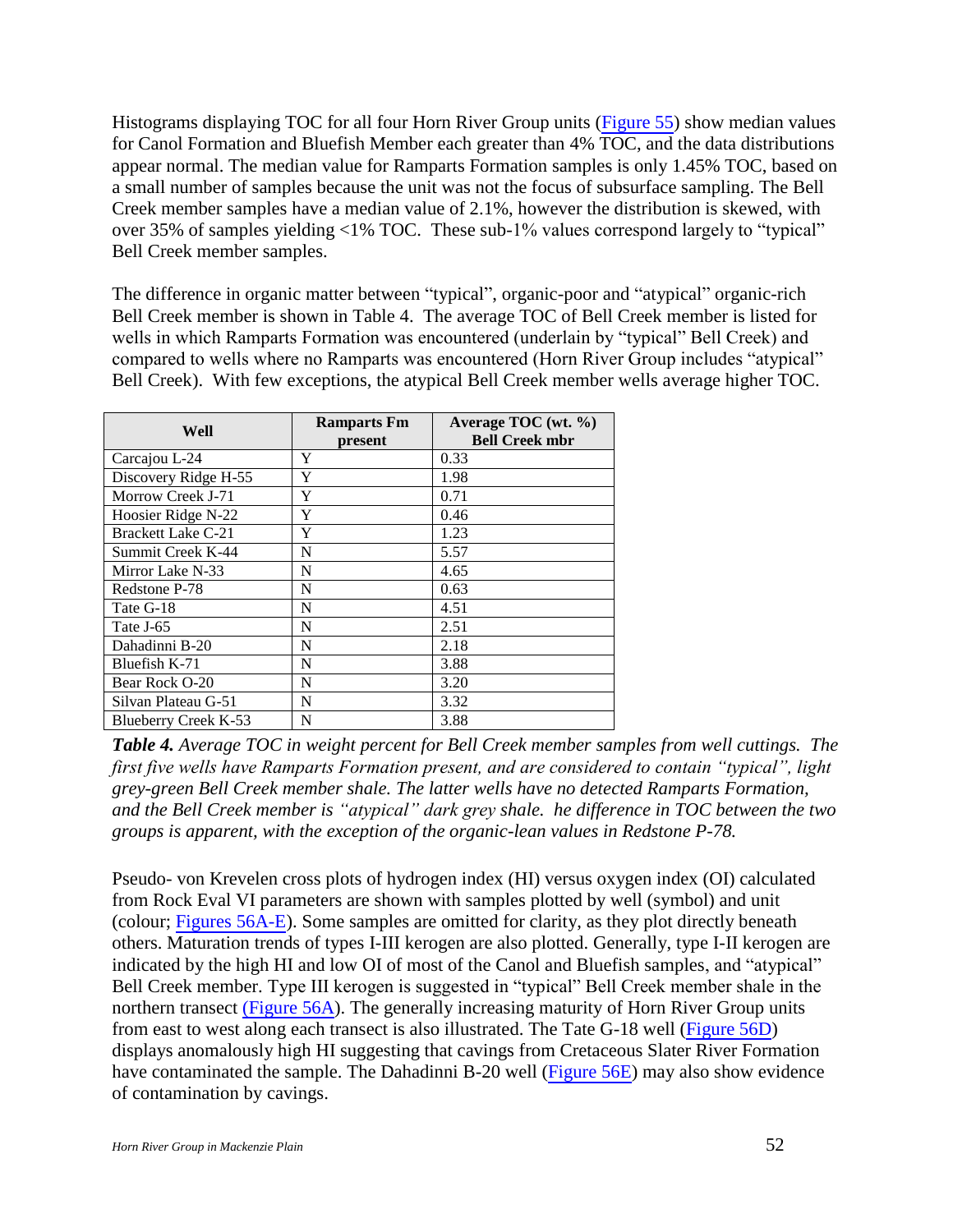Histograms displaying TOC for all four Horn River Group units (Figure 55) show median values for Canol Formation and Bluefish Member each greater than 4% TOC, and the data distributions appear normal. The median value for Ramparts Formation samples is only 1.45% TOC, based on a small number of samples because the unit was not the focus of subsurface sampling. The Bell Creek member samples have a median value of 2.1%, however the distribution is skewed, with over 35% of samples yielding <1% TOC. These sub-1% values correspond largely to "typical" Bell Creek member samples.

The difference in organic matter between "typical", organic-poor and "atypical" organic-rich Bell Creek member is shown in Table 4. The average TOC of Bell Creek member is listed for wells in which Ramparts Formation was encountered (underlain by "typical" Bell Creek) and compared to wells where no Ramparts was encountered (Horn River Group includes "atypical" Bell Creek). With few exceptions, the atypical Bell Creek member wells average higher TOC.

| Well | Ramparts Fm present | Average TOC (wt. %) Bell Creek mbr |
|---|---|---|
| Carcajou L-24 | Y | 0.33 |
| Discovery Ridge H-55 | Y | 1.98 |
| Morrow Creek J-71 | Y | 0.71 |
| Hoosier Ridge N-22 | Y | 0.46 |
| Brackett Lake C-21 | Y | 1.23 |
| Summit Creek K-44 | N | 5.57 |
| Mirror Lake N-33 | N | 4.65 |
| Redstone P-78 | N | 0.63 |
| Tate G-18 | N | 4.51 |
| Tate J-65 | N | 2.51 |
| Dahadinni B-20 | N | 2.18 |
| Bluefish K-71 | N | 3.88 |
| Bear Rock O-20 | N | 3.20 |
| Silvan Plateau G-51 | N | 3.32 |
| Blueberry Creek K-53 | N | 3.88 |

***Table 4.*** *Average TOC in weight percent for Bell Creek member samples from well cuttings. The first five wells have Ramparts Formation present, and are considered to contain "typical", light grey-green Bell Creek member shale. The latter wells have no detected Ramparts Formation, and the Bell Creek member is "atypical" dark grey shale. he difference in TOC between the two groups is apparent, with the exception of the organic-lean values in Redstone P-78.*

Pseudo- von Krevelen cross plots of hydrogen index (HI) versus oxygen index (OI) calculated from Rock Eval VI parameters are shown with samples plotted by well (symbol) and unit (colour; Figures 56A-E). Some samples are omitted for clarity, as they plot directly beneath others. Maturation trends of types I-III kerogen are also plotted. Generally, type I-II kerogen are indicated by the high HI and low OI of most of the Canol and Bluefish samples, and "atypical" Bell Creek member. Type III kerogen is suggested in "typical" Bell Creek member shale in the northern transect (Figure 56A). The generally increasing maturity of Horn River Group units from east to west along each transect is also illustrated. The Tate G-18 well (Figure 56D) displays anomalously high HI suggesting that cavings from Cretaceous Slater River Formation have contaminated the sample. The Dahadinni B-20 well (Figure 56E) may also show evidence of contamination by cavings.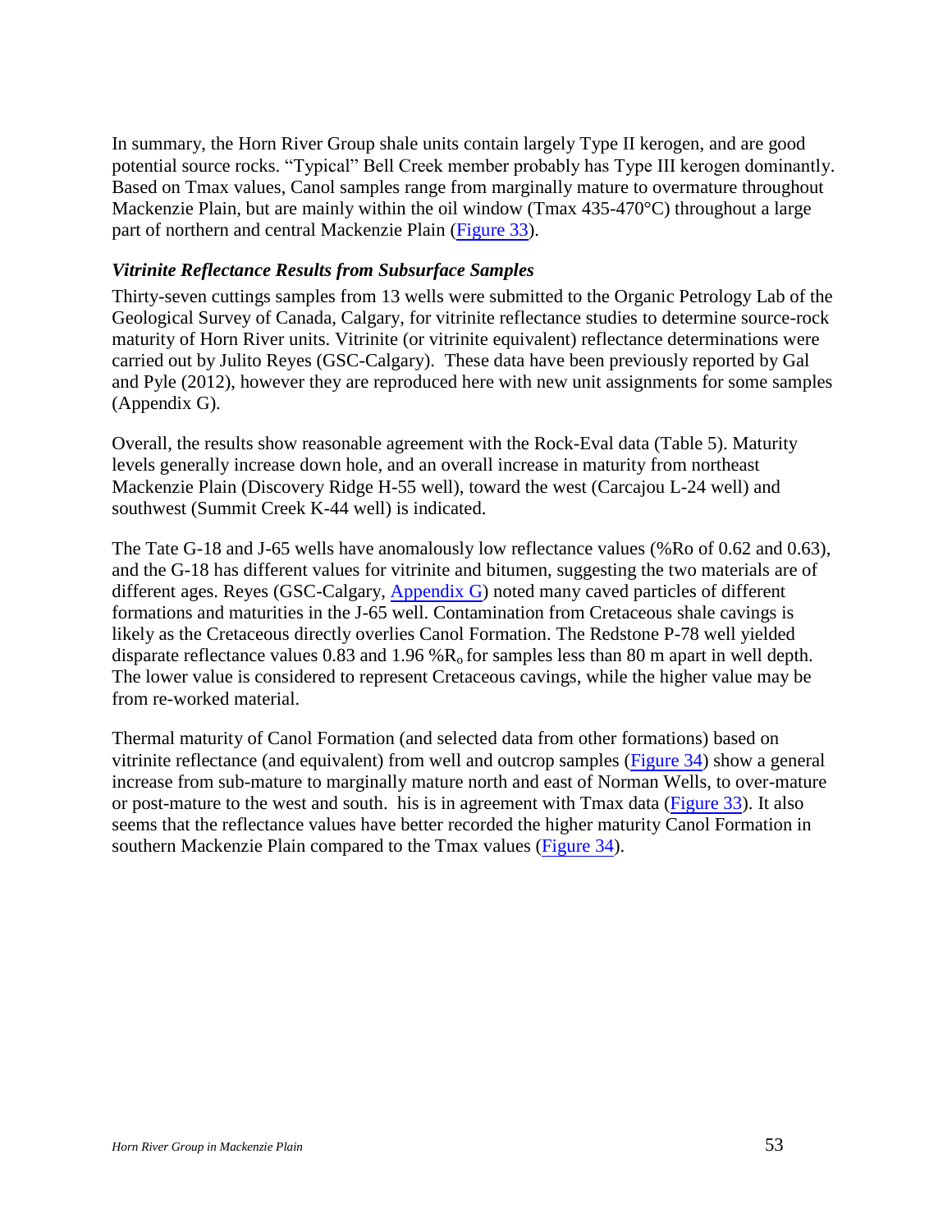In summary, the Horn River Group shale units contain largely Type II kerogen, and are good potential source rocks. "Typical" Bell Creek member probably has Type III kerogen dominantly. Based on Tmax values, Canol samples range from marginally mature to overmature throughout Mackenzie Plain, but are mainly within the oil window (Tmax 435-470°C) throughout a large part of northern and central Mackenzie Plain (Figure 33).

### *Vitrinite Reflectance Results from Subsurface Samples*

Thirty-seven cuttings samples from 13 wells were submitted to the Organic Petrology Lab of the Geological Survey of Canada, Calgary, for vitrinite reflectance studies to determine source-rock maturity of Horn River units. Vitrinite (or vitrinite equivalent) reflectance determinations were carried out by Julito Reyes (GSC-Calgary). These data have been previously reported by Gal and Pyle (2012), however they are reproduced here with new unit assignments for some samples (Appendix G).

Overall, the results show reasonable agreement with the Rock-Eval data (Table 5). Maturity levels generally increase down hole, and an overall increase in maturity from northeast Mackenzie Plain (Discovery Ridge H-55 well), toward the west (Carcajou L-24 well) and southwest (Summit Creek K-44 well) is indicated.

The Tate G-18 and J-65 wells have anomalously low reflectance values (%Ro of 0.62 and 0.63), and the G-18 has different values for vitrinite and bitumen, suggesting the two materials are of different ages. Reyes (GSC-Calgary, Appendix G) noted many caved particles of different formations and maturities in the J-65 well. Contamination from Cretaceous shale cavings is likely as the Cretaceous directly overlies Canol Formation. The Redstone P-78 well yielded disparate reflectance values 0.83 and 1.96 $\%R_o$ for samples less than 80 m apart in well depth. The lower value is considered to represent Cretaceous cavings, while the higher value may be from re-worked material.

Thermal maturity of Canol Formation (and selected data from other formations) based on vitrinite reflectance (and equivalent) from well and outcrop samples (Figure 34) show a general increase from sub-mature to marginally mature north and east of Norman Wells, to over-mature or post-mature to the west and south. his is in agreement with Tmax data (Figure 33). It also seems that the reflectance values have better recorded the higher maturity Canol Formation in southern Mackenzie Plain compared to the Tmax values (Figure 34).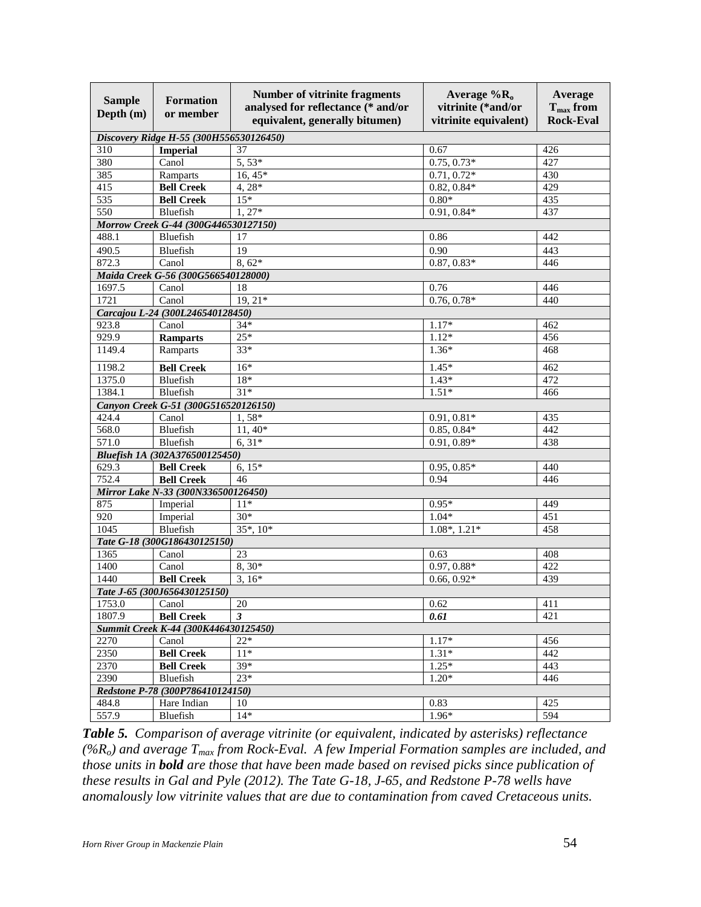| Sample Depth (m) | Formation or member | Number of vitrinite fragments analysed for reflectance (* and/or equivalent, generally bitumen) | Average %$R_o$ vitrinite (*and/or vitrinite equivalent) | Average $T_{max}$ from Rock-Eval |
|---|---|---|---|---|
| ***Discovery Ridge H-55 (300H556530126450)*** | | | | |
| 310 | **Imperial** | 37 | 0.67 | 426 |
| 380 | Canol | 5, 53* | 0.75, 0.73* | 427 |
| 385 | Ramparts | 16, 45* | 0.71, 0.72* | 430 |
| 415 | **Bell Creek** | 4, 28* | 0.82, 0.84* | 429 |
| 535 | **Bell Creek** | 15* | 0.80* | 435 |
| 550 | Bluefish | 1, 27* | 0.91, 0.84* | 437 |
| ***Morrow Creek G-44 (300G446530127150)*** | | | | |
| 488.1 | Bluefish | 17 | 0.86 | 442 |
| 490.5 | Bluefish | 19 | 0.90 | 443 |
| 872.3 | Canol | 8, 62* | 0.87, 0.83* | 446 |
| ***Maida Creek G-56 (300G566540128000)*** | | | | |
| 1697.5 | Canol | 18 | 0.76 | 446 |
| 1721 | Canol | 19, 21* | 0.76, 0.78* | 440 |
| ***Carcajou L-24 (300L246540128450)*** | | | | |
| 923.8 | Canol | 34* | 1.17* | 462 |
| 929.9 | **Ramparts** | 25* | 1.12* | 456 |
| 1149.4 | Ramparts | 33* | 1.36* | 468 |
| 1198.2 | **Bell Creek** | 16* | 1.45* | 462 |
| 1375.0 | Bluefish | 18* | 1.43* | 472 |
| 1384.1 | Bluefish | 31* | 1.51* | 466 |
| ***Canyon Creek G-51 (300G516520126150)*** | | | | |
| 424.4 | Canol | 1, 58* | 0.91, 0.81* | 435 |
| 568.0 | Bluefish | 11, 40* | 0.85, 0.84* | 442 |
| 571.0 | Bluefish | 6, 31* | 0.91, 0.89* | 438 |
| ***Bluefish 1A (302A376500125450)*** | | | | |
| 629.3 | **Bell Creek** | 6, 15* | 0.95, 0.85* | 440 |
| 752.4 | **Bell Creek** | 46 | 0.94 | 446 |
| ***Mirror Lake N-33 (300N336500126450)*** | | | | |
| 875 | Imperial | 11* | 0.95* | 449 |
| 920 | Imperial | 30* | 1.04* | 451 |
| 1045 | Bluefish | 35*, 10* | 1.08*, 1.21* | 458 |
| ***Tate G-18 (300G186430125150)*** | | | | |
| 1365 | Canol | 23 | 0.63 | 408 |
| 1400 | Canol | 8, 30* | 0.97, 0.88* | 422 |
| 1440 | **Bell Creek** | 3, 16* | 0.66, 0.92* | 439 |
| ***Tate J-65 (300J656430125150)*** | | | | |
| 1753.0 | Canol | 20 | 0.62 | 411 |
| 1807.9 | **Bell Creek** | ***3*** | ***0.61*** | 421 |
| ***Summit Creek K-44 (300K446430125450)*** | | | | |
| 2270 | Canol | 22* | 1.17* | 456 |
| 2350 | **Bell Creek** | 11* | 1.31* | 442 |
| 2370 | **Bell Creek** | 39* | 1.25* | 443 |
| 2390 | Bluefish | 23* | 1.20* | 446 |
| ***Redstone P-78 (300P786410124150)*** | | | | |
| 484.8 | Hare Indian | 10 | 0.83 | 425 |
| 557.9 | Bluefish | 14* | 1.96* | 594 |

***Table 5.*** *Comparison of average vitrinite (or equivalent, indicated by asterisks) reflectance (%$R_o$) and average $T_{max}$ from Rock-Eval. A few Imperial Formation samples are included, and those units in **bold** are those that have been made based on revised picks since publication of these results in Gal and Pyle (2012). The Tate G-18, J-65, and Redstone P-78 wells have anomalously low vitrinite values that are due to contamination from caved Cretaceous units.*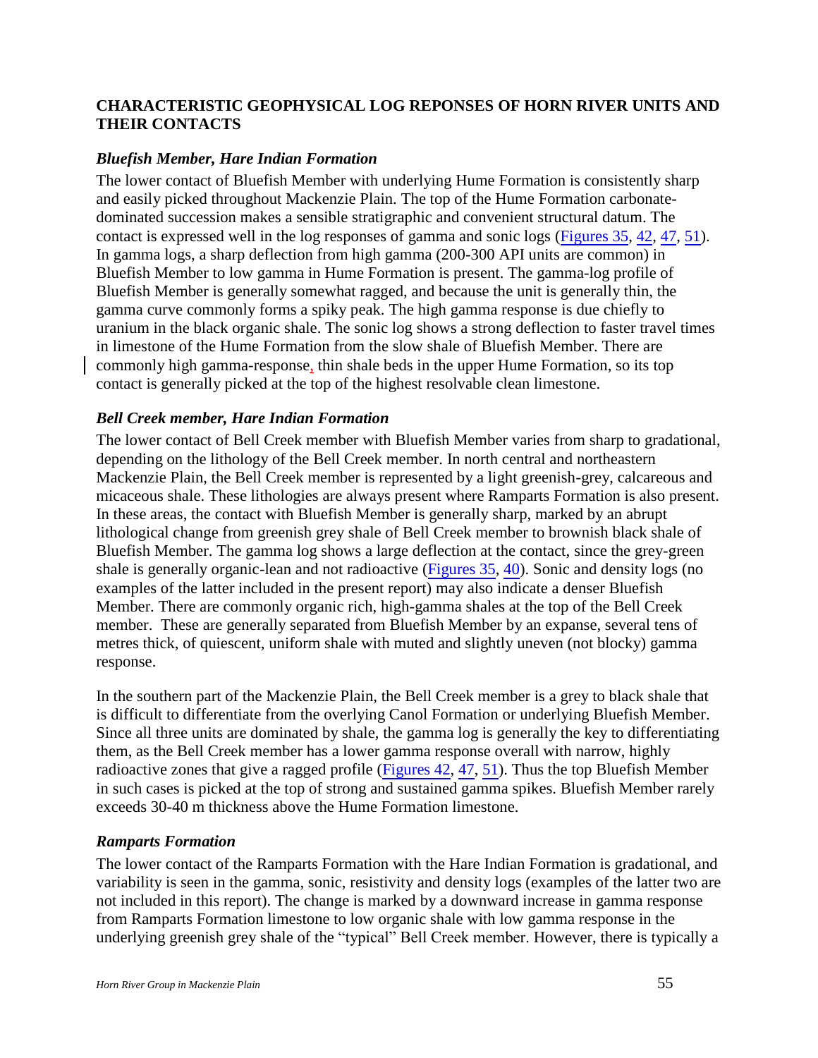## CHARACTERISTIC GEOPHYSICAL LOG REPONSES OF HORN RIVER UNITS AND THEIR CONTACTS

### *Bluefish Member, Hare Indian Formation*

The lower contact of Bluefish Member with underlying Hume Formation is consistently sharp and easily picked throughout Mackenzie Plain. The top of the Hume Formation carbonate-dominated succession makes a sensible stratigraphic and convenient structural datum. The contact is expressed well in the log responses of gamma and sonic logs (Figures 35, 42, 47, 51). In gamma logs, a sharp deflection from high gamma (200-300 API units are common) in Bluefish Member to low gamma in Hume Formation is present. The gamma-log profile of Bluefish Member is generally somewhat ragged, and because the unit is generally thin, the gamma curve commonly forms a spiky peak. The high gamma response is due chiefly to uranium in the black organic shale. The sonic log shows a strong deflection to faster travel times in limestone of the Hume Formation from the slow shale of Bluefish Member. There are commonly high gamma-response, thin shale beds in the upper Hume Formation, so its top contact is generally picked at the top of the highest resolvable clean limestone.

### *Bell Creek member, Hare Indian Formation*

The lower contact of Bell Creek member with Bluefish Member varies from sharp to gradational, depending on the lithology of the Bell Creek member. In north central and northeastern Mackenzie Plain, the Bell Creek member is represented by a light greenish-grey, calcareous and micaceous shale. These lithologies are always present where Ramparts Formation is also present. In these areas, the contact with Bluefish Member is generally sharp, marked by an abrupt lithological change from greenish grey shale of Bell Creek member to brownish black shale of Bluefish Member. The gamma log shows a large deflection at the contact, since the grey-green shale is generally organic-lean and not radioactive (Figures 35, 40). Sonic and density logs (no examples of the latter included in the present report) may also indicate a denser Bluefish Member. There are commonly organic rich, high-gamma shales at the top of the Bell Creek member. These are generally separated from Bluefish Member by an expanse, several tens of metres thick, of quiescent, uniform shale with muted and slightly uneven (not blocky) gamma response.

In the southern part of the Mackenzie Plain, the Bell Creek member is a grey to black shale that is difficult to differentiate from the overlying Canol Formation or underlying Bluefish Member. Since all three units are dominated by shale, the gamma log is generally the key to differentiating them, as the Bell Creek member has a lower gamma response overall with narrow, highly radioactive zones that give a ragged profile (Figures 42, 47, 51). Thus the top Bluefish Member in such cases is picked at the top of strong and sustained gamma spikes. Bluefish Member rarely exceeds 30-40 m thickness above the Hume Formation limestone.

### *Ramparts Formation*

The lower contact of the Ramparts Formation with the Hare Indian Formation is gradational, and variability is seen in the gamma, sonic, resistivity and density logs (examples of the latter two are not included in this report). The change is marked by a downward increase in gamma response from Ramparts Formation limestone to low organic shale with low gamma response in the underlying greenish grey shale of the "typical" Bell Creek member. However, there is typically a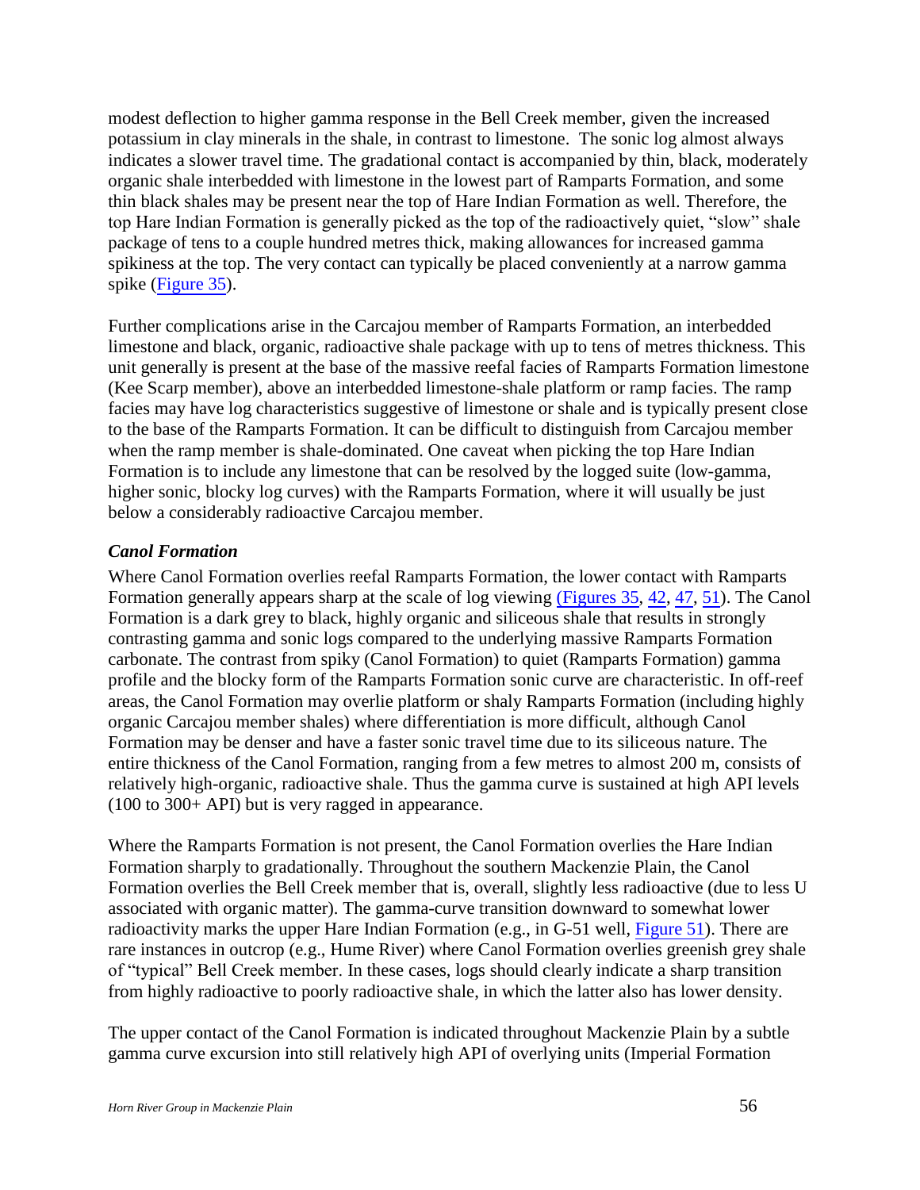modest deflection to higher gamma response in the Bell Creek member, given the increased potassium in clay minerals in the shale, in contrast to limestone. The sonic log almost always indicates a slower travel time. The gradational contact is accompanied by thin, black, moderately organic shale interbedded with limestone in the lowest part of Ramparts Formation, and some thin black shales may be present near the top of Hare Indian Formation as well. Therefore, the top Hare Indian Formation is generally picked as the top of the radioactively quiet, "slow" shale package of tens to a couple hundred metres thick, making allowances for increased gamma spikiness at the top. The very contact can typically be placed conveniently at a narrow gamma spike (Figure 35).

Further complications arise in the Carcajou member of Ramparts Formation, an interbedded limestone and black, organic, radioactive shale package with up to tens of metres thickness. This unit generally is present at the base of the massive reefal facies of Ramparts Formation limestone (Kee Scarp member), above an interbedded limestone-shale platform or ramp facies. The ramp facies may have log characteristics suggestive of limestone or shale and is typically present close to the base of the Ramparts Formation. It can be difficult to distinguish from Carcajou member when the ramp member is shale-dominated. One caveat when picking the top Hare Indian Formation is to include any limestone that can be resolved by the logged suite (low-gamma, higher sonic, blocky log curves) with the Ramparts Formation, where it will usually be just below a considerably radioactive Carcajou member.

### *Canol Formation*

Where Canol Formation overlies reefal Ramparts Formation, the lower contact with Ramparts Formation generally appears sharp at the scale of log viewing (Figures 35, 42, 47, 51). The Canol Formation is a dark grey to black, highly organic and siliceous shale that results in strongly contrasting gamma and sonic logs compared to the underlying massive Ramparts Formation carbonate. The contrast from spiky (Canol Formation) to quiet (Ramparts Formation) gamma profile and the blocky form of the Ramparts Formation sonic curve are characteristic. In off-reef areas, the Canol Formation may overlie platform or shaly Ramparts Formation (including highly organic Carcajou member shales) where differentiation is more difficult, although Canol Formation may be denser and have a faster sonic travel time due to its siliceous nature. The entire thickness of the Canol Formation, ranging from a few metres to almost 200 m, consists of relatively high-organic, radioactive shale. Thus the gamma curve is sustained at high API levels (100 to 300+ API) but is very ragged in appearance.

Where the Ramparts Formation is not present, the Canol Formation overlies the Hare Indian Formation sharply to gradationally. Throughout the southern Mackenzie Plain, the Canol Formation overlies the Bell Creek member that is, overall, slightly less radioactive (due to less U associated with organic matter). The gamma-curve transition downward to somewhat lower radioactivity marks the upper Hare Indian Formation (e.g., in G-51 well, Figure 51). There are rare instances in outcrop (e.g., Hume River) where Canol Formation overlies greenish grey shale of "typical" Bell Creek member. In these cases, logs should clearly indicate a sharp transition from highly radioactive to poorly radioactive shale, in which the latter also has lower density.

The upper contact of the Canol Formation is indicated throughout Mackenzie Plain by a subtle gamma curve excursion into still relatively high API of overlying units (Imperial Formation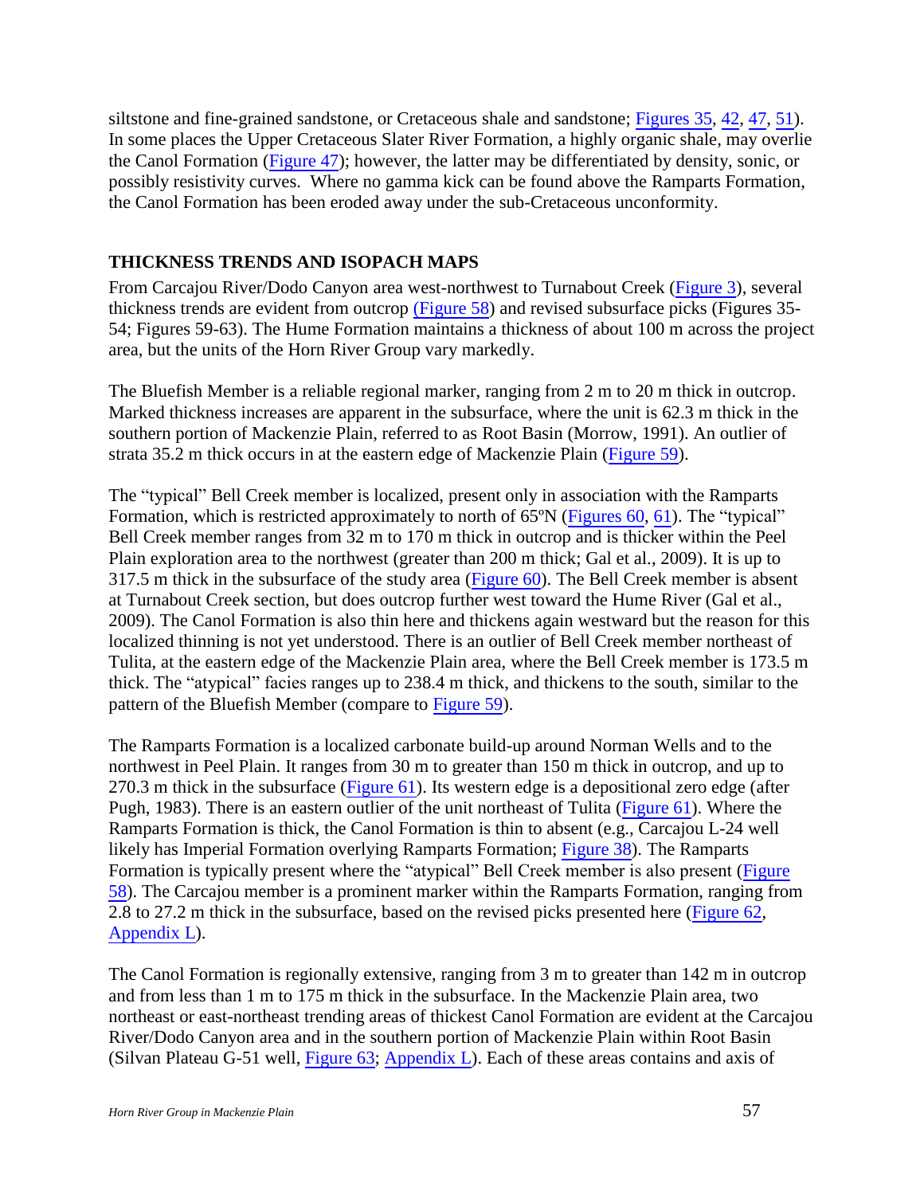siltstone and fine-grained sandstone, or Cretaceous shale and sandstone; Figures 35, 42, 47, 51). In some places the Upper Cretaceous Slater River Formation, a highly organic shale, may overlie the Canol Formation (Figure 47); however, the latter may be differentiated by density, sonic, or possibly resistivity curves. Where no gamma kick can be found above the Ramparts Formation, the Canol Formation has been eroded away under the sub-Cretaceous unconformity.

## THICKNESS TRENDS AND ISOPACH MAPS

From Carcajou River/Dodo Canyon area west-northwest to Turnabout Creek (Figure 3), several thickness trends are evident from outcrop (Figure 58) and revised subsurface picks (Figures 35-54; Figures 59-63). The Hume Formation maintains a thickness of about 100 m across the project area, but the units of the Horn River Group vary markedly.

The Bluefish Member is a reliable regional marker, ranging from 2 m to 20 m thick in outcrop. Marked thickness increases are apparent in the subsurface, where the unit is 62.3 m thick in the southern portion of Mackenzie Plain, referred to as Root Basin (Morrow, 1991). An outlier of strata 35.2 m thick occurs in at the eastern edge of Mackenzie Plain (Figure 59).

The "typical" Bell Creek member is localized, present only in association with the Ramparts Formation, which is restricted approximately to north of 65ºN (Figures 60, 61). The "typical" Bell Creek member ranges from 32 m to 170 m thick in outcrop and is thicker within the Peel Plain exploration area to the northwest (greater than 200 m thick; Gal et al., 2009). It is up to 317.5 m thick in the subsurface of the study area (Figure 60). The Bell Creek member is absent at Turnabout Creek section, but does outcrop further west toward the Hume River (Gal et al., 2009). The Canol Formation is also thin here and thickens again westward but the reason for this localized thinning is not yet understood. There is an outlier of Bell Creek member northeast of Tulita, at the eastern edge of the Mackenzie Plain area, where the Bell Creek member is 173.5 m thick. The "atypical" facies ranges up to 238.4 m thick, and thickens to the south, similar to the pattern of the Bluefish Member (compare to Figure 59).

The Ramparts Formation is a localized carbonate build-up around Norman Wells and to the northwest in Peel Plain. It ranges from 30 m to greater than 150 m thick in outcrop, and up to 270.3 m thick in the subsurface (Figure 61). Its western edge is a depositional zero edge (after Pugh, 1983). There is an eastern outlier of the unit northeast of Tulita (Figure 61). Where the Ramparts Formation is thick, the Canol Formation is thin to absent (e.g., Carcajou L-24 well likely has Imperial Formation overlying Ramparts Formation; Figure 38). The Ramparts Formation is typically present where the "atypical" Bell Creek member is also present (Figure 58). The Carcajou member is a prominent marker within the Ramparts Formation, ranging from 2.8 to 27.2 m thick in the subsurface, based on the revised picks presented here (Figure 62, Appendix L).

The Canol Formation is regionally extensive, ranging from 3 m to greater than 142 m in outcrop and from less than 1 m to 175 m thick in the subsurface. In the Mackenzie Plain area, two northeast or east-northeast trending areas of thickest Canol Formation are evident at the Carcajou River/Dodo Canyon area and in the southern portion of Mackenzie Plain within Root Basin (Silvan Plateau G-51 well, Figure 63; Appendix L). Each of these areas contains and axis of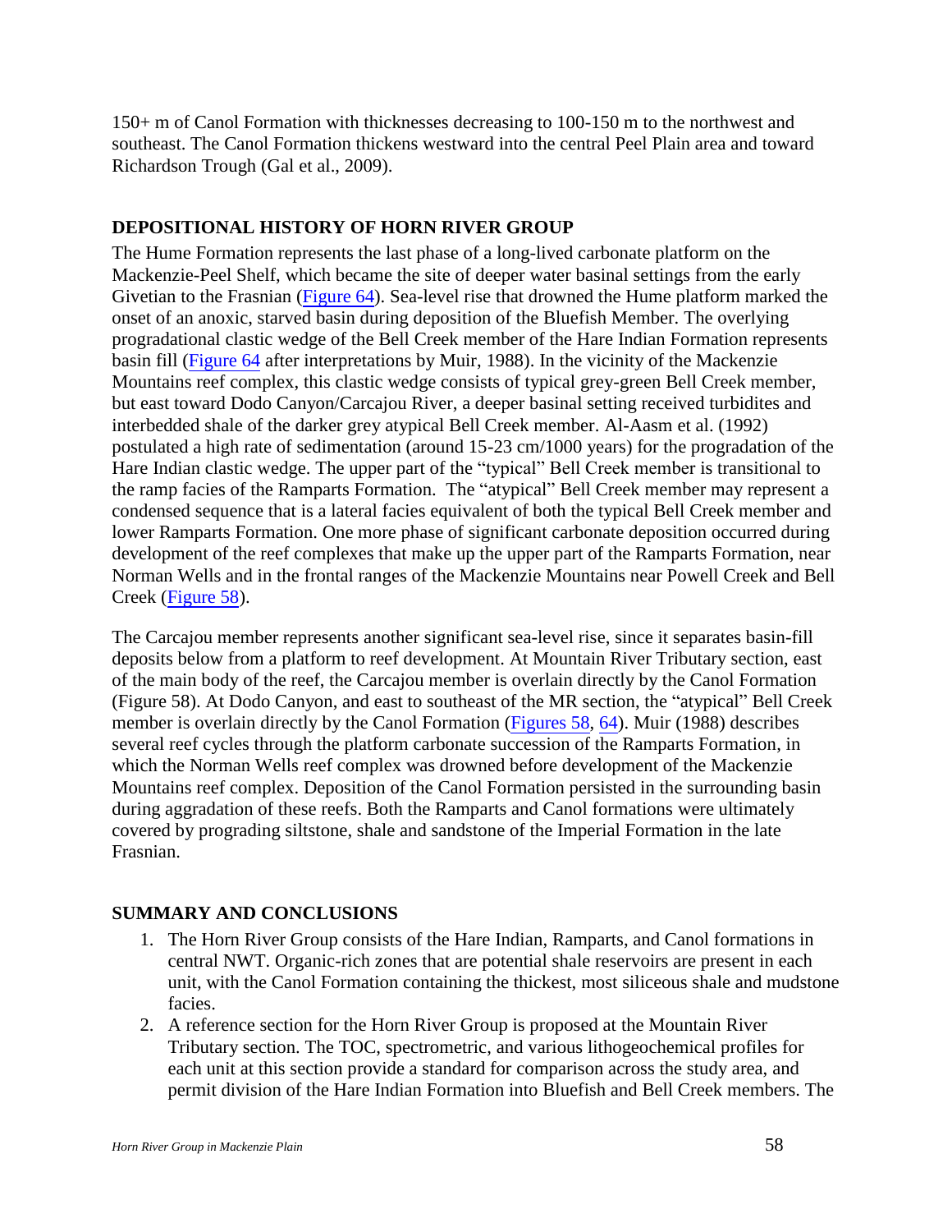150+ m of Canol Formation with thicknesses decreasing to 100-150 m to the northwest and southeast. The Canol Formation thickens westward into the central Peel Plain area and toward Richardson Trough (Gal et al., 2009).

## DEPOSITIONAL HISTORY OF HORN RIVER GROUP

The Hume Formation represents the last phase of a long-lived carbonate platform on the Mackenzie-Peel Shelf, which became the site of deeper water basinal settings from the early Givetian to the Frasnian (Figure 64). Sea-level rise that drowned the Hume platform marked the onset of an anoxic, starved basin during deposition of the Bluefish Member. The overlying progradational clastic wedge of the Bell Creek member of the Hare Indian Formation represents basin fill (Figure 64 after interpretations by Muir, 1988). In the vicinity of the Mackenzie Mountains reef complex, this clastic wedge consists of typical grey-green Bell Creek member, but east toward Dodo Canyon/Carcajou River, a deeper basinal setting received turbidites and interbedded shale of the darker grey atypical Bell Creek member. Al-Aasm et al. (1992) postulated a high rate of sedimentation (around 15-23 cm/1000 years) for the progradation of the Hare Indian clastic wedge. The upper part of the "typical" Bell Creek member is transitional to the ramp facies of the Ramparts Formation. The "atypical" Bell Creek member may represent a condensed sequence that is a lateral facies equivalent of both the typical Bell Creek member and lower Ramparts Formation. One more phase of significant carbonate deposition occurred during development of the reef complexes that make up the upper part of the Ramparts Formation, near Norman Wells and in the frontal ranges of the Mackenzie Mountains near Powell Creek and Bell Creek (Figure 58).

The Carcajou member represents another significant sea-level rise, since it separates basin-fill deposits below from a platform to reef development. At Mountain River Tributary section, east of the main body of the reef, the Carcajou member is overlain directly by the Canol Formation (Figure 58). At Dodo Canyon, and east to southeast of the MR section, the "atypical" Bell Creek member is overlain directly by the Canol Formation (Figures 58, 64). Muir (1988) describes several reef cycles through the platform carbonate succession of the Ramparts Formation, in which the Norman Wells reef complex was drowned before development of the Mackenzie Mountains reef complex. Deposition of the Canol Formation persisted in the surrounding basin during aggradation of these reefs. Both the Ramparts and Canol formations were ultimately covered by prograding siltstone, shale and sandstone of the Imperial Formation in the late Frasnian.

## SUMMARY AND CONCLUSIONS

1. The Horn River Group consists of the Hare Indian, Ramparts, and Canol formations in central NWT. Organic-rich zones that are potential shale reservoirs are present in each unit, with the Canol Formation containing the thickest, most siliceous shale and mudstone facies.
2. A reference section for the Horn River Group is proposed at the Mountain River Tributary section. The TOC, spectrometric, and various lithogeochemical profiles for each unit at this section provide a standard for comparison across the study area, and permit division of the Hare Indian Formation into Bluefish and Bell Creek members. The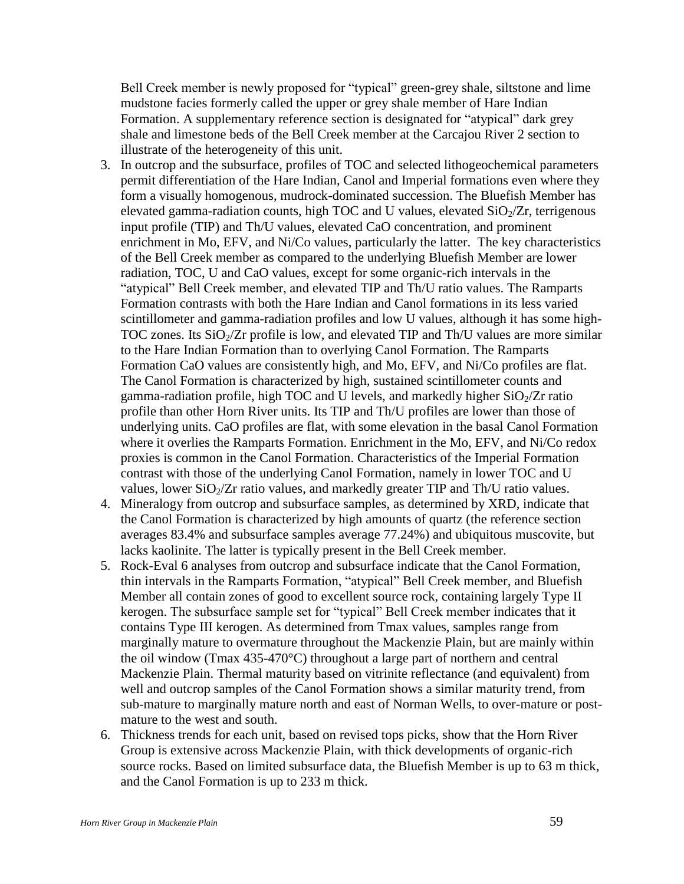Bell Creek member is newly proposed for “typical” green-grey shale, siltstone and lime mudstone facies formerly called the upper or grey shale member of Hare Indian Formation. A supplementary reference section is designated for “atypical” dark grey shale and limestone beds of the Bell Creek member at the Carcajou River 2 section to illustrate of the heterogeneity of this unit.

3. In outcrop and the subsurface, profiles of TOC and selected lithogeochemical parameters permit differentiation of the Hare Indian, Canol and Imperial formations even where they form a visually homogenous, mudrock-dominated succession. The Bluefish Member has elevated gamma-radiation counts, high TOC and U values, elevated $SiO_2$/Zr, terrigenous input profile (TIP) and Th/U values, elevated CaO concentration, and prominent enrichment in Mo, EFV, and Ni/Co values, particularly the latter. The key characteristics of the Bell Creek member as compared to the underlying Bluefish Member are lower radiation, TOC, U and CaO values, except for some organic-rich intervals in the “atypical” Bell Creek member, and elevated TIP and Th/U ratio values. The Ramparts Formation contrasts with both the Hare Indian and Canol formations in its less varied scintillometer and gamma-radiation profiles and low U values, although it has some high-TOC zones. Its $SiO_2$/Zr profile is low, and elevated TIP and Th/U values are more similar to the Hare Indian Formation than to overlying Canol Formation. The Ramparts Formation CaO values are consistently high, and Mo, EFV, and Ni/Co profiles are flat. The Canol Formation is characterized by high, sustained scintillometer counts and gamma-radiation profile, high TOC and U levels, and markedly higher $SiO_2$/Zr ratio profile than other Horn River units. Its TIP and Th/U profiles are lower than those of underlying units. CaO profiles are flat, with some elevation in the basal Canol Formation where it overlies the Ramparts Formation. Enrichment in the Mo, EFV, and Ni/Co redox proxies is common in the Canol Formation. Characteristics of the Imperial Formation contrast with those of the underlying Canol Formation, namely in lower TOC and U values, lower $SiO_2$/Zr ratio values, and markedly greater TIP and Th/U ratio values.
4. Mineralogy from outcrop and subsurface samples, as determined by XRD, indicate that the Canol Formation is characterized by high amounts of quartz (the reference section averages 83.4% and subsurface samples average 77.24%) and ubiquitous muscovite, but lacks kaolinite. The latter is typically present in the Bell Creek member.
5. Rock-Eval 6 analyses from outcrop and subsurface indicate that the Canol Formation, thin intervals in the Ramparts Formation, “atypical” Bell Creek member, and Bluefish Member all contain zones of good to excellent source rock, containing largely Type II kerogen. The subsurface sample set for “typical” Bell Creek member indicates that it contains Type III kerogen. As determined from Tmax values, samples range from marginally mature to overmature throughout the Mackenzie Plain, but are mainly within the oil window (Tmax 435-470°C) throughout a large part of northern and central Mackenzie Plain. Thermal maturity based on vitrinite reflectance (and equivalent) from well and outcrop samples of the Canol Formation shows a similar maturity trend, from sub-mature to marginally mature north and east of Norman Wells, to over-mature or post-mature to the west and south.
6. Thickness trends for each unit, based on revised tops picks, show that the Horn River Group is extensive across Mackenzie Plain, with thick developments of organic-rich source rocks. Based on limited subsurface data, the Bluefish Member is up to 63 m thick, and the Canol Formation is up to 233 m thick.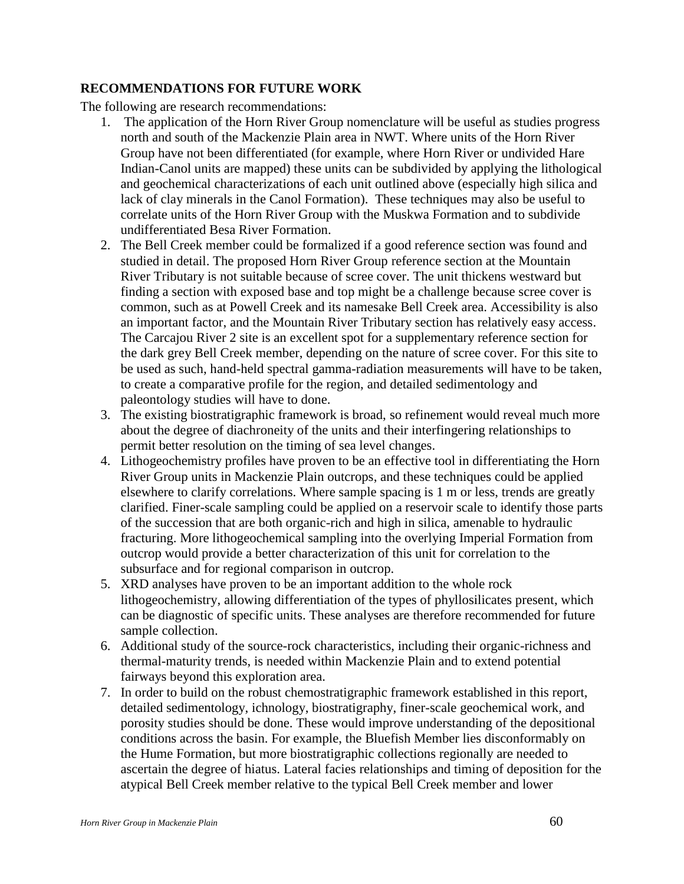## RECOMMENDATIONS FOR FUTURE WORK

The following are research recommendations:

1. The application of the Horn River Group nomenclature will be useful as studies progress north and south of the Mackenzie Plain area in NWT. Where units of the Horn River Group have not been differentiated (for example, where Horn River or undivided Hare Indian-Canol units are mapped) these units can be subdivided by applying the lithological and geochemical characterizations of each unit outlined above (especially high silica and lack of clay minerals in the Canol Formation). These techniques may also be useful to correlate units of the Horn River Group with the Muskwa Formation and to subdivide undifferentiated Besa River Formation.
2. The Bell Creek member could be formalized if a good reference section was found and studied in detail. The proposed Horn River Group reference section at the Mountain River Tributary is not suitable because of scree cover. The unit thickens westward but finding a section with exposed base and top might be a challenge because scree cover is common, such as at Powell Creek and its namesake Bell Creek area. Accessibility is also an important factor, and the Mountain River Tributary section has relatively easy access. The Carcajou River 2 site is an excellent spot for a supplementary reference section for the dark grey Bell Creek member, depending on the nature of scree cover. For this site to be used as such, hand-held spectral gamma-radiation measurements will have to be taken, to create a comparative profile for the region, and detailed sedimentology and paleontology studies will have to done.
3. The existing biostratigraphic framework is broad, so refinement would reveal much more about the degree of diachroneity of the units and their interfingering relationships to permit better resolution on the timing of sea level changes.
4. Lithogeochemistry profiles have proven to be an effective tool in differentiating the Horn River Group units in Mackenzie Plain outcrops, and these techniques could be applied elsewhere to clarify correlations. Where sample spacing is 1 m or less, trends are greatly clarified. Finer-scale sampling could be applied on a reservoir scale to identify those parts of the succession that are both organic-rich and high in silica, amenable to hydraulic fracturing. More lithogeochemical sampling into the overlying Imperial Formation from outcrop would provide a better characterization of this unit for correlation to the subsurface and for regional comparison in outcrop.
5. XRD analyses have proven to be an important addition to the whole rock lithogeochemistry, allowing differentiation of the types of phyllosilicates present, which can be diagnostic of specific units. These analyses are therefore recommended for future sample collection.
6. Additional study of the source-rock characteristics, including their organic-richness and thermal-maturity trends, is needed within Mackenzie Plain and to extend potential fairways beyond this exploration area.
7. In order to build on the robust chemostratigraphic framework established in this report, detailed sedimentology, ichnology, biostratigraphy, finer-scale geochemical work, and porosity studies should be done. These would improve understanding of the depositional conditions across the basin. For example, the Bluefish Member lies disconformably on the Hume Formation, but more biostratigraphic collections regionally are needed to ascertain the degree of hiatus. Lateral facies relationships and timing of deposition for the atypical Bell Creek member relative to the typical Bell Creek member and lower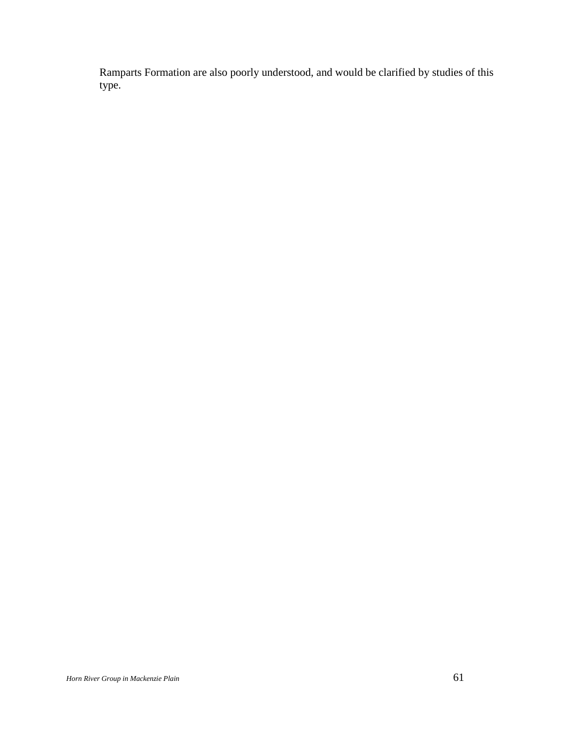Ramparts Formation are also poorly understood, and would be clarified by studies of this type.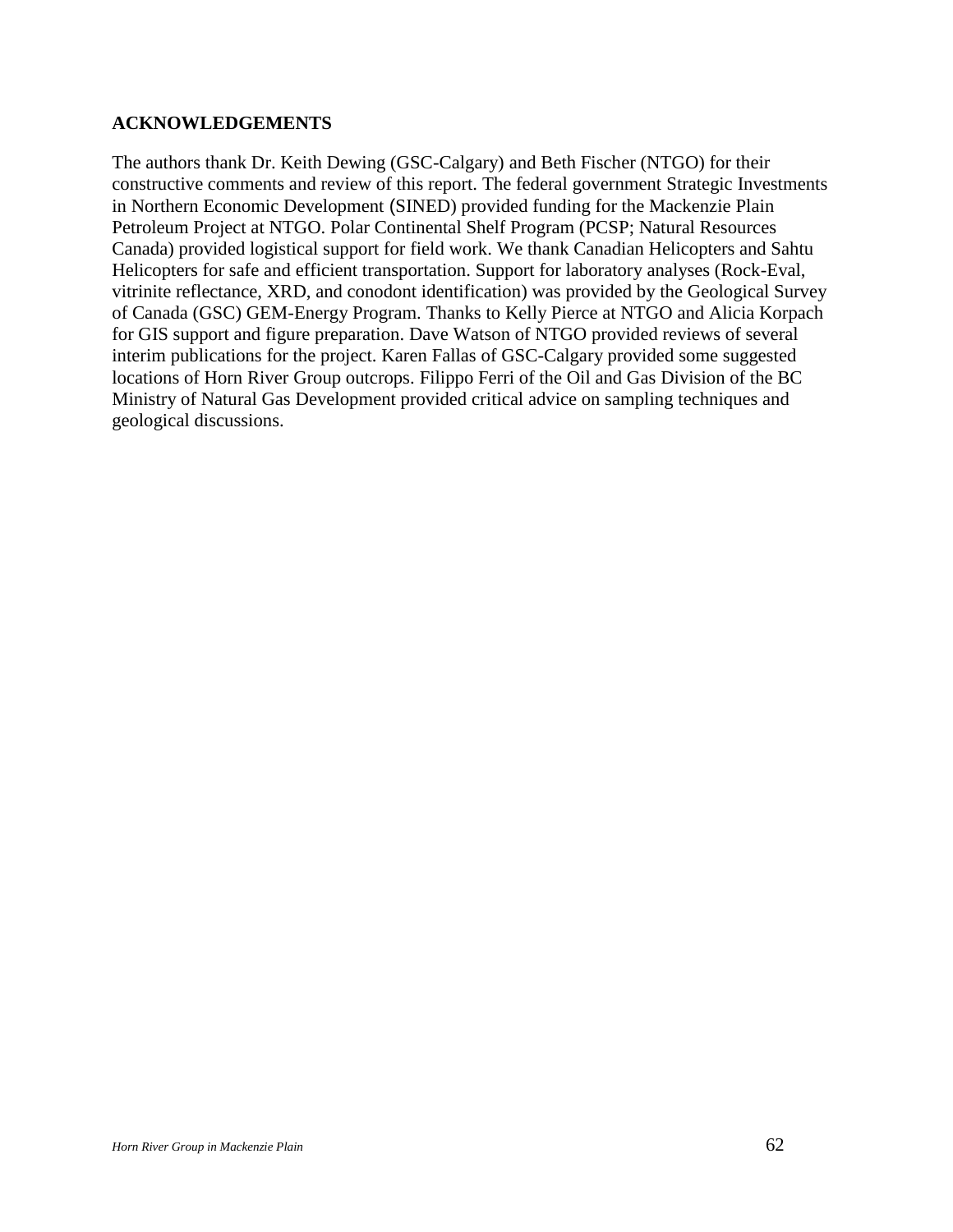## ACKNOWLEDGEMENTS

The authors thank Dr. Keith Dewing (GSC-Calgary) and Beth Fischer (NTGO) for their constructive comments and review of this report. The federal government Strategic Investments in Northern Economic Development (SINED) provided funding for the Mackenzie Plain Petroleum Project at NTGO. Polar Continental Shelf Program (PCSP; Natural Resources Canada) provided logistical support for field work. We thank Canadian Helicopters and Sahtu Helicopters for safe and efficient transportation. Support for laboratory analyses (Rock-Eval, vitrinite reflectance, XRD, and conodont identification) was provided by the Geological Survey of Canada (GSC) GEM-Energy Program. Thanks to Kelly Pierce at NTGO and Alicia Korpach for GIS support and figure preparation. Dave Watson of NTGO provided reviews of several interim publications for the project. Karen Fallas of GSC-Calgary provided some suggested locations of Horn River Group outcrops. Filippo Ferri of the Oil and Gas Division of the BC Ministry of Natural Gas Development provided critical advice on sampling techniques and geological discussions.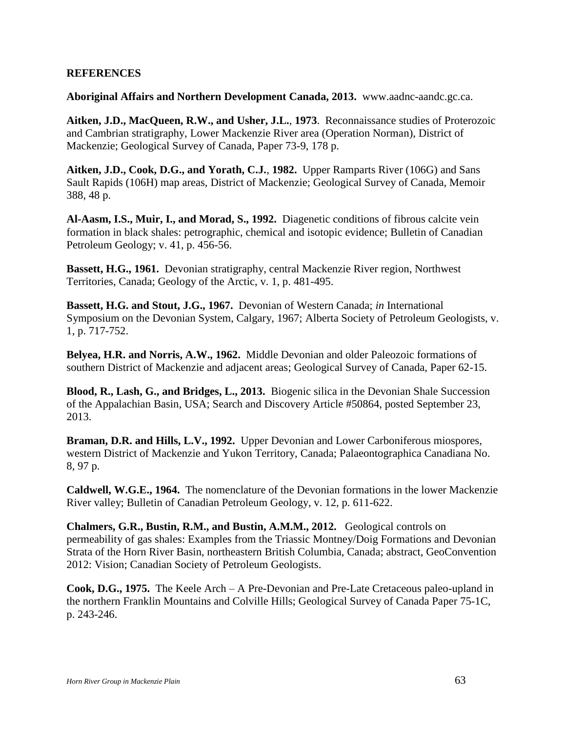## REFERENCES

**Aboriginal Affairs and Northern Development Canada, 2013.** www.aadnc-aandc.gc.ca.

**Aitken, J.D., MacQueen, R.W., and Usher, J.L., 1973**. Reconnaissance studies of Proterozoic and Cambrian stratigraphy, Lower Mackenzie River area (Operation Norman), District of Mackenzie; Geological Survey of Canada, Paper 73-9, 178 p.

**Aitken, J.D., Cook, D.G., and Yorath, C.J., 1982.** Upper Ramparts River (106G) and Sans Sault Rapids (106H) map areas, District of Mackenzie; Geological Survey of Canada, Memoir 388, 48 p.

**Al-Aasm, I.S., Muir, I., and Morad, S., 1992.** Diagenetic conditions of fibrous calcite vein formation in black shales: petrographic, chemical and isotopic evidence; Bulletin of Canadian Petroleum Geology; v. 41, p. 456-56.

**Bassett, H.G., 1961.** Devonian stratigraphy, central Mackenzie River region, Northwest Territories, Canada; Geology of the Arctic, v. 1, p. 481-495.

**Bassett, H.G. and Stout, J.G., 1967.** Devonian of Western Canada; *in* International Symposium on the Devonian System, Calgary, 1967; Alberta Society of Petroleum Geologists, v. 1, p. 717-752.

**Belyea, H.R. and Norris, A.W., 1962.** Middle Devonian and older Paleozoic formations of southern District of Mackenzie and adjacent areas; Geological Survey of Canada, Paper 62-15.

**Blood, R., Lash, G., and Bridges, L., 2013.** Biogenic silica in the Devonian Shale Succession of the Appalachian Basin, USA; Search and Discovery Article #50864, posted September 23, 2013.

**Braman, D.R. and Hills, L.V., 1992.** Upper Devonian and Lower Carboniferous miospores, western District of Mackenzie and Yukon Territory, Canada; Palaeontographica Canadiana No. 8, 97 p.

**Caldwell, W.G.E., 1964.** The nomenclature of the Devonian formations in the lower Mackenzie River valley; Bulletin of Canadian Petroleum Geology, v. 12, p. 611-622.

**Chalmers, G.R., Bustin, R.M., and Bustin, A.M.M., 2012.** Geological controls on permeability of gas shales: Examples from the Triassic Montney/Doig Formations and Devonian Strata of the Horn River Basin, northeastern British Columbia, Canada; abstract, GeoConvention 2012: Vision; Canadian Society of Petroleum Geologists.

**Cook, D.G., 1975.** The Keele Arch – A Pre-Devonian and Pre-Late Cretaceous paleo-upland in the northern Franklin Mountains and Colville Hills; Geological Survey of Canada Paper 75-1C, p. 243-246.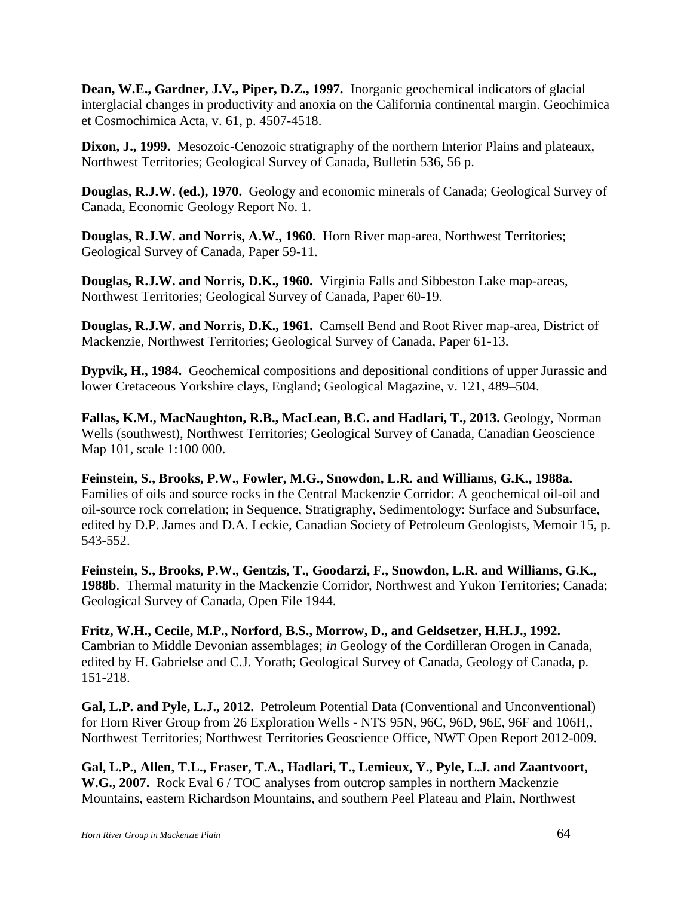**Dean, W.E., Gardner, J.V., Piper, D.Z., 1997.** Inorganic geochemical indicators of glacial–interglacial changes in productivity and anoxia on the California continental margin. Geochimica et Cosmochimica Acta, v. 61, p. 4507-4518.

**Dixon, J., 1999.** Mesozoic-Cenozoic stratigraphy of the northern Interior Plains and plateaux, Northwest Territories; Geological Survey of Canada, Bulletin 536, 56 p.

**Douglas, R.J.W. (ed.), 1970.** Geology and economic minerals of Canada; Geological Survey of Canada, Economic Geology Report No. 1.

**Douglas, R.J.W. and Norris, A.W., 1960.** Horn River map-area, Northwest Territories; Geological Survey of Canada, Paper 59-11.

**Douglas, R.J.W. and Norris, D.K., 1960.** Virginia Falls and Sibbeston Lake map-areas, Northwest Territories; Geological Survey of Canada, Paper 60-19.

**Douglas, R.J.W. and Norris, D.K., 1961.** Camsell Bend and Root River map-area, District of Mackenzie, Northwest Territories; Geological Survey of Canada, Paper 61-13.

**Dypvik, H., 1984.** Geochemical compositions and depositional conditions of upper Jurassic and lower Cretaceous Yorkshire clays, England; Geological Magazine, v. 121, 489–504.

**Fallas, K.M., MacNaughton, R.B., MacLean, B.C. and Hadlari, T., 2013.** Geology, Norman Wells (southwest), Northwest Territories; Geological Survey of Canada, Canadian Geoscience Map 101, scale 1:100 000.

**Feinstein, S., Brooks, P.W., Fowler, M.G., Snowdon, L.R. and Williams, G.K., 1988a.** Families of oils and source rocks in the Central Mackenzie Corridor: A geochemical oil-oil and oil-source rock correlation; in Sequence, Stratigraphy, Sedimentology: Surface and Subsurface, edited by D.P. James and D.A. Leckie, Canadian Society of Petroleum Geologists, Memoir 15, p. 543-552.

**Feinstein, S., Brooks, P.W., Gentzis, T., Goodarzi, F., Snowdon, L.R. and Williams, G.K., 1988b**. Thermal maturity in the Mackenzie Corridor, Northwest and Yukon Territories; Canada; Geological Survey of Canada, Open File 1944.

**Fritz, W.H., Cecile, M.P., Norford, B.S., Morrow, D., and Geldsetzer, H.H.J., 1992.** Cambrian to Middle Devonian assemblages; *in* Geology of the Cordilleran Orogen in Canada, edited by H. Gabrielse and C.J. Yorath; Geological Survey of Canada, Geology of Canada, p. 151-218.

**Gal, L.P. and Pyle, L.J., 2012.** Petroleum Potential Data (Conventional and Unconventional) for Horn River Group from 26 Exploration Wells - NTS 95N, 96C, 96D, 96E, 96F and 106H,, Northwest Territories; Northwest Territories Geoscience Office, NWT Open Report 2012-009.

**Gal, L.P., Allen, T.L., Fraser, T.A., Hadlari, T., Lemieux, Y., Pyle, L.J. and Zaantvoort, W.G., 2007.** Rock Eval 6 / TOC analyses from outcrop samples in northern Mackenzie Mountains, eastern Richardson Mountains, and southern Peel Plateau and Plain, Northwest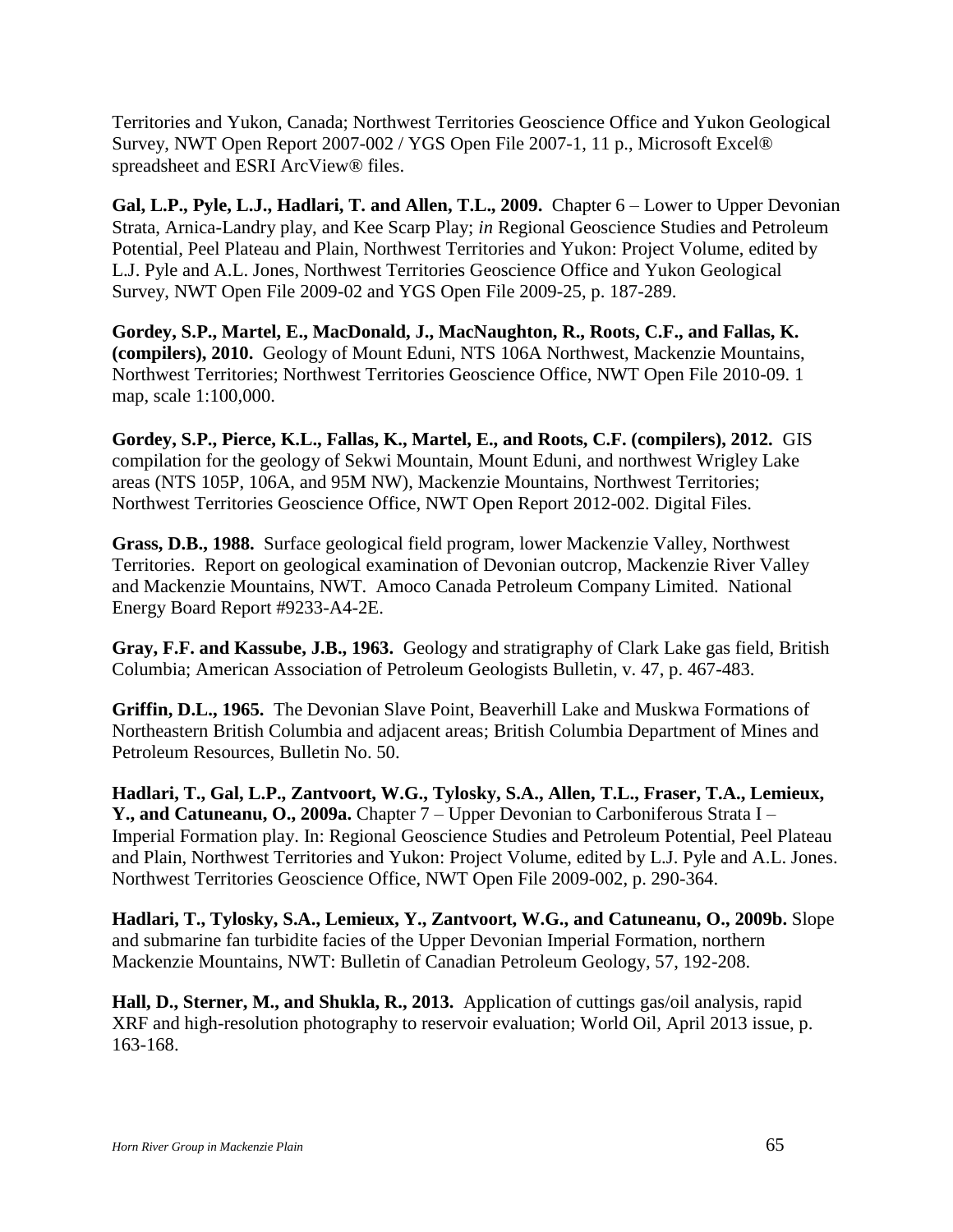Territories and Yukon, Canada; Northwest Territories Geoscience Office and Yukon Geological Survey, NWT Open Report 2007-002 / YGS Open File 2007-1, 11 p., Microsoft Excel® spreadsheet and ESRI ArcView® files.

**Gal, L.P., Pyle, L.J., Hadlari, T. and Allen, T.L., 2009.** Chapter 6 – Lower to Upper Devonian Strata, Arnica-Landry play, and Kee Scarp Play; *in* Regional Geoscience Studies and Petroleum Potential, Peel Plateau and Plain, Northwest Territories and Yukon: Project Volume, edited by L.J. Pyle and A.L. Jones, Northwest Territories Geoscience Office and Yukon Geological Survey, NWT Open File 2009-02 and YGS Open File 2009-25, p. 187-289.

**Gordey, S.P., Martel, E., MacDonald, J., MacNaughton, R., Roots, C.F., and Fallas, K. (compilers), 2010.** Geology of Mount Eduni, NTS 106A Northwest, Mackenzie Mountains, Northwest Territories; Northwest Territories Geoscience Office, NWT Open File 2010-09. 1 map, scale 1:100,000.

**Gordey, S.P., Pierce, K.L., Fallas, K., Martel, E., and Roots, C.F. (compilers), 2012.** GIS compilation for the geology of Sekwi Mountain, Mount Eduni, and northwest Wrigley Lake areas (NTS 105P, 106A, and 95M NW), Mackenzie Mountains, Northwest Territories; Northwest Territories Geoscience Office, NWT Open Report 2012-002. Digital Files.

**Grass, D.B., 1988.** Surface geological field program, lower Mackenzie Valley, Northwest Territories. Report on geological examination of Devonian outcrop, Mackenzie River Valley and Mackenzie Mountains, NWT. Amoco Canada Petroleum Company Limited. National Energy Board Report #9233-A4-2E.

**Gray, F.F. and Kassube, J.B., 1963.** Geology and stratigraphy of Clark Lake gas field, British Columbia; American Association of Petroleum Geologists Bulletin, v. 47, p. 467-483.

**Griffin, D.L., 1965.** The Devonian Slave Point, Beaverhill Lake and Muskwa Formations of Northeastern British Columbia and adjacent areas; British Columbia Department of Mines and Petroleum Resources, Bulletin No. 50.

**Hadlari, T., Gal, L.P., Zantvoort, W.G., Tylosky, S.A., Allen, T.L., Fraser, T.A., Lemieux, Y., and Catuneanu, O., 2009a.** Chapter 7 – Upper Devonian to Carboniferous Strata I – Imperial Formation play. In: Regional Geoscience Studies and Petroleum Potential, Peel Plateau and Plain, Northwest Territories and Yukon: Project Volume, edited by L.J. Pyle and A.L. Jones. Northwest Territories Geoscience Office, NWT Open File 2009-002, p. 290-364.

**Hadlari, T., Tylosky, S.A., Lemieux, Y., Zantvoort, W.G., and Catuneanu, O., 2009b.** Slope and submarine fan turbidite facies of the Upper Devonian Imperial Formation, northern Mackenzie Mountains, NWT: Bulletin of Canadian Petroleum Geology, 57, 192-208.

**Hall, D., Sterner, M., and Shukla, R., 2013.** Application of cuttings gas/oil analysis, rapid XRF and high-resolution photography to reservoir evaluation; World Oil, April 2013 issue, p. 163-168.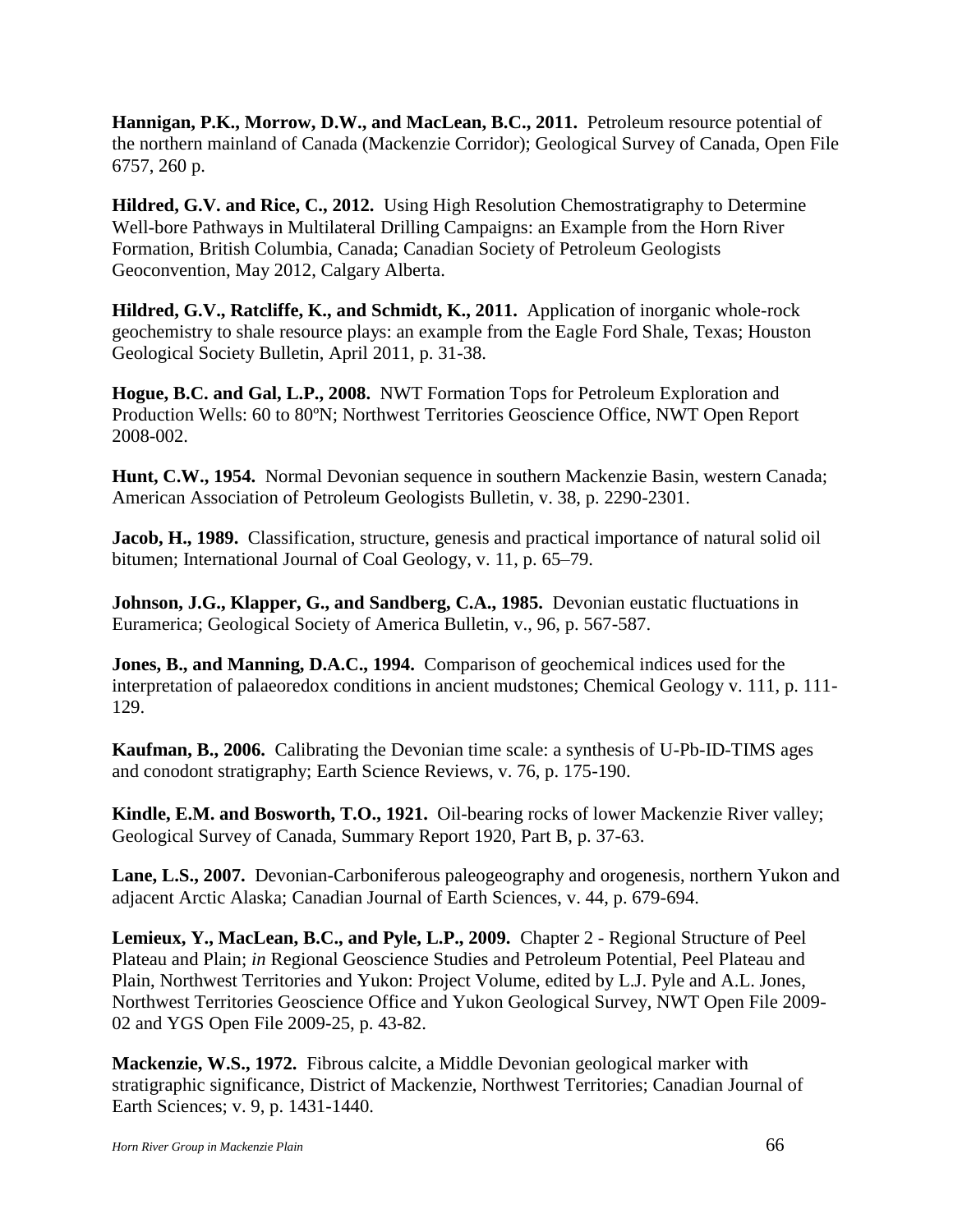**Hannigan, P.K., Morrow, D.W., and MacLean, B.C., 2011.** Petroleum resource potential of the northern mainland of Canada (Mackenzie Corridor); Geological Survey of Canada, Open File 6757, 260 p.

**Hildred, G.V. and Rice, C., 2012.** Using High Resolution Chemostratigraphy to Determine Well-bore Pathways in Multilateral Drilling Campaigns: an Example from the Horn River Formation, British Columbia, Canada; Canadian Society of Petroleum Geologists Geoconvention, May 2012, Calgary Alberta.

**Hildred, G.V., Ratcliffe, K., and Schmidt, K., 2011.** Application of inorganic whole-rock geochemistry to shale resource plays: an example from the Eagle Ford Shale, Texas; Houston Geological Society Bulletin, April 2011, p. 31-38.

**Hogue, B.C. and Gal, L.P., 2008.** NWT Formation Tops for Petroleum Exploration and Production Wells: 60 to 80ºN; Northwest Territories Geoscience Office, NWT Open Report 2008-002.

**Hunt, C.W., 1954.** Normal Devonian sequence in southern Mackenzie Basin, western Canada; American Association of Petroleum Geologists Bulletin, v. 38, p. 2290-2301.

**Jacob, H., 1989.** Classification, structure, genesis and practical importance of natural solid oil bitumen; International Journal of Coal Geology, v. 11, p. 65–79.

**Johnson, J.G., Klapper, G., and Sandberg, C.A., 1985.** Devonian eustatic fluctuations in Euramerica; Geological Society of America Bulletin, v., 96, p. 567-587.

**Jones, B., and Manning, D.A.C., 1994.** Comparison of geochemical indices used for the interpretation of palaeoredox conditions in ancient mudstones; Chemical Geology v. 111, p. 111-129.

**Kaufman, B., 2006.** Calibrating the Devonian time scale: a synthesis of U-Pb-ID-TIMS ages and conodont stratigraphy; Earth Science Reviews, v. 76, p. 175-190.

**Kindle, E.M. and Bosworth, T.O., 1921.** Oil-bearing rocks of lower Mackenzie River valley; Geological Survey of Canada, Summary Report 1920, Part B, p. 37-63.

**Lane, L.S., 2007.** Devonian-Carboniferous paleogeography and orogenesis, northern Yukon and adjacent Arctic Alaska; Canadian Journal of Earth Sciences, v. 44, p. 679-694.

**Lemieux, Y., MacLean, B.C., and Pyle, L.P., 2009.** Chapter 2 - Regional Structure of Peel Plateau and Plain; *in* Regional Geoscience Studies and Petroleum Potential, Peel Plateau and Plain, Northwest Territories and Yukon: Project Volume, edited by L.J. Pyle and A.L. Jones, Northwest Territories Geoscience Office and Yukon Geological Survey, NWT Open File 2009-02 and YGS Open File 2009-25, p. 43-82.

**Mackenzie, W.S., 1972.** Fibrous calcite, a Middle Devonian geological marker with stratigraphic significance, District of Mackenzie, Northwest Territories; Canadian Journal of Earth Sciences; v. 9, p. 1431-1440.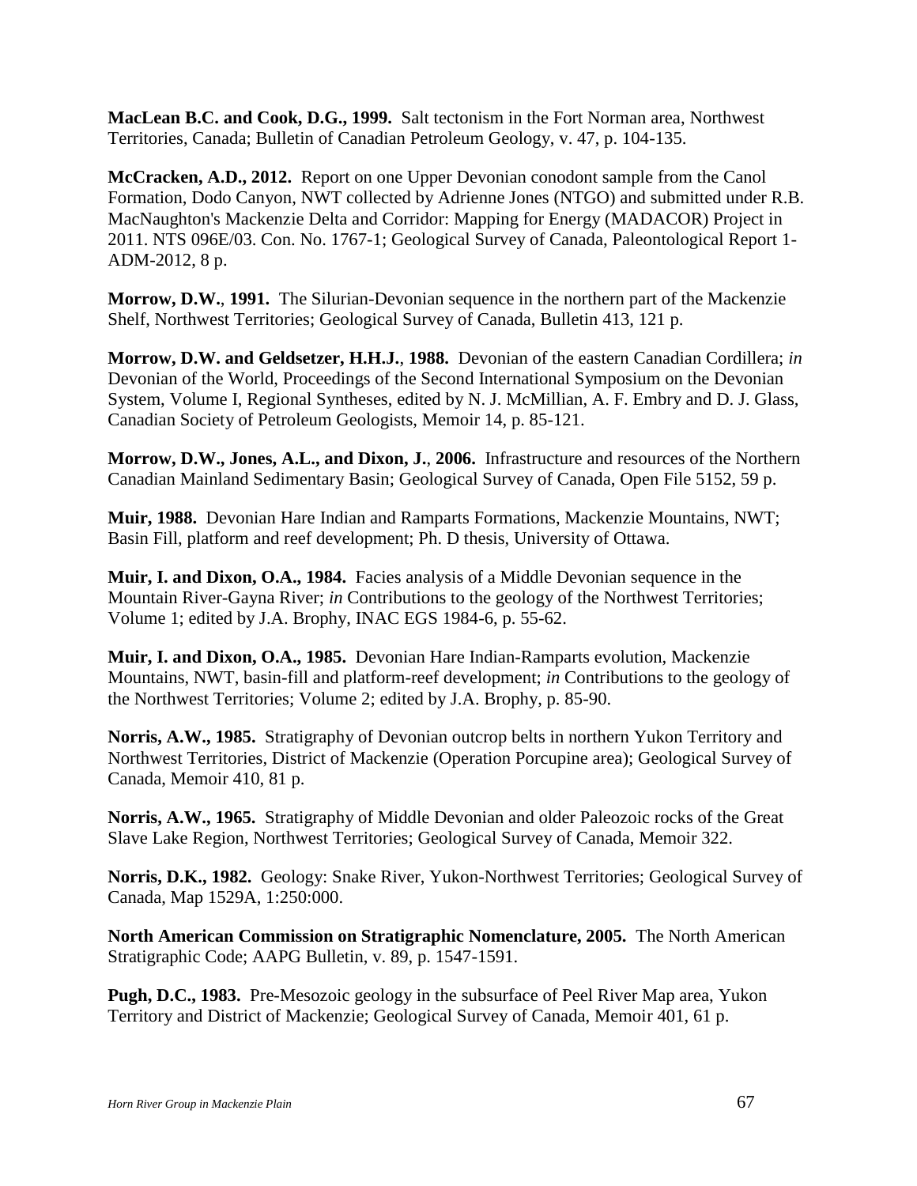**MacLean B.C. and Cook, D.G., 1999.** Salt tectonism in the Fort Norman area, Northwest Territories, Canada; Bulletin of Canadian Petroleum Geology, v. 47, p. 104-135.

**McCracken, A.D., 2012.** Report on one Upper Devonian conodont sample from the Canol Formation, Dodo Canyon, NWT collected by Adrienne Jones (NTGO) and submitted under R.B. MacNaughton's Mackenzie Delta and Corridor: Mapping for Energy (MADACOR) Project in 2011. NTS 096E/03. Con. No. 1767-1; Geological Survey of Canada, Paleontological Report 1-ADM-2012, 8 p.

**Morrow, D.W.**, **1991.** The Silurian-Devonian sequence in the northern part of the Mackenzie Shelf, Northwest Territories; Geological Survey of Canada, Bulletin 413, 121 p.

**Morrow, D.W. and Geldsetzer, H.H.J.**, **1988.** Devonian of the eastern Canadian Cordillera; *in* Devonian of the World, Proceedings of the Second International Symposium on the Devonian System, Volume I, Regional Syntheses, edited by N. J. McMillian, A. F. Embry and D. J. Glass, Canadian Society of Petroleum Geologists, Memoir 14, p. 85-121.

**Morrow, D.W., Jones, A.L., and Dixon, J.**, **2006.** Infrastructure and resources of the Northern Canadian Mainland Sedimentary Basin; Geological Survey of Canada, Open File 5152, 59 p.

**Muir, 1988.** Devonian Hare Indian and Ramparts Formations, Mackenzie Mountains, NWT; Basin Fill, platform and reef development; Ph. D thesis, University of Ottawa.

**Muir, I. and Dixon, O.A., 1984.** Facies analysis of a Middle Devonian sequence in the Mountain River-Gayna River; *in* Contributions to the geology of the Northwest Territories; Volume 1; edited by J.A. Brophy, INAC EGS 1984-6, p. 55-62.

**Muir, I. and Dixon, O.A., 1985.** Devonian Hare Indian-Ramparts evolution, Mackenzie Mountains, NWT, basin-fill and platform-reef development; *in* Contributions to the geology of the Northwest Territories; Volume 2; edited by J.A. Brophy, p. 85-90.

**Norris, A.W., 1985.** Stratigraphy of Devonian outcrop belts in northern Yukon Territory and Northwest Territories, District of Mackenzie (Operation Porcupine area); Geological Survey of Canada, Memoir 410, 81 p.

**Norris, A.W., 1965.** Stratigraphy of Middle Devonian and older Paleozoic rocks of the Great Slave Lake Region, Northwest Territories; Geological Survey of Canada, Memoir 322.

**Norris, D.K., 1982.** Geology: Snake River, Yukon-Northwest Territories; Geological Survey of Canada, Map 1529A, 1:250:000.

**North American Commission on Stratigraphic Nomenclature, 2005.** The North American Stratigraphic Code; AAPG Bulletin, v. 89, p. 1547-1591.

**Pugh, D.C., 1983.** Pre-Mesozoic geology in the subsurface of Peel River Map area, Yukon Territory and District of Mackenzie; Geological Survey of Canada, Memoir 401, 61 p.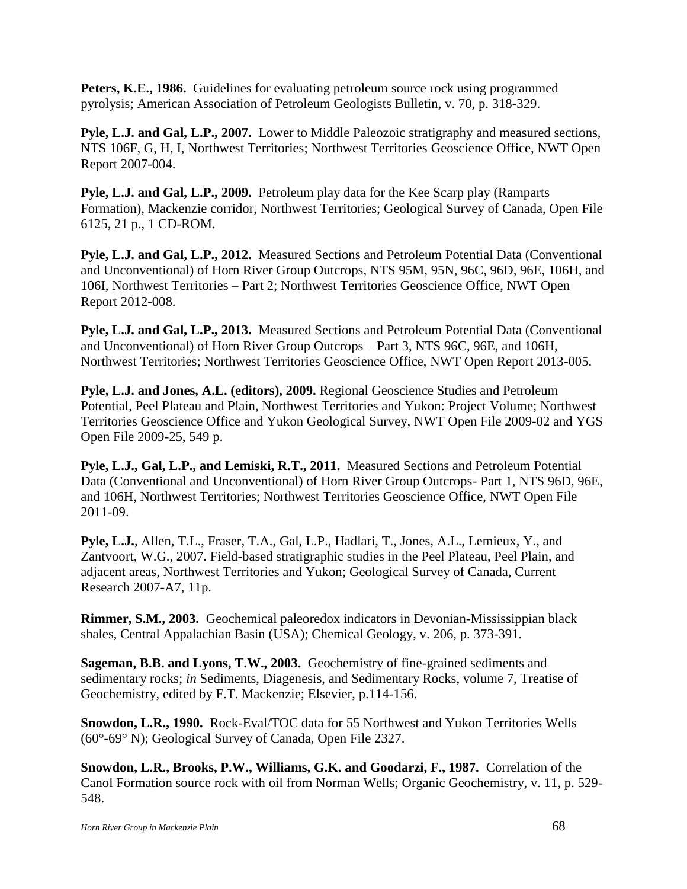**Peters, K.E., 1986.** Guidelines for evaluating petroleum source rock using programmed pyrolysis; American Association of Petroleum Geologists Bulletin, v. 70, p. 318-329.

**Pyle, L.J. and Gal, L.P., 2007.** Lower to Middle Paleozoic stratigraphy and measured sections, NTS 106F, G, H, I, Northwest Territories; Northwest Territories Geoscience Office, NWT Open Report 2007-004.

**Pyle, L.J. and Gal, L.P., 2009.** Petroleum play data for the Kee Scarp play (Ramparts Formation), Mackenzie corridor, Northwest Territories; Geological Survey of Canada, Open File 6125, 21 p., 1 CD-ROM.

**Pyle, L.J. and Gal, L.P., 2012.** Measured Sections and Petroleum Potential Data (Conventional and Unconventional) of Horn River Group Outcrops, NTS 95M, 95N, 96C, 96D, 96E, 106H, and 106I, Northwest Territories – Part 2; Northwest Territories Geoscience Office, NWT Open Report 2012-008.

**Pyle, L.J. and Gal, L.P., 2013.** Measured Sections and Petroleum Potential Data (Conventional and Unconventional) of Horn River Group Outcrops – Part 3, NTS 96C, 96E, and 106H, Northwest Territories; Northwest Territories Geoscience Office, NWT Open Report 2013-005.

**Pyle, L.J. and Jones, A.L. (editors), 2009.** Regional Geoscience Studies and Petroleum Potential, Peel Plateau and Plain, Northwest Territories and Yukon: Project Volume; Northwest Territories Geoscience Office and Yukon Geological Survey, NWT Open File 2009-02 and YGS Open File 2009-25, 549 p.

**Pyle, L.J., Gal, L.P., and Lemiski, R.T., 2011.** Measured Sections and Petroleum Potential Data (Conventional and Unconventional) of Horn River Group Outcrops- Part 1, NTS 96D, 96E, and 106H, Northwest Territories; Northwest Territories Geoscience Office, NWT Open File 2011-09.

**Pyle, L.J.**, Allen, T.L., Fraser, T.A., Gal, L.P., Hadlari, T., Jones, A.L., Lemieux, Y., and Zantvoort, W.G., 2007. Field-based stratigraphic studies in the Peel Plateau, Peel Plain, and adjacent areas, Northwest Territories and Yukon; Geological Survey of Canada, Current Research 2007-A7, 11p.

**Rimmer, S.M., 2003.** Geochemical paleoredox indicators in Devonian-Mississippian black shales, Central Appalachian Basin (USA); Chemical Geology, v. 206, p. 373-391.

**Sageman, B.B. and Lyons, T.W., 2003.** Geochemistry of fine-grained sediments and sedimentary rocks; *in* Sediments, Diagenesis, and Sedimentary Rocks, volume 7, Treatise of Geochemistry, edited by F.T. Mackenzie; Elsevier, p.114-156.

**Snowdon, L.R., 1990.** Rock-Eval/TOC data for 55 Northwest and Yukon Territories Wells (60°-69° N); Geological Survey of Canada, Open File 2327.

**Snowdon, L.R., Brooks, P.W., Williams, G.K. and Goodarzi, F., 1987.** Correlation of the Canol Formation source rock with oil from Norman Wells; Organic Geochemistry, v. 11, p. 529-548.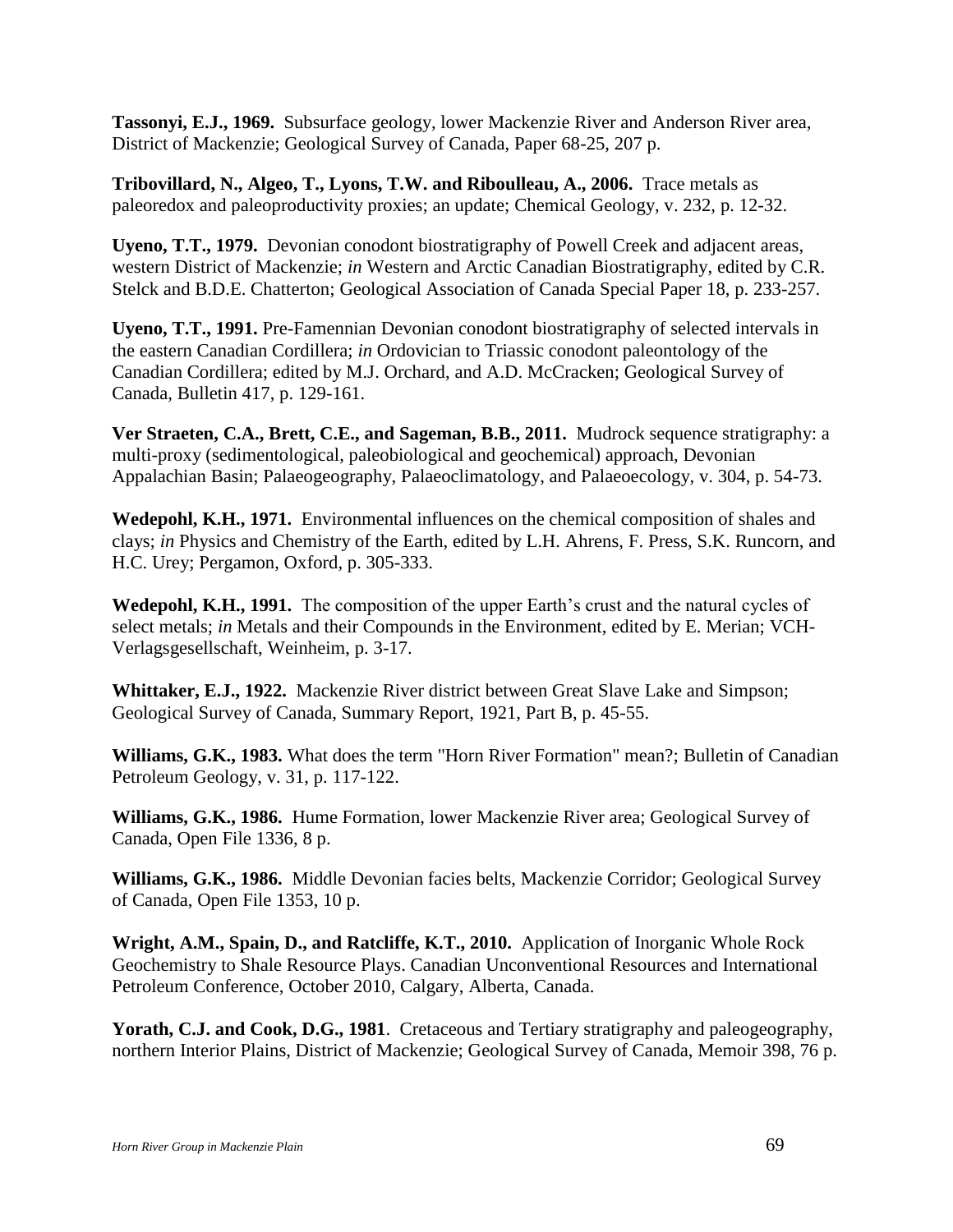**Tassonyi, E.J., 1969.** Subsurface geology, lower Mackenzie River and Anderson River area, District of Mackenzie; Geological Survey of Canada, Paper 68-25, 207 p.

**Tribovillard, N., Algeo, T., Lyons, T.W. and Riboulleau, A., 2006.** Trace metals as paleoredox and paleoproductivity proxies; an update; Chemical Geology, v. 232, p. 12-32.

**Uyeno, T.T., 1979.** Devonian conodont biostratigraphy of Powell Creek and adjacent areas, western District of Mackenzie; *in* Western and Arctic Canadian Biostratigraphy, edited by C.R. Stelck and B.D.E. Chatterton; Geological Association of Canada Special Paper 18, p. 233-257.

**Uyeno, T.T., 1991.** Pre-Famennian Devonian conodont biostratigraphy of selected intervals in the eastern Canadian Cordillera; *in* Ordovician to Triassic conodont paleontology of the Canadian Cordillera; edited by M.J. Orchard, and A.D. McCracken; Geological Survey of Canada, Bulletin 417, p. 129-161.

**Ver Straeten, C.A., Brett, C.E., and Sageman, B.B., 2011.** Mudrock sequence stratigraphy: a multi-proxy (sedimentological, paleobiological and geochemical) approach, Devonian Appalachian Basin; Palaeogeography, Palaeoclimatology, and Palaeoecology, v. 304, p. 54-73.

**Wedepohl, K.H., 1971.** Environmental influences on the chemical composition of shales and clays; *in* Physics and Chemistry of the Earth, edited by L.H. Ahrens, F. Press, S.K. Runcorn, and H.C. Urey; Pergamon, Oxford, p. 305-333.

**Wedepohl, K.H., 1991.** The composition of the upper Earth's crust and the natural cycles of select metals; *in* Metals and their Compounds in the Environment, edited by E. Merian; VCH-Verlagsgesellschaft, Weinheim, p. 3-17.

**Whittaker, E.J., 1922.** Mackenzie River district between Great Slave Lake and Simpson; Geological Survey of Canada, Summary Report, 1921, Part B, p. 45-55.

**Williams, G.K., 1983.** What does the term "Horn River Formation" mean?; Bulletin of Canadian Petroleum Geology, v. 31, p. 117-122.

**Williams, G.K., 1986.** Hume Formation, lower Mackenzie River area; Geological Survey of Canada, Open File 1336, 8 p.

**Williams, G.K., 1986.** Middle Devonian facies belts, Mackenzie Corridor; Geological Survey of Canada, Open File 1353, 10 p.

**Wright, A.M., Spain, D., and Ratcliffe, K.T., 2010.** Application of Inorganic Whole Rock Geochemistry to Shale Resource Plays. Canadian Unconventional Resources and International Petroleum Conference, October 2010, Calgary, Alberta, Canada.

**Yorath, C.J. and Cook, D.G., 1981**. Cretaceous and Tertiary stratigraphy and paleogeography, northern Interior Plains, District of Mackenzie; Geological Survey of Canada, Memoir 398, 76 p.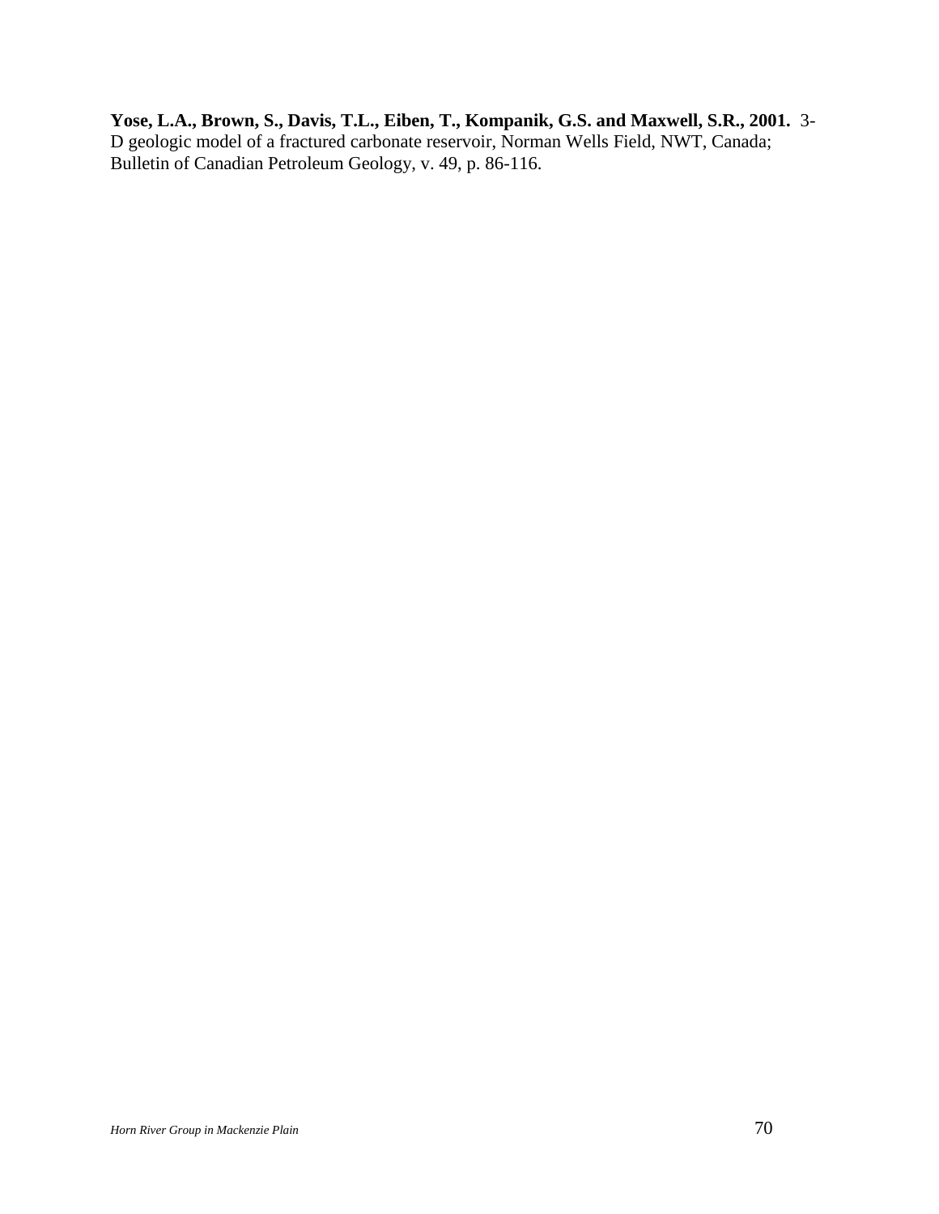**Yose, L.A., Brown, S., Davis, T.L., Eiben, T., Kompanik, G.S. and Maxwell, S.R., 2001.** 3-D geologic model of a fractured carbonate reservoir, Norman Wells Field, NWT, Canada; Bulletin of Canadian Petroleum Geology, v. 49, p. 86-116.